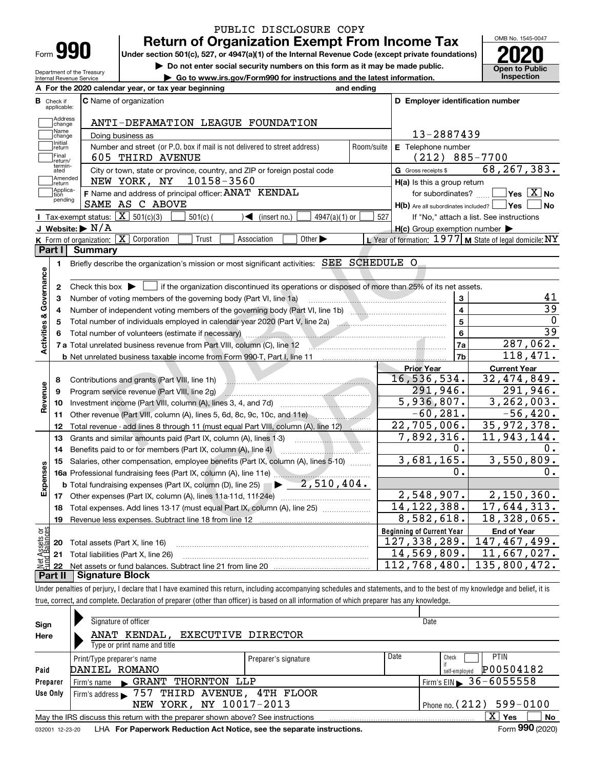PUBLIC DISCLOSURE COPY

# Form 990 — Return of Organization Exempt From Income Tax — 2020

Under section 501(c), 527, or 4947(a)(1) of the Internal Revenue Code (except private foundations)

▶ Do not enter social security numbers on this form as it may be made public.

▶ Go to www.irs.gov/Form990 for instructions and the latest information.

Department of the Treasury, Internal Revenue Service

OMB No. 1545-0047 — Open to Public Inspection

**A** For the 2020 calendar year, or tax year beginning and ending

**B** Check if applicable: Address change, Name change, Initial return, Final return/terminated, Amended return, Application pending

**C** Name of organization: ANTI-DEFAMATION LEAGUE FOUNDATION

Doing business as

Number and street (or P.O. box if mail is not delivered to street address): 605 THIRD AVENUE — Room/suite

City or town, state or province, country, and ZIP or foreign postal code: NEW YORK, NY 10158-3560

**D** Employer identification number: 13-2887439

**E** Telephone number: (212) 885-7700

**G** Gross receipts $ 68,267,383.

**F** Name and address of principal officer: ANAT KENDAL, SAME AS C ABOVE

**H(a)** Is this a group return for subordinates? Yes [ ] No [X]

**H(b)** Are all subordinates included? Yes [ ] No [ ] If "No," attach a list. See instructions

**H(c)** Group exemption number ▶

**I** Tax-exempt status: [X] 501(c)(3) [ ] 501(c) ( ) ◀ (insert no.) [ ] 4947(a)(1) or [ ] 527

**J** Website: ▶ N/A

**K** Form of organization: [X] Corporation [ ] Trust [ ] Association [ ] Other ▶

**L** Year of formation: 1977 **M** State of legal domicile: NY

## Part I Summary

**Activities & Governance**

1. Briefly describe the organization's mission or most significant activities: SEE SCHEDULE O
2. Check this box ▶ [ ] if the organization discontinued its operations or disposed of more than 25% of its net assets.

| | | | |
|---|---|---|---|
| 3 | Number of voting members of the governing body (Part VI, line 1a) | 3 | 41 |
| 4 | Number of independent voting members of the governing body (Part VI, line 1b) | 4 | 39 |
| 5 | Total number of individuals employed in calendar year 2020 (Part V, line 2a) | 5 | 0 |
| 6 | Total number of volunteers (estimate if necessary) | 6 | 39 |
| 7a | Total unrelated business revenue from Part VIII, column (C), line 12 | 7a | 287,062. |
| b | Net unrelated business taxable income from Form 990-T, Part I, line 11 | 7b | 118,471. |

| | | Prior Year | Current Year |
|---|---|---|---|
| **Revenue** | | | |
| 8 | Contributions and grants (Part VIII, line 1h) | 16,536,534. | 32,474,849. |
| 9 | Program service revenue (Part VIII, line 2g) | 291,946. | 291,946. |
| 10 | Investment income (Part VIII, column (A), lines 3, 4, and 7d) | 5,936,807. | 3,262,003. |
| 11 | Other revenue (Part VIII, column (A), lines 5, 6d, 8c, 9c, 10c, and 11e) | -60,281. | -56,420. |
| 12 | Total revenue - add lines 8 through 11 (must equal Part VIII, column (A), line 12) | 22,705,006. | 35,972,378. |
| **Expenses** | | | |
| 13 | Grants and similar amounts paid (Part IX, column (A), lines 1-3) | 7,892,316. | 11,943,144. |
| 14 | Benefits paid to or for members (Part IX, column (A), line 4) | 0. | 0. |
| 15 | Salaries, other compensation, employee benefits (Part IX, column (A), lines 5-10) | 3,681,165. | 3,550,809. |
| 16a | Professional fundraising fees (Part IX, column (A), line 11e) | 0. | 0. |
| b | Total fundraising expenses (Part IX, column (D), line 25) ▶ 2,510,404. | | |
| 17 | Other expenses (Part IX, column (A), lines 11a-11d, 11f-24e) | 2,548,907. | 2,150,360. |
| 18 | Total expenses. Add lines 13-17 (must equal Part IX, column (A), line 25) | 14,122,388. | 17,644,313. |
| 19 | Revenue less expenses. Subtract line 18 from line 12 | 8,582,618. | 18,328,065. |

| | | Beginning of Current Year | End of Year |
|---|---|---|---|
| **Net Assets or Fund Balances** | | | |
| 20 | Total assets (Part X, line 16) | 127,338,289. | 147,467,499. |
| 21 | Total liabilities (Part X, line 26) | 14,569,809. | 11,667,027. |
| 22 | Net assets or fund balances. Subtract line 21 from line 20 | 112,768,480. | 135,800,472. |

## Part II Signature Block

Under penalties of perjury, I declare that I have examined this return, including accompanying schedules and statements, and to the best of my knowledge and belief, it is true, correct, and complete. Declaration of preparer (other than officer) is based on all information of which preparer has any knowledge.

**Sign Here**

Signature of officer — Date

ANAT KENDAL, EXECUTIVE DIRECTOR

Type or print name and title

**Paid Preparer Use Only**

| Print/Type preparer's name | Preparer's signature | Date | Check if self-employed | PTIN |
|---|---|---|---|---|
| DANIEL ROMANO | | | [ ] | P00504182 |

Firm's name ▶ GRANT THORNTON LLP — Firm's EIN ▶ 36-6055558

Firm's address ▶ 757 THIRD AVENUE, 4TH FLOOR, NEW YORK, NY 10017-2013 — Phone no. (212) 599-0100

May the IRS discuss this return with the preparer shown above? See instructions [X] Yes [ ] No

032001 12-23-20 LHA For Paperwork Reduction Act Notice, see the separate instructions. Form **990** (2020)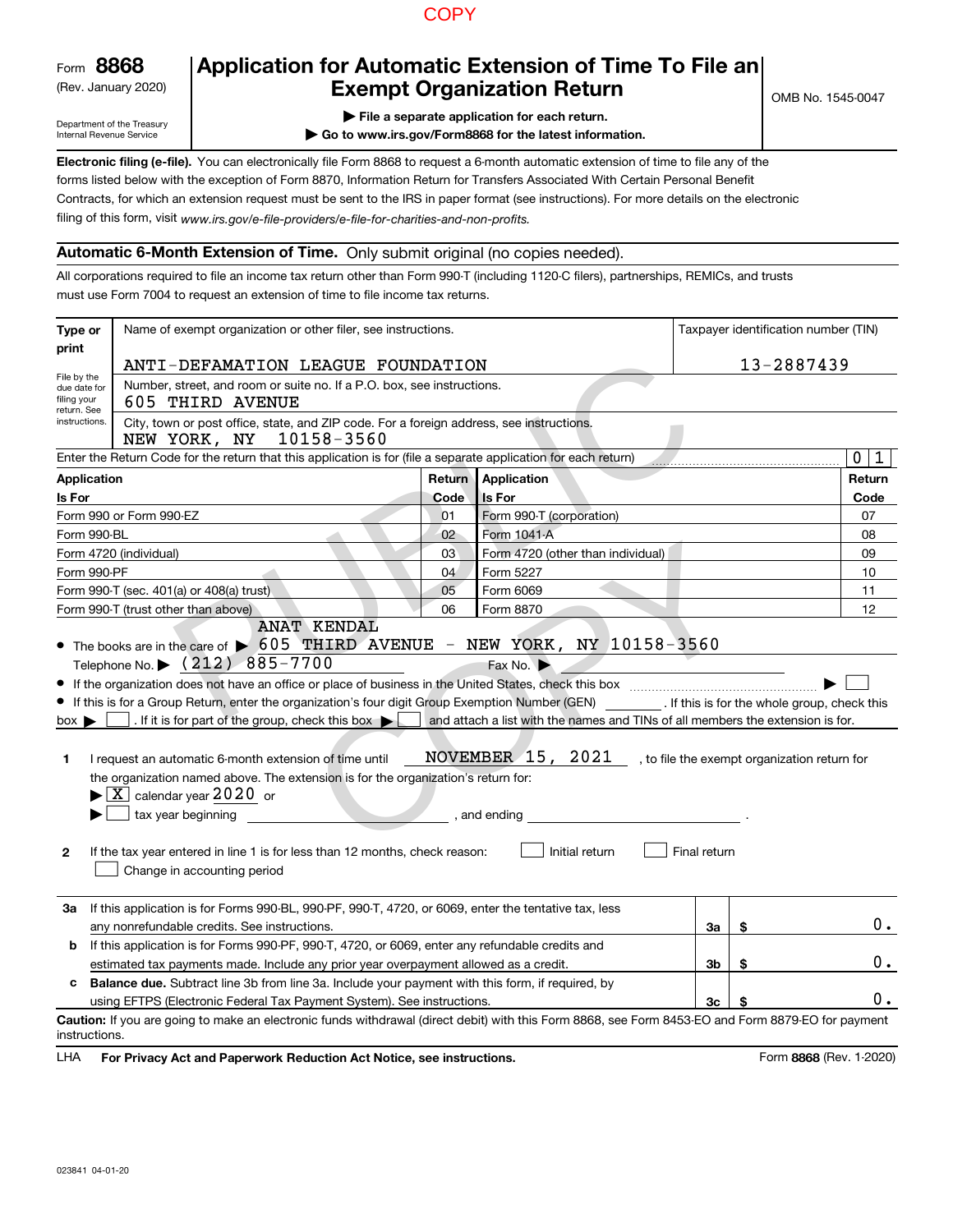COPY

Form **8868**
(Rev. January 2020)

Department of the Treasury
Internal Revenue Service

# Application for Automatic Extension of Time To File an Exempt Organization Return

▶ **File a separate application for each return.**
▶ **Go to www.irs.gov/Form8868 for the latest information.**

OMB No. 1545-0047

**Electronic filing (e-file).** You can electronically file Form 8868 to request a 6-month automatic extension of time to file any of the forms listed below with the exception of Form 8870, Information Return for Transfers Associated With Certain Personal Benefit Contracts, for which an extension request must be sent to the IRS in paper format (see instructions). For more details on the electronic filing of this form, visit *www.irs.gov/e-file-providers/e-file-for-charities-and-non-profits.*

## Automatic 6-Month Extension of Time. Only submit original (no copies needed).

All corporations required to file an income tax return other than Form 990-T (including 1120-C filers), partnerships, REMICs, and trusts must use Form 7004 to request an extension of time to file income tax returns.

**Type or print**

File by the due date for filing your return. See instructions.

Name of exempt organization or other filer, see instructions.
ANTI-DEFAMATION LEAGUE FOUNDATION

Taxpayer identification number (TIN)
13-2887439

Number, street, and room or suite no. If a P.O. box, see instructions.
605 THIRD AVENUE

City, town or post office, state, and ZIP code. For a foreign address, see instructions.
NEW YORK, NY 10158-3560

Enter the Return Code for the return that this application is for (file a separate application for each return) .......... 0 1

| Application Is For | Return Code | Application Is For | Return Code |
|---|---|---|---|
| Form 990 or Form 990-EZ | 01 | Form 990-T (corporation) | 07 |
| Form 990-BL | 02 | Form 1041-A | 08 |
| Form 4720 (individual) | 03 | Form 4720 (other than individual) | 09 |
| Form 990-PF | 04 | Form 5227 | 10 |
| Form 990-T (sec. 401(a) or 408(a) trust) | 05 | Form 6069 | 11 |
| Form 990-T (trust other than above) | 06 | Form 8870 | 12 |

- The books are in the care of ▶ ANAT KENDAL
  605 THIRD AVENUE - NEW YORK, NY 10158-3560
  Telephone No. ▶ (212) 885-7700 Fax No. ▶
- If the organization does not have an office or place of business in the United States, check this box .......... ▶ ☐
- If this is for a Group Return, enter the organization's four digit Group Exemption Number (GEN) ________ . If this is for the whole group, check this box ▶ ☐ . If it is for part of the group, check this box ▶ ☐ and attach a list with the names and TINs of all members the extension is for.

**1** I request an automatic 6-month extension of time until NOVEMBER 15, 2021 , to file the exempt organization return for the organization named above. The extension is for the organization's return for:
▶ ☒ calendar year 2020 or
▶ ☐ tax year beginning ______________ , and ending ______________ .

**2** If the tax year entered in line 1 is for less than 12 months, check reason: ☐ Initial return ☐ Final return
☐ Change in accounting period

| | | | | |
|---|---|---|---|---|
| **3a** | If this application is for Forms 990-BL, 990-PF, 990-T, 4720, or 6069, enter the tentative tax, less any nonrefundable credits. See instructions. | **3a** | $ | 0. |
| **b** | If this application is for Forms 990-PF, 990-T, 4720, or 6069, enter any refundable credits and estimated tax payments made. Include any prior year overpayment allowed as a credit. | **3b** | $ | 0. |
| **c** | **Balance due.** Subtract line 3b from line 3a. Include your payment with this form, if required, by using EFTPS (Electronic Federal Tax Payment System). See instructions. | **3c** | $ | 0. |

**Caution:** If you are going to make an electronic funds withdrawal (direct debit) with this Form 8868, see Form 8453-EO and Form 8879-EO for payment instructions.

LHA **For Privacy Act and Paperwork Reduction Act Notice, see instructions.** Form **8868** (Rev. 1-2020)

023841 04-01-20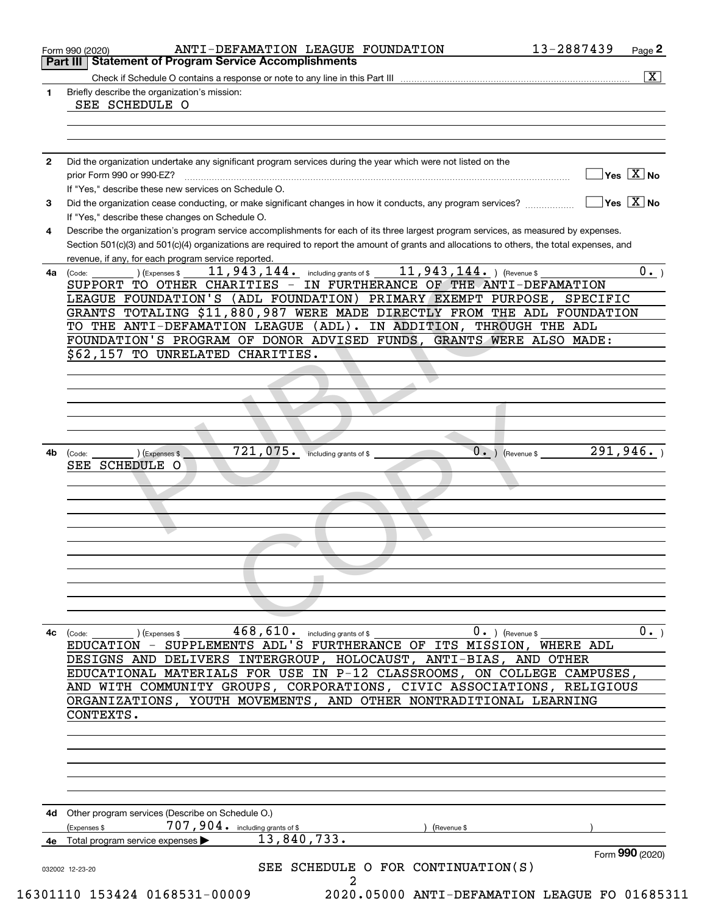Form 990 (2020) ANTI-DEFAMATION LEAGUE FOUNDATION 13-2887439 Page **2**

## Part III Statement of Program Service Accomplishments

Check if Schedule O contains a response or note to any line in this Part III .......... [X]

**1** Briefly describe the organization's mission:

SEE SCHEDULE O

**2** Did the organization undertake any significant program services during the year which were not listed on the prior Form 990 or 990-EZ? .......... [ ] Yes [X] No

If "Yes," describe these new services on Schedule O.

**3** Did the organization cease conducting, or make significant changes in how it conducts, any program services? .......... [ ] Yes [X] No

If "Yes," describe these changes on Schedule O.

**4** Describe the organization's program service accomplishments for each of its three largest program services, as measured by expenses. Section 501(c)(3) and 501(c)(4) organizations are required to report the amount of grants and allocations to others, the total expenses, and revenue, if any, for each program service reported.

**4a** (Code: ) (Expenses $ 11,943,144. including grants of $ 11,943,144. ) (Revenue $ 0. )

SUPPORT TO OTHER CHARITIES - IN FURTHERANCE OF THE ANTI-DEFAMATION LEAGUE FOUNDATION'S (ADL FOUNDATION) PRIMARY EXEMPT PURPOSE, SPECIFIC GRANTS TOTALING $11,880,987 WERE MADE DIRECTLY FROM THE ADL FOUNDATION TO THE ANTI-DEFAMATION LEAGUE (ADL). IN ADDITION, THROUGH THE ADL FOUNDATION'S PROGRAM OF DONOR ADVISED FUNDS, GRANTS WERE ALSO MADE: $62,157 TO UNRELATED CHARITIES.

**4b** (Code: ) (Expenses $ 721,075. including grants of $ 0. ) (Revenue $ 291,946. )

SEE SCHEDULE O

**4c** (Code: ) (Expenses $ 468,610. including grants of $ 0. ) (Revenue $ 0. )

EDUCATION - SUPPLEMENTS ADL'S FURTHERANCE OF ITS MISSION, WHERE ADL DESIGNS AND DELIVERS INTERGROUP, HOLOCAUST, ANTI-BIAS, AND OTHER EDUCATIONAL MATERIALS FOR USE IN P-12 CLASSROOMS, ON COLLEGE CAMPUSES, AND WITH COMMUNITY GROUPS, CORPORATIONS, CIVIC ASSOCIATIONS, RELIGIOUS ORGANIZATIONS, YOUTH MOVEMENTS, AND OTHER NONTRADITIONAL LEARNING CONTEXTS.

**4d** Other program services (Describe on Schedule O.)

(Expenses $ 707,904. including grants of $ ) (Revenue $ )

**4e** Total program service expenses ▶ 13,840,733.

Form **990** (2020)

032002 12-23-20

SEE SCHEDULE O FOR CONTINUATION(S)

16301110 153424 0168531-00009 2020.05000 ANTI-DEFAMATION LEAGUE FO 01685311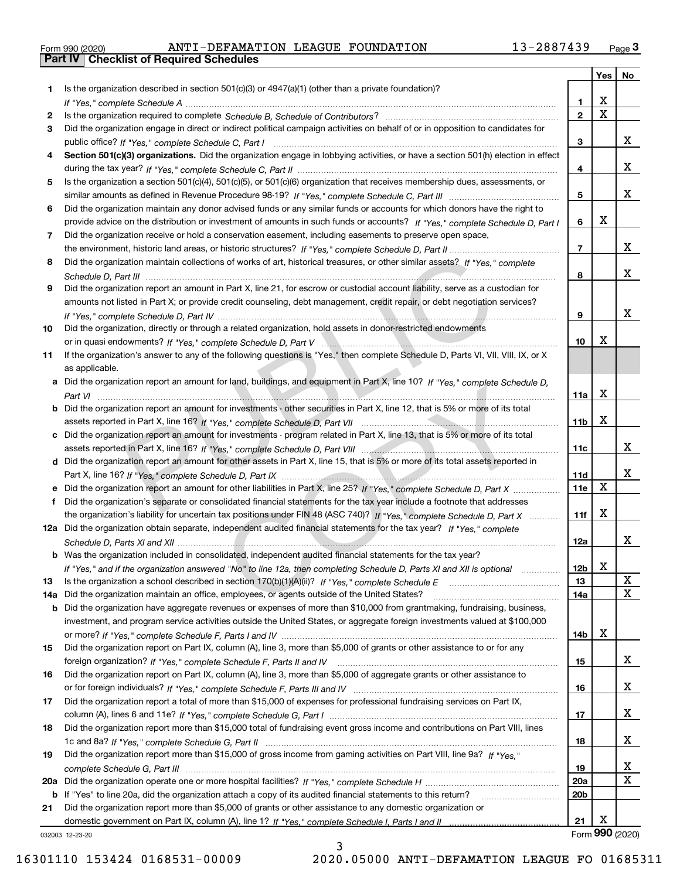Form 990 (2020) ANTI-DEFAMATION LEAGUE FOUNDATION 13-2887439

## Part IV Checklist of Required Schedules

| | | | Yes | No |
|---|---|---|---|---|
| 1 | Is the organization described in section 501(c)(3) or 4947(a)(1) (other than a private foundation)? *If "Yes," complete Schedule A* | 1 | X | |
| 2 | Is the organization required to complete *Schedule B, Schedule of Contributors*? | 2 | X | |
| 3 | Did the organization engage in direct or indirect political campaign activities on behalf of or in opposition to candidates for public office? *If "Yes," complete Schedule C, Part I* | 3 | | X |
| 4 | **Section 501(c)(3) organizations.** Did the organization engage in lobbying activities, or have a section 501(h) election in effect during the tax year? *If "Yes," complete Schedule C, Part II* | 4 | | X |
| 5 | Is the organization a section 501(c)(4), 501(c)(5), or 501(c)(6) organization that receives membership dues, assessments, or similar amounts as defined in Revenue Procedure 98-19? *If "Yes," complete Schedule C, Part III* | 5 | | X |
| 6 | Did the organization maintain any donor advised funds or any similar funds or accounts for which donors have the right to provide advice on the distribution or investment of amounts in such funds or accounts? *If "Yes," complete Schedule D, Part I* | 6 | X | |
| 7 | Did the organization receive or hold a conservation easement, including easements to preserve open space, the environment, historic land areas, or historic structures? *If "Yes," complete Schedule D, Part II* | 7 | | X |
| 8 | Did the organization maintain collections of works of art, historical treasures, or other similar assets? *If "Yes," complete Schedule D, Part III* | 8 | | X |
| 9 | Did the organization report an amount in Part X, line 21, for escrow or custodial account liability, serve as a custodian for amounts not listed in Part X; or provide credit counseling, debt management, credit repair, or debt negotiation services? *If "Yes," complete Schedule D, Part IV* | 9 | | X |
| 10 | Did the organization, directly or through a related organization, hold assets in donor-restricted endowments or in quasi endowments? *If "Yes," complete Schedule D, Part V* | 10 | X | |
| 11 | If the organization's answer to any of the following questions is "Yes," then complete Schedule D, Parts VI, VII, VIII, IX, or X as applicable. | | | |
| a | Did the organization report an amount for land, buildings, and equipment in Part X, line 10? *If "Yes," complete Schedule D, Part VI* | 11a | X | |
| b | Did the organization report an amount for investments - other securities in Part X, line 12, that is 5% or more of its total assets reported in Part X, line 16? *If "Yes," complete Schedule D, Part VII* | 11b | X | |
| c | Did the organization report an amount for investments - program related in Part X, line 13, that is 5% or more of its total assets reported in Part X, line 16? *If "Yes," complete Schedule D, Part VIII* | 11c | | X |
| d | Did the organization report an amount for other assets in Part X, line 15, that is 5% or more of its total assets reported in Part X, line 16? *If "Yes," complete Schedule D, Part IX* | 11d | | X |
| e | Did the organization report an amount for other liabilities in Part X, line 25? *If "Yes," complete Schedule D, Part X* | 11e | X | |
| f | Did the organization's separate or consolidated financial statements for the tax year include a footnote that addresses the organization's liability for uncertain tax positions under FIN 48 (ASC 740)? *If "Yes," complete Schedule D, Part X* | 11f | X | |
| 12a | Did the organization obtain separate, independent audited financial statements for the tax year? *If "Yes," complete Schedule D, Parts XI and XII* | 12a | | X |
| b | Was the organization included in consolidated, independent audited financial statements for the tax year? *If "Yes," and if the organization answered "No" to line 12a, then completing Schedule D, Parts XI and XII is optional* | 12b | X | |
| 13 | Is the organization a school described in section 170(b)(1)(A)(ii)? *If "Yes," complete Schedule E* | 13 | | X |
| 14a | Did the organization maintain an office, employees, or agents outside of the United States? | 14a | | X |
| b | Did the organization have aggregate revenues or expenses of more than $10,000 from grantmaking, fundraising, business, investment, and program service activities outside the United States, or aggregate foreign investments valued at $100,000 or more? *If "Yes," complete Schedule F, Parts I and IV* | 14b | X | |
| 15 | Did the organization report on Part IX, column (A), line 3, more than $5,000 of grants or other assistance to or for any foreign organization? *If "Yes," complete Schedule F, Parts II and IV* | 15 | | X |
| 16 | Did the organization report on Part IX, column (A), line 3, more than $5,000 of aggregate grants or other assistance to or for foreign individuals? *If "Yes," complete Schedule F, Parts III and IV* | 16 | | X |
| 17 | Did the organization report a total of more than $15,000 of expenses for professional fundraising services on Part IX, column (A), lines 6 and 11e? *If "Yes," complete Schedule G, Part I* | 17 | | X |
| 18 | Did the organization report more than $15,000 total of fundraising event gross income and contributions on Part VIII, lines 1c and 8a? *If "Yes," complete Schedule G, Part II* | 18 | | X |
| 19 | Did the organization report more than $15,000 of gross income from gaming activities on Part VIII, line 9a? *If "Yes," complete Schedule G, Part III* | 19 | | X |
| 20a | Did the organization operate one or more hospital facilities? *If "Yes," complete Schedule H* | 20a | | X |
| b | If "Yes" to line 20a, did the organization attach a copy of its audited financial statements to this return? | 20b | | |
| 21 | Did the organization report more than $5,000 of grants or other assistance to any domestic organization or domestic government on Part IX, column (A), line 1? *If "Yes," complete Schedule I, Parts I and II* | 21 | X | |

032003 12-23-20

Form **990** (2020)

16301110 153424 0168531-00009 2020.05000 ANTI-DEFAMATION LEAGUE FO 01685311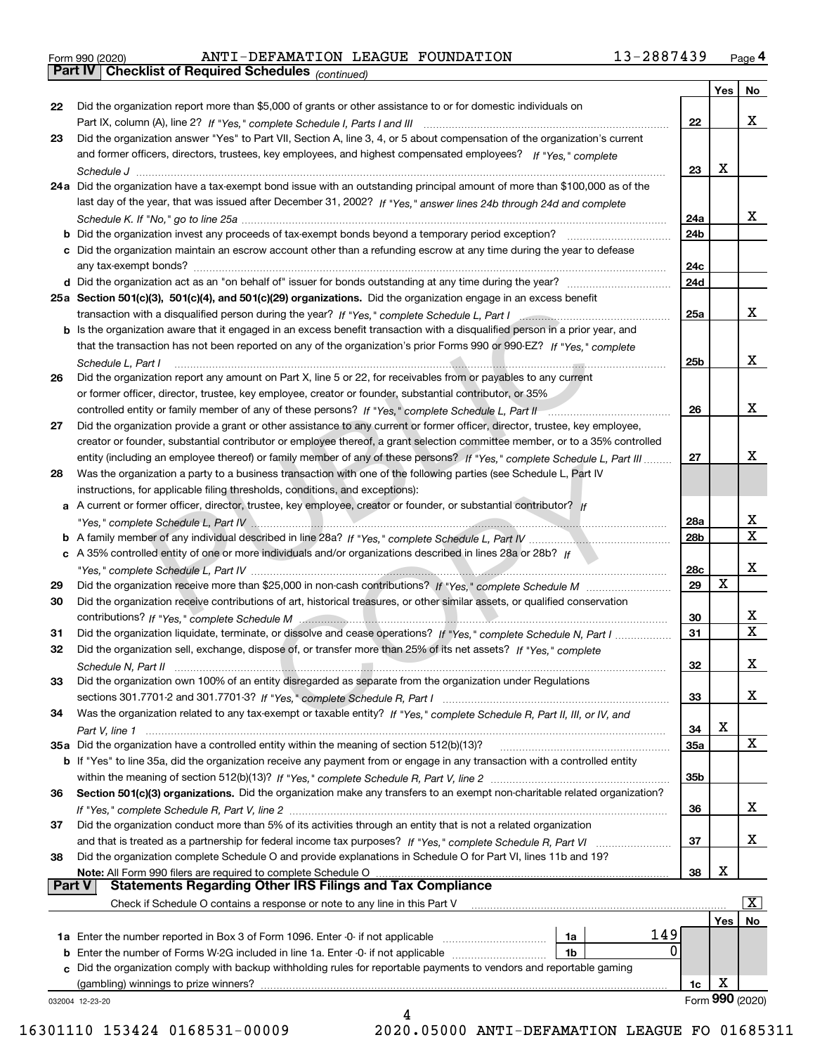Form 990 (2020) ANTI-DEFAMATION LEAGUE FOUNDATION 13-2887439 Page 4

**Part IV Checklist of Required Schedules** *(continued)*

| | | | Yes | No |
|---|---|---|---|---|
| 22 | Did the organization report more than $5,000 of grants or other assistance to or for domestic individuals on Part IX, column (A), line 2? *If "Yes," complete Schedule I, Parts I and III* | 22 | | X |
| 23 | Did the organization answer "Yes" to Part VII, Section A, line 3, 4, or 5 about compensation of the organization's current and former officers, directors, trustees, key employees, and highest compensated employees? *If "Yes," complete Schedule J* | 23 | X | |
| 24a | Did the organization have a tax-exempt bond issue with an outstanding principal amount of more than $100,000 as of the last day of the year, that was issued after December 31, 2002? *If "Yes," answer lines 24b through 24d and complete Schedule K. If "No," go to line 25a* | 24a | | X |
| b | Did the organization invest any proceeds of tax-exempt bonds beyond a temporary period exception? | 24b | | |
| c | Did the organization maintain an escrow account other than a refunding escrow at any time during the year to defease any tax-exempt bonds? | 24c | | |
| d | Did the organization act as an "on behalf of" issuer for bonds outstanding at any time during the year? | 24d | | |
| 25a | **Section 501(c)(3), 501(c)(4), and 501(c)(29) organizations.** Did the organization engage in an excess benefit transaction with a disqualified person during the year? *If "Yes," complete Schedule L, Part I* | 25a | | X |
| b | Is the organization aware that it engaged in an excess benefit transaction with a disqualified person in a prior year, and that the transaction has not been reported on any of the organization's prior Forms 990 or 990-EZ? *If "Yes," complete Schedule L, Part I* | 25b | | X |
| 26 | Did the organization report any amount on Part X, line 5 or 22, for receivables from or payables to any current or former officer, director, trustee, key employee, creator or founder, substantial contributor, or 35% controlled entity or family member of any of these persons? *If "Yes," complete Schedule L, Part II* | 26 | | X |
| 27 | Did the organization provide a grant or other assistance to any current or former officer, director, trustee, key employee, creator or founder, substantial contributor or employee thereof, a grant selection committee member, or to a 35% controlled entity (including an employee thereof) or family member of any of these persons? *If "Yes," complete Schedule L, Part III* | 27 | | X |
| 28 | Was the organization a party to a business transaction with one of the following parties (see Schedule L, Part IV instructions, for applicable filing thresholds, conditions, and exceptions): | | | |
| a | A current or former officer, director, trustee, key employee, creator or founder, or substantial contributor? *If "Yes," complete Schedule L, Part IV* | 28a | | X |
| b | A family member of any individual described in line 28a? *If "Yes," complete Schedule L, Part IV* | 28b | | X |
| c | A 35% controlled entity of one or more individuals and/or organizations described in lines 28a or 28b? *If "Yes," complete Schedule L, Part IV* | 28c | | X |
| 29 | Did the organization receive more than $25,000 in non-cash contributions? *If "Yes," complete Schedule M* | 29 | X | |
| 30 | Did the organization receive contributions of art, historical treasures, or other similar assets, or qualified conservation contributions? *If "Yes," complete Schedule M* | 30 | | X |
| 31 | Did the organization liquidate, terminate, or dissolve and cease operations? *If "Yes," complete Schedule N, Part I* | 31 | | X |
| 32 | Did the organization sell, exchange, dispose of, or transfer more than 25% of its net assets? *If "Yes," complete Schedule N, Part II* | 32 | | X |
| 33 | Did the organization own 100% of an entity disregarded as separate from the organization under Regulations sections 301.7701-2 and 301.7701-3? *If "Yes," complete Schedule R, Part I* | 33 | | X |
| 34 | Was the organization related to any tax-exempt or taxable entity? *If "Yes," complete Schedule R, Part II, III, or IV, and Part V, line 1* | 34 | X | |
| 35a | Did the organization have a controlled entity within the meaning of section 512(b)(13)? | 35a | | X |
| b | If "Yes" to line 35a, did the organization receive any payment from or engage in any transaction with a controlled entity within the meaning of section 512(b)(13)? *If "Yes," complete Schedule R, Part V, line 2* | 35b | | |
| 36 | **Section 501(c)(3) organizations.** Did the organization make any transfers to an exempt non-charitable related organization? *If "Yes," complete Schedule R, Part V, line 2* | 36 | | X |
| 37 | Did the organization conduct more than 5% of its activities through an entity that is not a related organization and that is treated as a partnership for federal income tax purposes? *If "Yes," complete Schedule R, Part VI* | 37 | | X |
| 38 | Did the organization complete Schedule O and provide explanations in Schedule O for Part VI, lines 11b and 19? **Note:** All Form 990 filers are required to complete Schedule O | 38 | X | |

**Part V Statements Regarding Other IRS Filings and Tax Compliance**

Check if Schedule O contains a response or note to any line in this Part V [X]

| | | | | | Yes | No |
|---|---|---|---|---|---|---|
| 1a | Enter the number reported in Box 3 of Form 1096. Enter -0- if not applicable | 1a | 149 | | | |
| b | Enter the number of Forms W-2G included in line 1a. Enter -0- if not applicable | 1b | 0 | | | |
| c | Did the organization comply with backup withholding rules for reportable payments to vendors and reportable gaming (gambling) winnings to prize winners? | | | 1c | X | |

032004 12-23-20 Form **990** (2020)

16301110 153424 0168531-00009 2020.05000 ANTI-DEFAMATION LEAGUE FO 01685311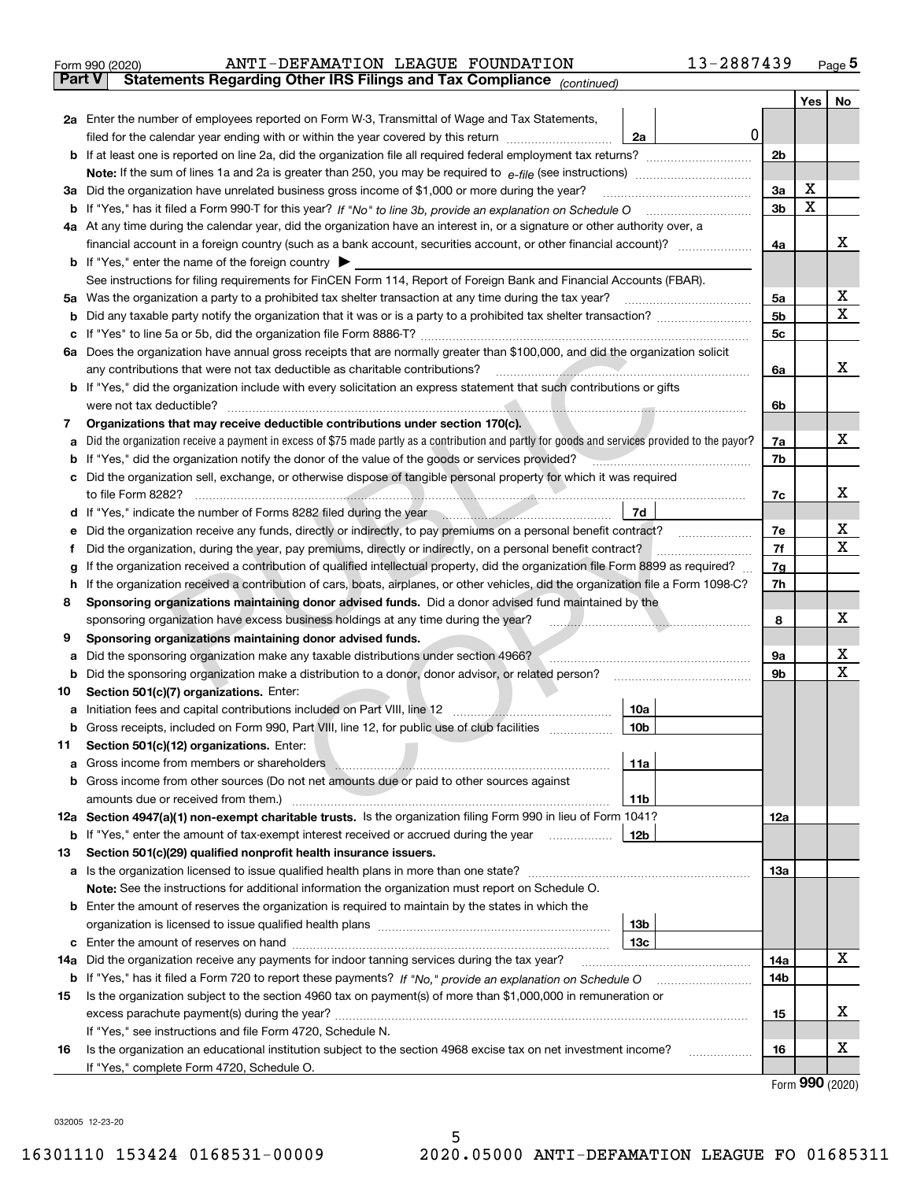Form 990 (2020) ANTI-DEFAMATION LEAGUE FOUNDATION 13-2887439 Page 5

**Part V Statements Regarding Other IRS Filings and Tax Compliance** *(continued)*

| | | | | Yes | No |
|---|---|---|---|---|---|
| **2a** | Enter the number of employees reported on Form W-3, Transmittal of Wage and Tax Statements, filed for the calendar year ending with or within the year covered by this return | 2a | 0 | | |
| **b** | If at least one is reported on line 2a, did the organization file all required federal employment tax returns? | | 2b | | |
| | **Note:** If the sum of lines 1a and 2a is greater than 250, you may be required to *e-file* (see instructions) | | | | |
| **3a** | Did the organization have unrelated business gross income of $1,000 or more during the year? | | 3a | X | |
| **b** | If "Yes," has it filed a Form 990-T for this year? *If "No" to line 3b, provide an explanation on Schedule O* | | 3b | X | |
| **4a** | At any time during the calendar year, did the organization have an interest in, or a signature or other authority over, a financial account in a foreign country (such as a bank account, securities account, or other financial account)? | | 4a | | X |
| **b** | If "Yes," enter the name of the foreign country ▶ | | | | |
| | See instructions for filing requirements for FinCEN Form 114, Report of Foreign Bank and Financial Accounts (FBAR). | | | | |
| **5a** | Was the organization a party to a prohibited tax shelter transaction at any time during the tax year? | | 5a | | X |
| **b** | Did any taxable party notify the organization that it was or is a party to a prohibited tax shelter transaction? | | 5b | | X |
| **c** | If "Yes" to line 5a or 5b, did the organization file Form 8886-T? | | 5c | | |
| **6a** | Does the organization have annual gross receipts that are normally greater than $100,000, and did the organization solicit any contributions that were not tax deductible as charitable contributions? | | 6a | | X |
| **b** | If "Yes," did the organization include with every solicitation an express statement that such contributions or gifts were not tax deductible? | | 6b | | |
| **7** | **Organizations that may receive deductible contributions under section 170(c).** | | | | |
| **a** | Did the organization receive a payment in excess of $75 made partly as a contribution and partly for goods and services provided to the payor? | | 7a | | X |
| **b** | If "Yes," did the organization notify the donor of the value of the goods or services provided? | | 7b | | |
| **c** | Did the organization sell, exchange, or otherwise dispose of tangible personal property for which it was required to file Form 8282? | | 7c | | X |
| **d** | If "Yes," indicate the number of Forms 8282 filed during the year | 7d | | | |
| **e** | Did the organization receive any funds, directly or indirectly, to pay premiums on a personal benefit contract? | | 7e | | X |
| **f** | Did the organization, during the year, pay premiums, directly or indirectly, on a personal benefit contract? | | 7f | | X |
| **g** | If the organization received a contribution of qualified intellectual property, did the organization file Form 8899 as required? | | 7g | | |
| **h** | If the organization received a contribution of cars, boats, airplanes, or other vehicles, did the organization file a Form 1098-C? | | 7h | | |
| **8** | **Sponsoring organizations maintaining donor advised funds.** Did a donor advised fund maintained by the sponsoring organization have excess business holdings at any time during the year? | | 8 | | X |
| **9** | **Sponsoring organizations maintaining donor advised funds.** | | | | |
| **a** | Did the sponsoring organization make any taxable distributions under section 4966? | | 9a | | X |
| **b** | Did the sponsoring organization make a distribution to a donor, donor advisor, or related person? | | 9b | | X |
| **10** | **Section 501(c)(7) organizations.** Enter: | | | | |
| **a** | Initiation fees and capital contributions included on Part VIII, line 12 | 10a | | | |
| **b** | Gross receipts, included on Form 990, Part VIII, line 12, for public use of club facilities | 10b | | | |
| **11** | **Section 501(c)(12) organizations.** Enter: | | | | |
| **a** | Gross income from members or shareholders | 11a | | | |
| **b** | Gross income from other sources (Do not net amounts due or paid to other sources against amounts due or received from them.) | 11b | | | |
| **12a** | **Section 4947(a)(1) non-exempt charitable trusts.** Is the organization filing Form 990 in lieu of Form 1041? | | 12a | | |
| **b** | If "Yes," enter the amount of tax-exempt interest received or accrued during the year | 12b | | | |
| **13** | **Section 501(c)(29) qualified nonprofit health insurance issuers.** | | | | |
| **a** | Is the organization licensed to issue qualified health plans in more than one state? | | 13a | | |
| | **Note:** See the instructions for additional information the organization must report on Schedule O. | | | | |
| **b** | Enter the amount of reserves the organization is required to maintain by the states in which the organization is licensed to issue qualified health plans | 13b | | | |
| **c** | Enter the amount of reserves on hand | 13c | | | |
| **14a** | Did the organization receive any payments for indoor tanning services during the tax year? | | 14a | | X |
| **b** | If "Yes," has it filed a Form 720 to report these payments? *If "No," provide an explanation on Schedule O* | | 14b | | |
| **15** | Is the organization subject to the section 4960 tax on payment(s) of more than $1,000,000 in remuneration or excess parachute payment(s) during the year? | | 15 | | X |
| | If "Yes," see instructions and file Form 4720, Schedule N. | | | | |
| **16** | Is the organization an educational institution subject to the section 4968 excise tax on net investment income? | | 16 | | X |
| | If "Yes," complete Form 4720, Schedule O. | | | | |

Form **990** (2020)

032005 12-23-20

16301110 153424 0168531-00009 2020.05000 ANTI-DEFAMATION LEAGUE FO 01685311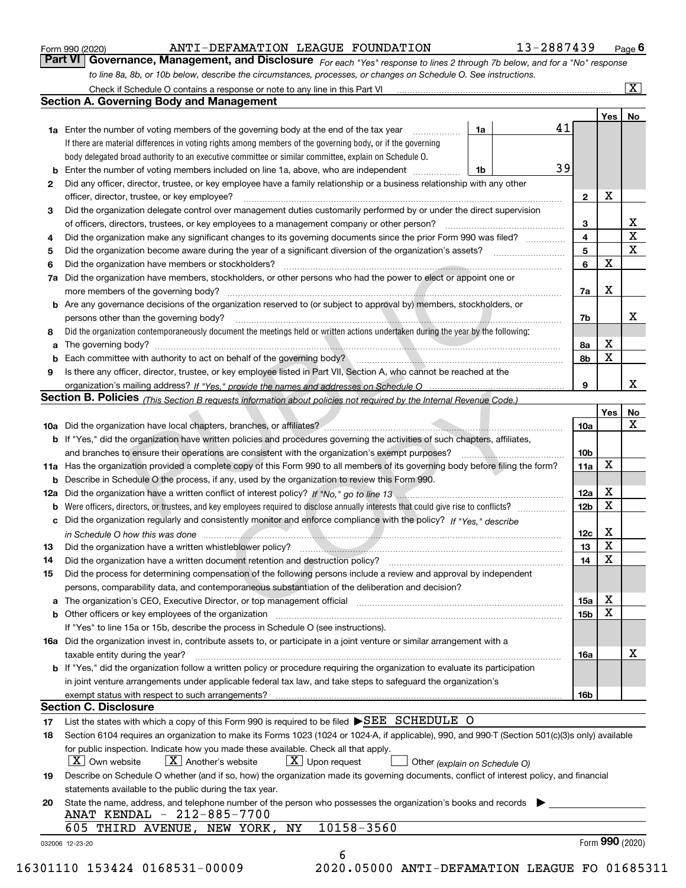Form 990 (2020) ANTI-DEFAMATION LEAGUE FOUNDATION 13-2887439 Page 6

**Part VI Governance, Management, and Disclosure** *For each "Yes" response to lines 2 through 7b below, and for a "No" response to line 8a, 8b, or 10b below, describe the circumstances, processes, or changes on Schedule O. See instructions.*

Check if Schedule O contains a response or note to any line in this Part VI ..... [X]

## Section A. Governing Body and Management

| | | | | | Yes | No |
|---|---|---|---|---|---|---|
| **1a** | Enter the number of voting members of the governing body at the end of the tax year ..... If there are material differences in voting rights among members of the governing body, or if the governing body delegated broad authority to an executive committee or similar committee, explain on Schedule O. | 1a | 41 | | | |
| **b** | Enter the number of voting members included on line 1a, above, who are independent ..... | 1b | 39 | | | |
| **2** | Did any officer, director, trustee, or key employee have a family relationship or a business relationship with any other officer, director, trustee, or key employee? ..... | | | 2 | X | |
| **3** | Did the organization delegate control over management duties customarily performed by or under the direct supervision of officers, directors, trustees, or key employees to a management company or other person? ..... | | | 3 | | X |
| **4** | Did the organization make any significant changes to its governing documents since the prior Form 990 was filed? ..... | | | 4 | | X |
| **5** | Did the organization become aware during the year of a significant diversion of the organization's assets? ..... | | | 5 | | X |
| **6** | Did the organization have members or stockholders? ..... | | | 6 | X | |
| **7a** | Did the organization have members, stockholders, or other persons who had the power to elect or appoint one or more members of the governing body? ..... | | | 7a | X | |
| **b** | Are any governance decisions of the organization reserved to (or subject to approval by) members, stockholders, or persons other than the governing body? ..... | | | 7b | | X |
| **8** | Did the organization contemporaneously document the meetings held or written actions undertaken during the year by the following: | | | | | |
| **a** | The governing body? ..... | | | 8a | X | |
| **b** | Each committee with authority to act on behalf of the governing body? ..... | | | 8b | X | |
| **9** | Is there any officer, director, trustee, or key employee listed in Part VII, Section A, who cannot be reached at the organization's mailing address? *If "Yes," provide the names and addresses on Schedule O* ..... | | | 9 | | X |

## Section B. Policies *(This Section B requests information about policies not required by the Internal Revenue Code.)*

| | | | Yes | No |
|---|---|---|---|---|
| **10a** | Did the organization have local chapters, branches, or affiliates? ..... | 10a | | X |
| **b** | If "Yes," did the organization have written policies and procedures governing the activities of such chapters, affiliates, and branches to ensure their operations are consistent with the organization's exempt purposes? ..... | 10b | | |
| **11a** | Has the organization provided a complete copy of this Form 990 to all members of its governing body before filing the form? | 11a | X | |
| **b** | Describe in Schedule O the process, if any, used by the organization to review this Form 990. | | | |
| **12a** | Did the organization have a written conflict of interest policy? *If "No," go to line 13* ..... | 12a | X | |
| **b** | Were officers, directors, or trustees, and key employees required to disclose annually interests that could give rise to conflicts? ..... | 12b | X | |
| **c** | Did the organization regularly and consistently monitor and enforce compliance with the policy? *If "Yes," describe in Schedule O how this was done* ..... | 12c | X | |
| **13** | Did the organization have a written whistleblower policy? ..... | 13 | X | |
| **14** | Did the organization have a written document retention and destruction policy? ..... | 14 | X | |
| **15** | Did the process for determining compensation of the following persons include a review and approval by independent persons, comparability data, and contemporaneous substantiation of the deliberation and decision? | | | |
| **a** | The organization's CEO, Executive Director, or top management official ..... | 15a | X | |
| **b** | Other officers or key employees of the organization ..... If "Yes" to line 15a or 15b, describe the process in Schedule O (see instructions). | 15b | X | |
| **16a** | Did the organization invest in, contribute assets to, or participate in a joint venture or similar arrangement with a taxable entity during the year? ..... | 16a | | X |
| **b** | If "Yes," did the organization follow a written policy or procedure requiring the organization to evaluate its participation in joint venture arrangements under applicable federal tax law, and take steps to safeguard the organization's exempt status with respect to such arrangements? ..... | 16b | | |

## Section C. Disclosure

**17** List the states with which a copy of this Form 990 is required to be filed ▶SEE SCHEDULE O

**18** Section 6104 requires an organization to make its Forms 1023 (1024 or 1024-A, if applicable), 990, and 990-T (Section 501(c)(3)s only) available for public inspection. Indicate how you made these available. Check all that apply.

[X] Own website [X] Another's website [X] Upon request [ ] Other *(explain on Schedule O)*

**19** Describe on Schedule O whether (and if so, how) the organization made its governing documents, conflict of interest policy, and financial statements available to the public during the tax year.

**20** State the name, address, and telephone number of the person who possesses the organization's books and records ▶

ANAT KENDAL - 212-885-7700
605 THIRD AVENUE, NEW YORK, NY 10158-3560

032006 12-23-20 Form **990** (2020)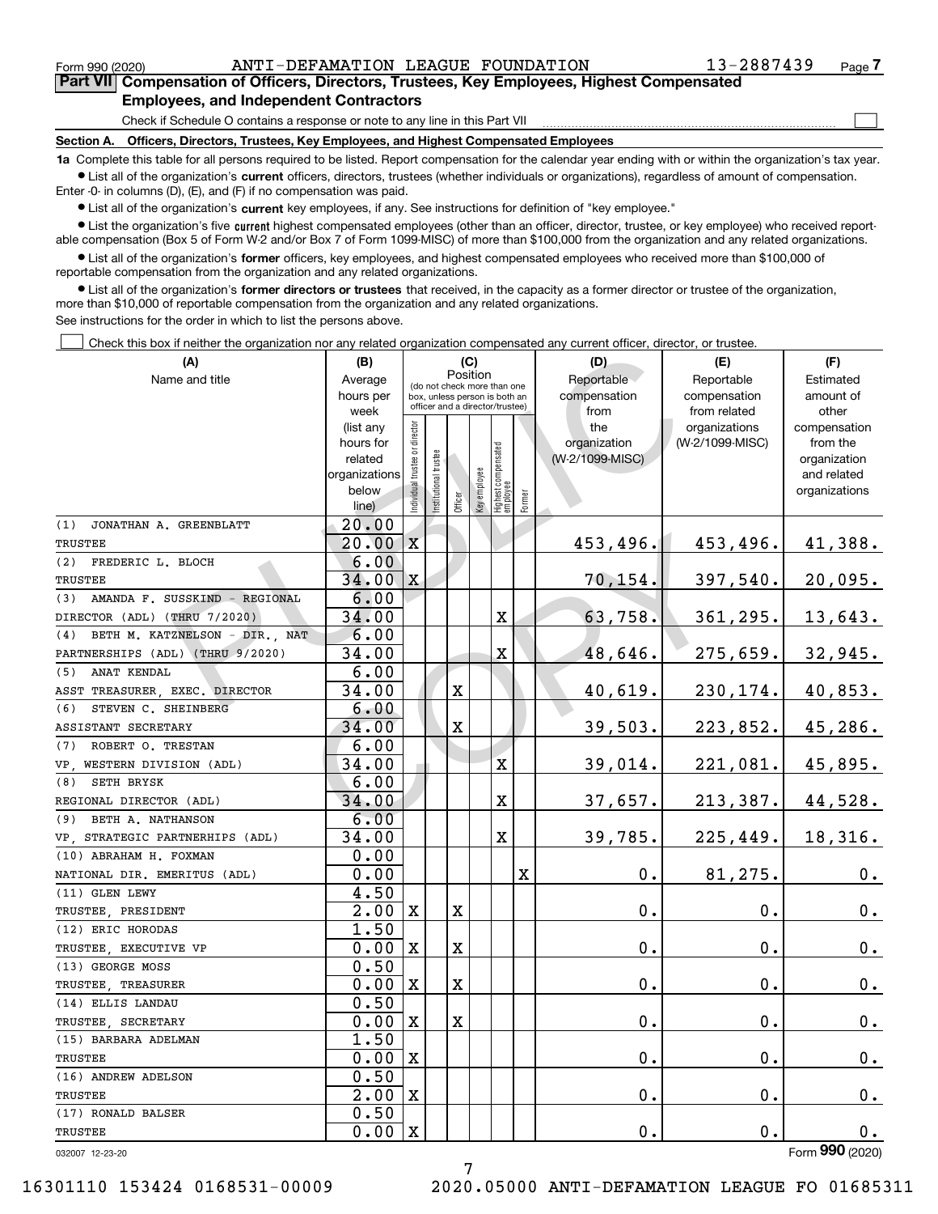Form 990 (2020) ANTI-DEFAMATION LEAGUE FOUNDATION 13-2887439 Page 7

## Part VII Compensation of Officers, Directors, Trustees, Key Employees, Highest Compensated Employees, and Independent Contractors

Check if Schedule O contains a response or note to any line in this Part VII

**Section A. Officers, Directors, Trustees, Key Employees, and Highest Compensated Employees**

**1a** Complete this table for all persons required to be listed. Report compensation for the calendar year ending with or within the organization's tax year.

- List all of the organization's **current** officers, directors, trustees (whether individuals or organizations), regardless of amount of compensation. Enter -0- in columns (D), (E), and (F) if no compensation was paid.
- List all of the organization's **current** key employees, if any. See instructions for definition of "key employee."
- List the organization's five **current** highest compensated employees (other than an officer, director, trustee, or key employee) who received reportable compensation (Box 5 of Form W-2 and/or Box 7 of Form 1099-MISC) of more than $100,000 from the organization and any related organizations.
- List all of the organization's **former** officers, key employees, and highest compensated employees who received more than $100,000 of reportable compensation from the organization and any related organizations.
- List all of the organization's **former directors or trustees** that received, in the capacity as a former director or trustee of the organization, more than $10,000 of reportable compensation from the organization and any related organizations.

See instructions for the order in which to list the persons above.

Check this box if neither the organization nor any related organization compensated any current officer, director, or trustee.

| (A) Name and title | (B) Average hours per week (list any hours for related organizations below line) | (C) Position: Individual trustee or director | Institutional trustee | Officer | Key employee | Highest compensated employee | Former | (D) Reportable compensation from the organization (W-2/1099-MISC) | (E) Reportable compensation from related organizations (W-2/1099-MISC) | (F) Estimated amount of other compensation from the organization and related organizations |
|---|---|---|---|---|---|---|---|---|---|---|
| (1) JONATHAN A. GREENBLATT<br>TRUSTEE | 20.00<br>20.00 | X | | | | | | 453,496. | 453,496. | 41,388. |
| (2) FREDERIC L. BLOCH<br>TRUSTEE | 6.00<br>34.00 | X | | | | | | 70,154. | 397,540. | 20,095. |
| (3) AMANDA F. SUSSKIND - REGIONAL<br>DIRECTOR (ADL) (THRU 7/2020) | 6.00<br>34.00 | | | | | X | | 63,758. | 361,295. | 13,643. |
| (4) BETH M. KATZNELSON - DIR., NAT<br>PARTNERSHIPS (ADL) (THRU 9/2020) | 6.00<br>34.00 | | | | | X | | 48,646. | 275,659. | 32,945. |
| (5) ANAT KENDAL<br>ASST TREASURER, EXEC. DIRECTOR | 6.00<br>34.00 | | | X | | | | 40,619. | 230,174. | 40,853. |
| (6) STEVEN C. SHEINBERG<br>ASSISTANT SECRETARY | 6.00<br>34.00 | | | X | | | | 39,503. | 223,852. | 45,286. |
| (7) ROBERT O. TRESTAN<br>VP, WESTERN DIVISION (ADL) | 6.00<br>34.00 | | | | | X | | 39,014. | 221,081. | 45,895. |
| (8) SETH BRYSK<br>REGIONAL DIRECTOR (ADL) | 6.00<br>34.00 | | | | | X | | 37,657. | 213,387. | 44,528. |
| (9) BETH A. NATHANSON<br>VP, STRATEGIC PARTNERHIPS (ADL) | 6.00<br>34.00 | | | | | X | | 39,785. | 225,449. | 18,316. |
| (10) ABRAHAM H. FOXMAN<br>NATIONAL DIR. EMERITUS (ADL) | 0.00<br>0.00 | | | | | | X | 0. | 81,275. | 0. |
| (11) GLEN LEWY<br>TRUSTEE, PRESIDENT | 4.50<br>2.00 | X | | X | | | | 0. | 0. | 0. |
| (12) ERIC HORODAS<br>TRUSTEE, EXECUTIVE VP | 1.50<br>0.00 | X | | X | | | | 0. | 0. | 0. |
| (13) GEORGE MOSS<br>TRUSTEE, TREASURER | 0.50<br>0.00 | X | | X | | | | 0. | 0. | 0. |
| (14) ELLIS LANDAU<br>TRUSTEE, SECRETARY | 0.50<br>0.00 | X | | X | | | | 0. | 0. | 0. |
| (15) BARBARA ADELMAN<br>TRUSTEE | 1.50<br>0.00 | X | | | | | | 0. | 0. | 0. |
| (16) ANDREW ADELSON<br>TRUSTEE | 0.50<br>2.00 | X | | | | | | 0. | 0. | 0. |
| (17) RONALD BALSER<br>TRUSTEE | 0.50<br>0.00 | X | | | | | | 0. | 0. | 0. |

032007 12-23-20 Form 990 (2020)

16301110 153424 0168531-00009 2020.05000 ANTI-DEFAMATION LEAGUE FO 01685311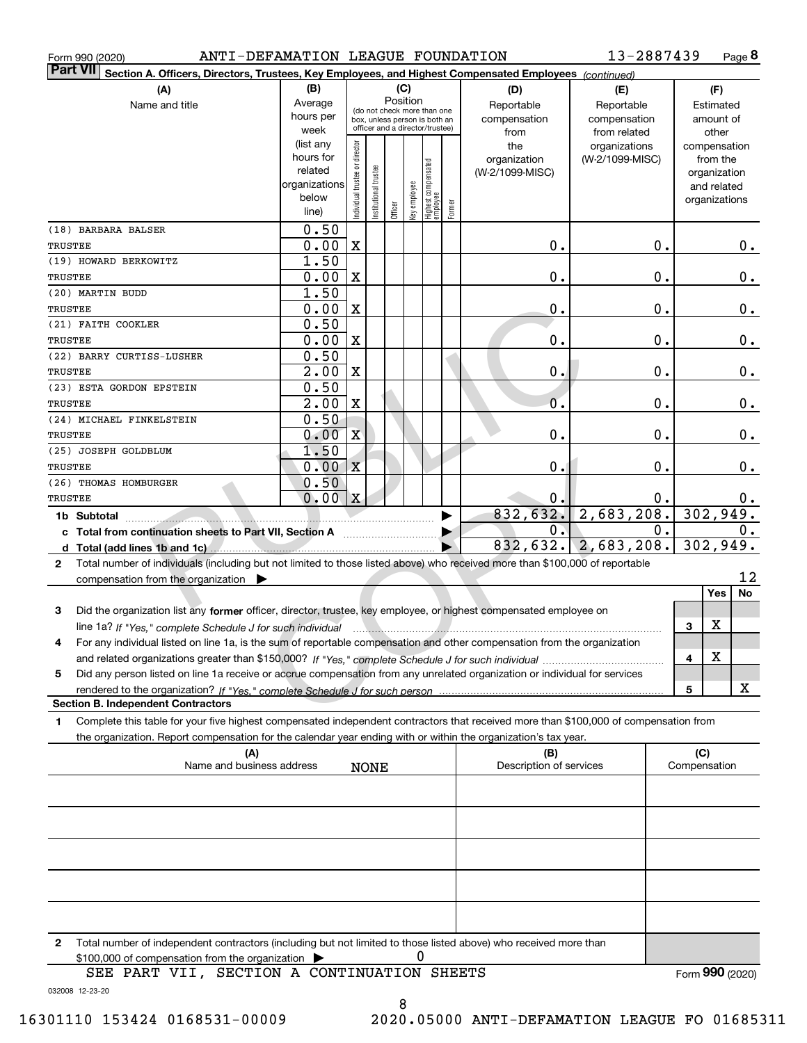Form 990 (2020) ANTI-DEFAMATION LEAGUE FOUNDATION 13-2887439 Page 8

**Part VII** **Section A. Officers, Directors, Trustees, Key Employees, and Highest Compensated Employees** *(continued)*

| (A) Name and title | (B) Average hours per week (list any hours for related organizations below line) | (C) Position: Individual trustee or director | Institutional trustee | Officer | Key employee | Highest compensated employee | Former | (D) Reportable compensation from the organization (W-2/1099-MISC) | (E) Reportable compensation from related organizations (W-2/1099-MISC) | (F) Estimated amount of other compensation from the organization and related organizations |
|---|---|---|---|---|---|---|---|---|---|---|
| (18) BARBARA BALSER<br>TRUSTEE | 0.50<br>0.00 | X | | | | | | 0. | 0. | 0. |
| (19) HOWARD BERKOWITZ<br>TRUSTEE | 1.50<br>0.00 | X | | | | | | 0. | 0. | 0. |
| (20) MARTIN BUDD<br>TRUSTEE | 1.50<br>0.00 | X | | | | | | 0. | 0. | 0. |
| (21) FAITH COOKLER<br>TRUSTEE | 0.50<br>0.00 | X | | | | | | 0. | 0. | 0. |
| (22) BARRY CURTISS-LUSHER<br>TRUSTEE | 0.50<br>2.00 | X | | | | | | 0. | 0. | 0. |
| (23) ESTA GORDON EPSTEIN<br>TRUSTEE | 0.50<br>2.00 | X | | | | | | 0. | 0. | 0. |
| (24) MICHAEL FINKELSTEIN<br>TRUSTEE | 0.50<br>0.00 | X | | | | | | 0. | 0. | 0. |
| (25) JOSEPH GOLDBLUM<br>TRUSTEE | 1.50<br>0.00 | X | | | | | | 0. | 0. | 0. |
| (26) THOMAS HOMBURGER<br>TRUSTEE | 0.50<br>0.00 | X | | | | | | 0. | 0. | 0. |
| **1b Subtotal** | | | | | | | | 832,632. | 2,683,208. | 302,949. |
| **c Total from continuation sheets to Part VII, Section A** | | | | | | | | 0. | 0. | 0. |
| **d Total (add lines 1b and 1c)** | | | | | | | | 832,632. | 2,683,208. | 302,949. |

2 Total number of individuals (including but not limited to those listed above) who received more than $100,000 of reportable compensation from the organization ▶ 12

| | | Yes | No |
|---|---|---|---|
| 3 | Did the organization list any **former** officer, director, trustee, key employee, or highest compensated employee on line 1a? *If "Yes," complete Schedule J for such individual* | X | |
| 4 | For any individual listed on line 1a, is the sum of reportable compensation and other compensation from the organization and related organizations greater than $150,000? *If "Yes," complete Schedule J for such individual* | X | |
| 5 | Did any person listed on line 1a receive or accrue compensation from any unrelated organization or individual for services rendered to the organization? *If "Yes," complete Schedule J for such person* | | X |

**Section B. Independent Contractors**

1 Complete this table for your five highest compensated independent contractors that received more than $100,000 of compensation from the organization. Report compensation for the calendar year ending with or within the organization's tax year.

| (A) Name and business address | (B) Description of services | (C) Compensation |
|---|---|---|
| NONE | | |
| | | |
| | | |
| | | |
| | | |

2 Total number of independent contractors (including but not limited to those listed above) who received more than $100,000 of compensation from the organization ▶ 0

SEE PART VII, SECTION A CONTINUATION SHEETS

Form **990** (2020)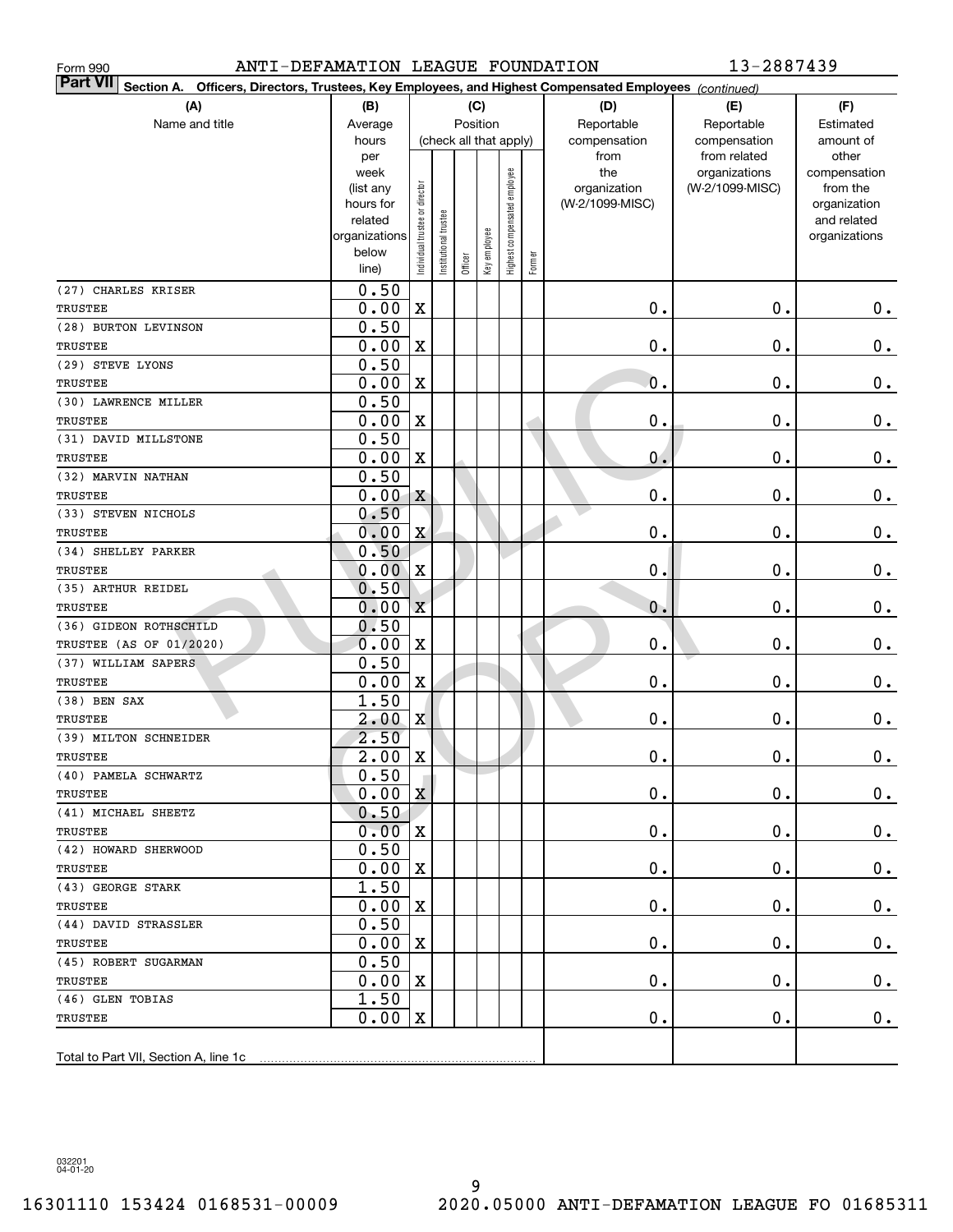Form 990 ANTI-DEFAMATION LEAGUE FOUNDATION 13-2887439

**Part VII Section A. Officers, Directors, Trustees, Key Employees, and Highest Compensated Employees** *(continued)*

| (A) Name and title | (B) Average hours per week (list any hours for related organizations below line) | (C) Position (check all that apply): Individual trustee or director | Institutional trustee | Officer | Key employee | Highest compensated employee | Former | (D) Reportable compensation from the organization (W-2/1099-MISC) | (E) Reportable compensation from related organizations (W-2/1099-MISC) | (F) Estimated amount of other compensation from the organization and related organizations |
|---|---|---|---|---|---|---|---|---|---|---|
| (27) CHARLES KRISER<br>TRUSTEE | 0.50<br>0.00 | X | | | | | | 0. | 0. | 0. |
| (28) BURTON LEVINSON<br>TRUSTEE | 0.50<br>0.00 | X | | | | | | 0. | 0. | 0. |
| (29) STEVE LYONS<br>TRUSTEE | 0.50<br>0.00 | X | | | | | | 0. | 0. | 0. |
| (30) LAWRENCE MILLER<br>TRUSTEE | 0.50<br>0.00 | X | | | | | | 0. | 0. | 0. |
| (31) DAVID MILLSTONE<br>TRUSTEE | 0.50<br>0.00 | X | | | | | | 0. | 0. | 0. |
| (32) MARVIN NATHAN<br>TRUSTEE | 0.50<br>0.00 | X | | | | | | 0. | 0. | 0. |
| (33) STEVEN NICHOLS<br>TRUSTEE | 0.50<br>0.00 | X | | | | | | 0. | 0. | 0. |
| (34) SHELLEY PARKER<br>TRUSTEE | 0.50<br>0.00 | X | | | | | | 0. | 0. | 0. |
| (35) ARTHUR REIDEL<br>TRUSTEE | 0.50<br>0.00 | X | | | | | | 0. | 0. | 0. |
| (36) GIDEON ROTHSCHILD<br>TRUSTEE (AS OF 01/2020) | 0.50<br>0.00 | X | | | | | | 0. | 0. | 0. |
| (37) WILLIAM SAPERS<br>TRUSTEE | 0.50<br>0.00 | X | | | | | | 0. | 0. | 0. |
| (38) BEN SAX<br>TRUSTEE | 1.50<br>2.00 | X | | | | | | 0. | 0. | 0. |
| (39) MILTON SCHNEIDER<br>TRUSTEE | 2.50<br>2.00 | X | | | | | | 0. | 0. | 0. |
| (40) PAMELA SCHWARTZ<br>TRUSTEE | 0.50<br>0.00 | X | | | | | | 0. | 0. | 0. |
| (41) MICHAEL SHEETZ<br>TRUSTEE | 0.50<br>0.00 | X | | | | | | 0. | 0. | 0. |
| (42) HOWARD SHERWOOD<br>TRUSTEE | 0.50<br>0.00 | X | | | | | | 0. | 0. | 0. |
| (43) GEORGE STARK<br>TRUSTEE | 1.50<br>0.00 | X | | | | | | 0. | 0. | 0. |
| (44) DAVID STRASSLER<br>TRUSTEE | 0.50<br>0.00 | X | | | | | | 0. | 0. | 0. |
| (45) ROBERT SUGARMAN<br>TRUSTEE | 0.50<br>0.00 | X | | | | | | 0. | 0. | 0. |
| (46) GLEN TOBIAS<br>TRUSTEE | 1.50<br>0.00 | X | | | | | | 0. | 0. | 0. |
| Total to Part VII, Section A, line 1c | | | | | | | | | | |

032201 04-01-20

16301110 153424 0168531-00009 2020.05000 ANTI-DEFAMATION LEAGUE FO 01685311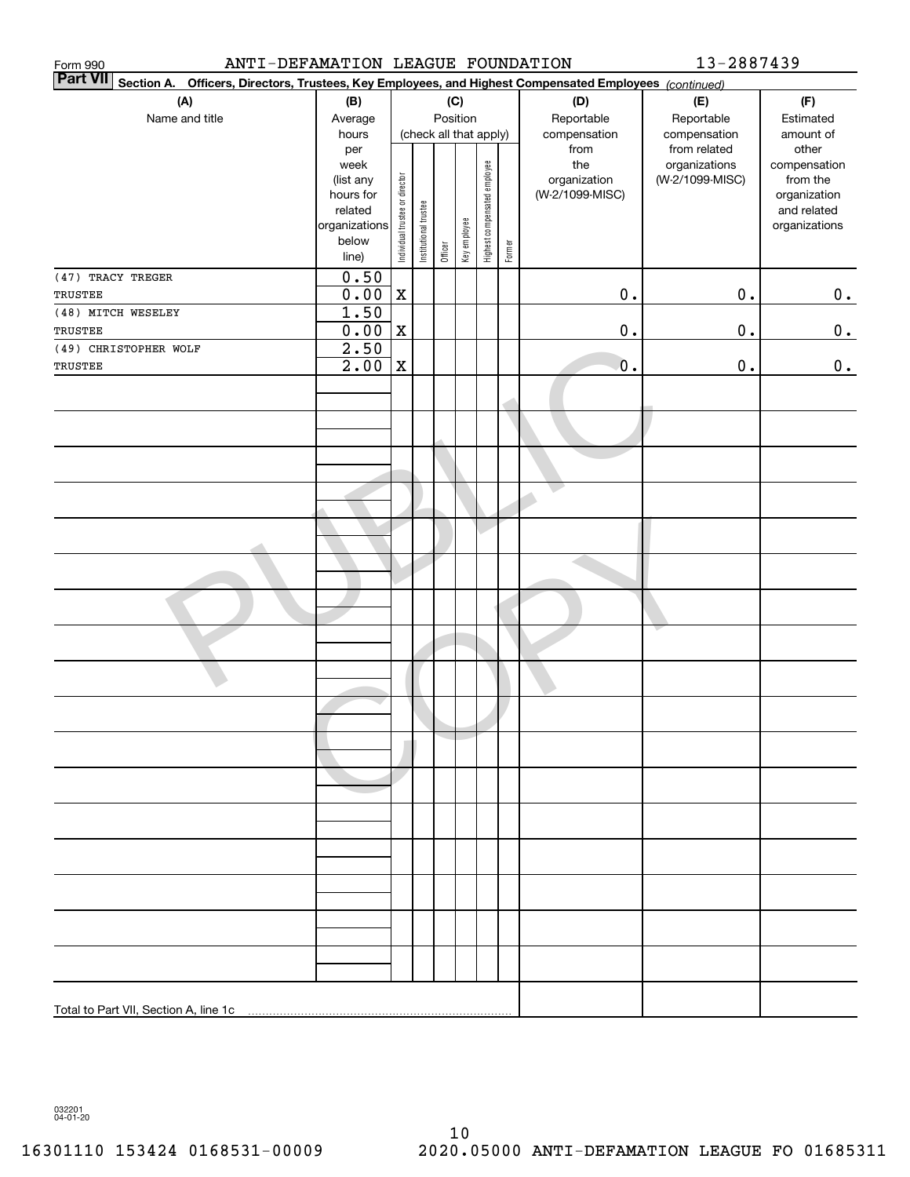Form 990 ANTI-DEFAMATION LEAGUE FOUNDATION 13-2887439

**Part VII** Section A. Officers, Directors, Trustees, Key Employees, and Highest Compensated Employees *(continued)*

| (A) Name and title | (B) Average hours per week (list any hours for related organizations below line) | (C) Position (check all that apply): Individual trustee or director | Institutional trustee | Officer | Key employee | Highest compensated employee | Former | (D) Reportable compensation from the organization (W-2/1099-MISC) | (E) Reportable compensation from related organizations (W-2/1099-MISC) | (F) Estimated amount of other compensation from the organization and related organizations |
|---|---|---|---|---|---|---|---|---|---|---|
| (47) TRACY TREGER<br>TRUSTEE | 0.50<br>0.00 | X | | | | | | 0. | 0. | 0. |
| (48) MITCH WESELEY<br>TRUSTEE | 1.50<br>0.00 | X | | | | | | 0. | 0. | 0. |
| (49) CHRISTOPHER WOLF<br>TRUSTEE | 2.50<br>2.00 | X | | | | | | 0. | 0. | 0. |
| Total to Part VII, Section A, line 1c | | | | | | | | | | |

032201 04-01-20

16301110 153424 0168531-00009 2020.05000 ANTI-DEFAMATION LEAGUE FO 01685311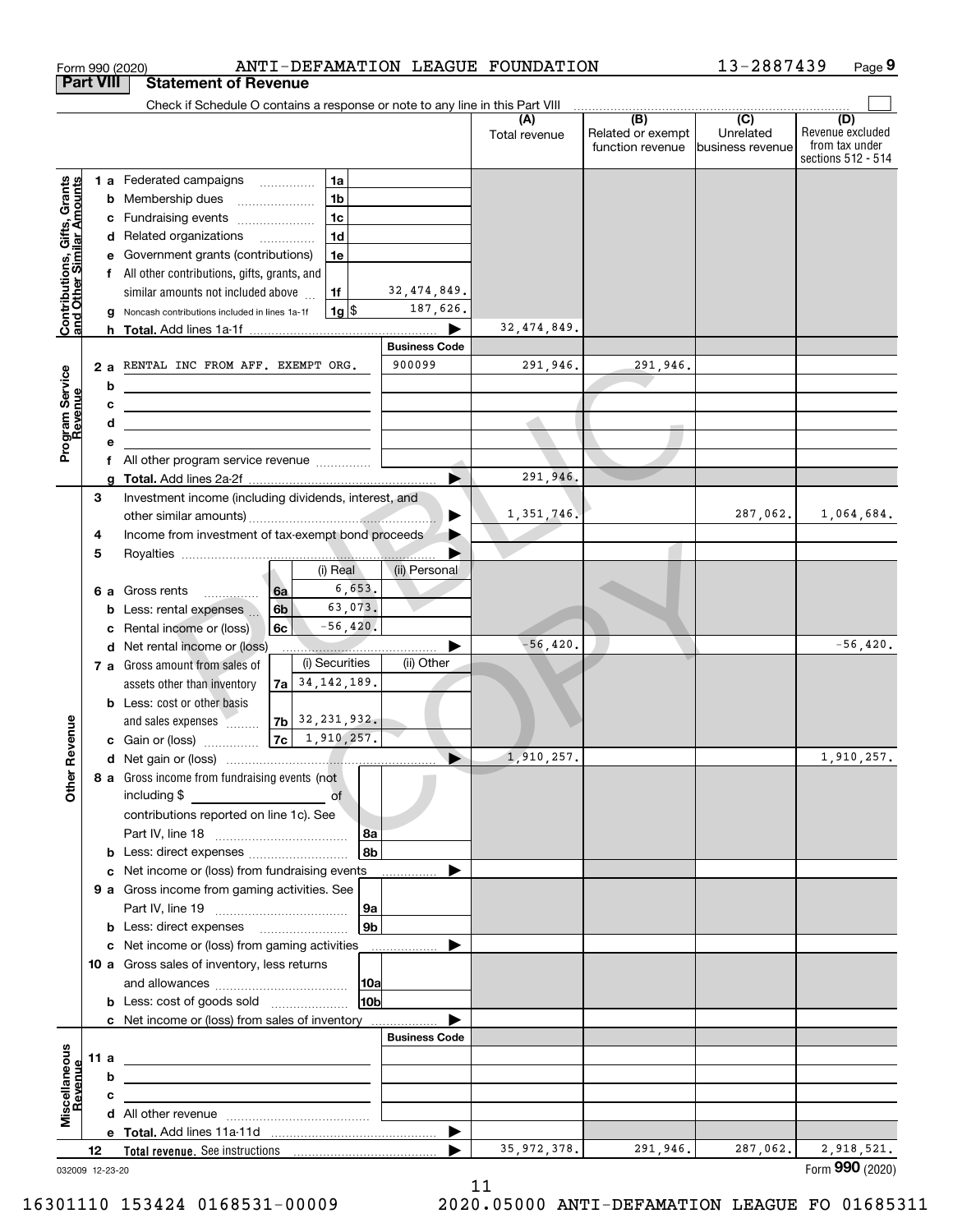Form 990 (2020) ANTI-DEFAMATION LEAGUE FOUNDATION 13-2887439 Page 9

## Part VIII Statement of Revenue

Check if Schedule O contains a response or note to any line in this Part VIII

| | | | | (A) Total revenue | (B) Related or exempt function revenue | (C) Unrelated business revenue | (D) Revenue excluded from tax under sections 512 - 514 |
|---|---|---|---|---|---|---|---|
| **Contributions, Gifts, Grants and Other Similar Amounts** | 1 a Federated campaigns | 1a | | | | | |
| | b Membership dues | 1b | | | | | |
| | c Fundraising events | 1c | | | | | |
| | d Related organizations | 1d | | | | | |
| | e Government grants (contributions) | 1e | | | | | |
| | f All other contributions, gifts, grants, and similar amounts not included above | 1f | 32,474,849. | | | | |
| | g Noncash contributions included in lines 1a-1f | 1g $ | 187,626. | | | | |
| | h **Total.** Add lines 1a-1f | | | 32,474,849. | | | |
| | | | **Business Code** | | | | |
| **Program Service Revenue** | 2 a RENTAL INC FROM AFF. EXEMPT ORG. | | 900099 | 291,946. | 291,946. | | |
| | b | | | | | | |
| | c | | | | | | |
| | d | | | | | | |
| | e | | | | | | |
| | f All other program service revenue | | | | | | |
| | g **Total.** Add lines 2a-2f | | | 291,946. | | | |
| **Other Revenue** | 3 Investment income (including dividends, interest, and other similar amounts) | | | 1,351,746. | | 287,062. | 1,064,684. |
| | 4 Income from investment of tax-exempt bond proceeds | | | | | | |
| | 5 Royalties | | | | | | |
| | | | (i) Real / (ii) Personal | | | | |
| | 6 a Gross rents | 6a | 6,653. | | | | |
| | b Less: rental expenses | 6b | 63,073. | | | | |
| | c Rental income or (loss) | 6c | -56,420. | | | | |
| | d Net rental income or (loss) | | | -56,420. | | | -56,420. |
| | | | (i) Securities / (ii) Other | | | | |
| | 7 a Gross amount from sales of assets other than inventory | 7a | 34,142,189. | | | | |
| | b Less: cost or other basis and sales expenses | 7b | 32,231,932. | | | | |
| | c Gain or (loss) | 7c | 1,910,257. | | | | |
| | d Net gain or (loss) | | | 1,910,257. | | | 1,910,257. |
| | 8 a Gross income from fundraising events (not including $ of contributions reported on line 1c). See Part IV, line 18 | 8a | | | | | |
| | b Less: direct expenses | 8b | | | | | |
| | c Net income or (loss) from fundraising events | | | | | | |
| | 9 a Gross income from gaming activities. See Part IV, line 19 | 9a | | | | | |
| | b Less: direct expenses | 9b | | | | | |
| | c Net income or (loss) from gaming activities | | | | | | |
| | 10 a Gross sales of inventory, less returns and allowances | 10a | | | | | |
| | b Less: cost of goods sold | 10b | | | | | |
| | c Net income or (loss) from sales of inventory | | | | | | |
| | | | **Business Code** | | | | |
| **Miscellaneous Revenue** | 11 a | | | | | | |
| | b | | | | | | |
| | c | | | | | | |
| | d All other revenue | | | | | | |
| | e **Total.** Add lines 11a-11d | | | | | | |
| | 12 **Total revenue.** See instructions | | | 35,972,378. | 291,946. | 287,062. | 2,918,521. |

032009 12-23-20 Form **990** (2020)

16301110 153424 0168531-00009 2020.05000 ANTI-DEFAMATION LEAGUE FO 01685311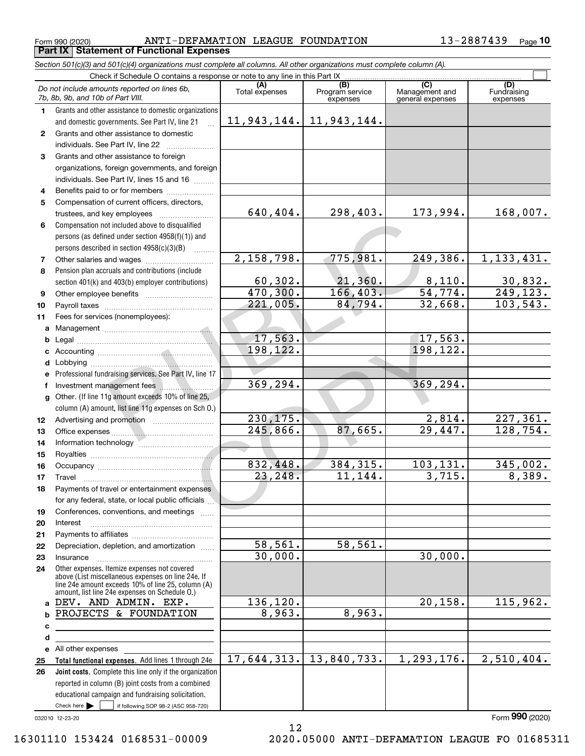Form 990 (2020) ANTI-DEFAMATION LEAGUE FOUNDATION 13-2887439 Page 10

**Part IX Statement of Functional Expenses**

*Section 501(c)(3) and 501(c)(4) organizations must complete all columns. All other organizations must complete column (A).*

Check if Schedule O contains a response or note to any line in this Part IX ☐

| *Do not include amounts reported on lines 6b, 7b, 8b, 9b, and 10b of Part VIII.* | (A) Total expenses | (B) Program service expenses | (C) Management and general expenses | (D) Fundraising expenses |
|---|---|---|---|---|
| **1** Grants and other assistance to domestic organizations and domestic governments. See Part IV, line 21 | 11,943,144. | 11,943,144. | | |
| **2** Grants and other assistance to domestic individuals. See Part IV, line 22 | | | | |
| **3** Grants and other assistance to foreign organizations, foreign governments, and foreign individuals. See Part IV, lines 15 and 16 | | | | |
| **4** Benefits paid to or for members | | | | |
| **5** Compensation of current officers, directors, trustees, and key employees | 640,404. | 298,403. | 173,994. | 168,007. |
| **6** Compensation not included above to disqualified persons (as defined under section 4958(f)(1)) and persons described in section 4958(c)(3)(B) | | | | |
| **7** Other salaries and wages | 2,158,798. | 775,981. | 249,386. | 1,133,431. |
| **8** Pension plan accruals and contributions (include section 401(k) and 403(b) employer contributions) | 60,302. | 21,360. | 8,110. | 30,832. |
| **9** Other employee benefits | 470,300. | 166,403. | 54,774. | 249,123. |
| **10** Payroll taxes | 221,005. | 84,794. | 32,668. | 103,543. |
| **11** Fees for services (nonemployees): | | | | |
| **a** Management | | | | |
| **b** Legal | 17,563. | | 17,563. | |
| **c** Accounting | 198,122. | | 198,122. | |
| **d** Lobbying | | | | |
| **e** Professional fundraising services. See Part IV, line 17 | | | | |
| **f** Investment management fees | 369,294. | | 369,294. | |
| **g** Other. (If line 11g amount exceeds 10% of line 25, column (A) amount, list line 11g expenses on Sch O.) | | | | |
| **12** Advertising and promotion | 230,175. | | 2,814. | 227,361. |
| **13** Office expenses | 245,866. | 87,665. | 29,447. | 128,754. |
| **14** Information technology | | | | |
| **15** Royalties | | | | |
| **16** Occupancy | 832,448. | 384,315. | 103,131. | 345,002. |
| **17** Travel | 23,248. | 11,144. | 3,715. | 8,389. |
| **18** Payments of travel or entertainment expenses for any federal, state, or local public officials | | | | |
| **19** Conferences, conventions, and meetings | | | | |
| **20** Interest | | | | |
| **21** Payments to affiliates | | | | |
| **22** Depreciation, depletion, and amortization | 58,561. | 58,561. | | |
| **23** Insurance | 30,000. | | 30,000. | |
| **24** Other expenses. Itemize expenses not covered above (List miscellaneous expenses on line 24e. If line 24e amount exceeds 10% of line 25, column (A) amount, list line 24e expenses on Schedule O.) | | | | |
| **a** DEV. AND ADMIN. EXP. | 136,120. | | 20,158. | 115,962. |
| **b** PROJECTS & FOUNDATION | 8,963. | 8,963. | | |
| **c** | | | | |
| **d** | | | | |
| **e** All other expenses | | | | |
| **25 Total functional expenses.** Add lines 1 through 24e | 17,644,313. | 13,840,733. | 1,293,176. | 2,510,404. |
| **26 Joint costs.** Complete this line only if the organization reported in column (B) joint costs from a combined educational campaign and fundraising solicitation. Check here ☐ if following SOP 98-2 (ASC 958-720) | | | | |

032010 12-23-20

Form **990** (2020)

16301110 153424 0168531-00009 2020.05000 ANTI-DEFAMATION LEAGUE FO 01685311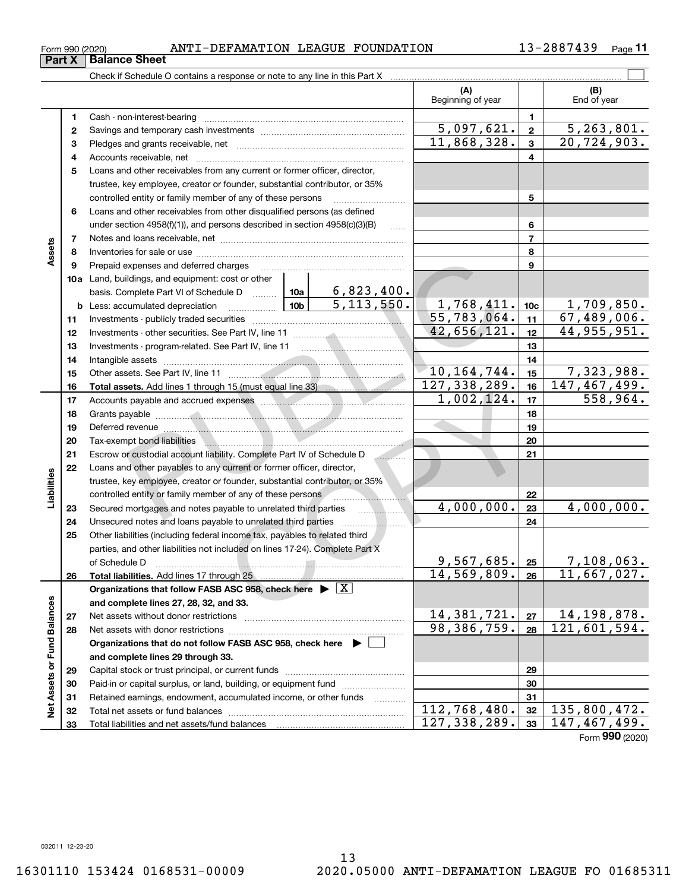Form 990 (2020) ANTI-DEFAMATION LEAGUE FOUNDATION 13-2887439 Page **11**

## Part X Balance Sheet

Check if Schedule O contains a response or note to any line in this Part X ☐

| | | | | (A) Beginning of year | | (B) End of year |
|---|---|---|---|---|---|---|
| **Assets** | 1 | Cash - non-interest-bearing | | | 1 | |
| | 2 | Savings and temporary cash investments | | 5,097,621. | 2 | 5,263,801. |
| | 3 | Pledges and grants receivable, net | | 11,868,328. | 3 | 20,724,903. |
| | 4 | Accounts receivable, net | | | 4 | |
| | 5 | Loans and other receivables from any current or former officer, director, trustee, key employee, creator or founder, substantial contributor, or 35% controlled entity or family member of any of these persons | | | 5 | |
| | 6 | Loans and other receivables from other disqualified persons (as defined under section 4958(f)(1)), and persons described in section 4958(c)(3)(B) | | | 6 | |
| | 7 | Notes and loans receivable, net | | | 7 | |
| | 8 | Inventories for sale or use | | | 8 | |
| | 9 | Prepaid expenses and deferred charges | | | 9 | |
| | 10a | Land, buildings, and equipment: cost or other basis. Complete Part VI of Schedule D | 10a 6,823,400. | | | |
| | b | Less: accumulated depreciation | 10b 5,113,550. | 1,768,411. | 10c | 1,709,850. |
| | 11 | Investments - publicly traded securities | | 55,783,064. | 11 | 67,489,006. |
| | 12 | Investments - other securities. See Part IV, line 11 | | 42,656,121. | 12 | 44,955,951. |
| | 13 | Investments - program-related. See Part IV, line 11 | | | 13 | |
| | 14 | Intangible assets | | | 14 | |
| | 15 | Other assets. See Part IV, line 11 | | 10,164,744. | 15 | 7,323,988. |
| | 16 | **Total assets.** Add lines 1 through 15 (must equal line 33) | | 127,338,289. | 16 | 147,467,499. |
| **Liabilities** | 17 | Accounts payable and accrued expenses | | 1,002,124. | 17 | 558,964. |
| | 18 | Grants payable | | | 18 | |
| | 19 | Deferred revenue | | | 19 | |
| | 20 | Tax-exempt bond liabilities | | | 20 | |
| | 21 | Escrow or custodial account liability. Complete Part IV of Schedule D | | | 21 | |
| | 22 | Loans and other payables to any current or former officer, director, trustee, key employee, creator or founder, substantial contributor, or 35% controlled entity or family member of any of these persons | | | 22 | |
| | 23 | Secured mortgages and notes payable to unrelated third parties | | 4,000,000. | 23 | 4,000,000. |
| | 24 | Unsecured notes and loans payable to unrelated third parties | | | 24 | |
| | 25 | Other liabilities (including federal income tax, payables to related third parties, and other liabilities not included on lines 17-24). Complete Part X of Schedule D | | 9,567,685. | 25 | 7,108,063. |
| | 26 | **Total liabilities.** Add lines 17 through 25 | | 14,569,809. | 26 | 11,667,027. |
| **Net Assets or Fund Balances** | | **Organizations that follow FASB ASC 958, check here** ▶ ☒ **and complete lines 27, 28, 32, and 33.** | | | | |
| | 27 | Net assets without donor restrictions | | 14,381,721. | 27 | 14,198,878. |
| | 28 | Net assets with donor restrictions | | 98,386,759. | 28 | 121,601,594. |
| | | **Organizations that do not follow FASB ASC 958, check here** ▶ ☐ **and complete lines 29 through 33.** | | | | |
| | 29 | Capital stock or trust principal, or current funds | | | 29 | |
| | 30 | Paid-in or capital surplus, or land, building, or equipment fund | | | 30 | |
| | 31 | Retained earnings, endowment, accumulated income, or other funds | | | 31 | |
| | 32 | Total net assets or fund balances | | 112,768,480. | 32 | 135,800,472. |
| | 33 | Total liabilities and net assets/fund balances | | 127,338,289. | 33 | 147,467,499. |

Form **990** (2020)

032011 12-23-20

16301110 153424 0168531-00009 2020.05000 ANTI-DEFAMATION LEAGUE FO 01685311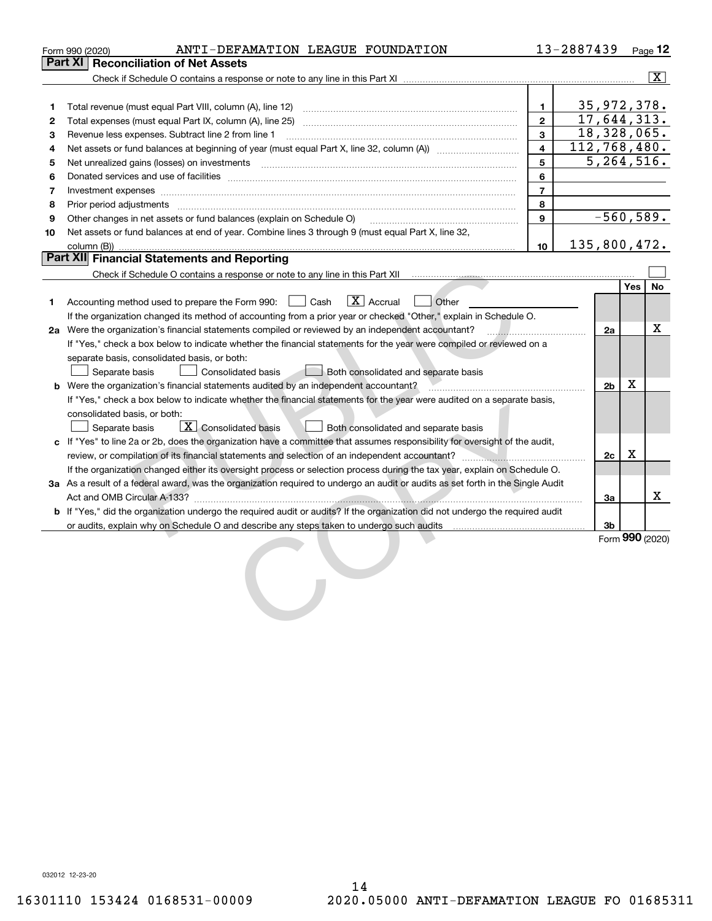Form 990 (2020) ANTI-DEFAMATION LEAGUE FOUNDATION 13-2887439 Page 12

## Part XI Reconciliation of Net Assets

Check if Schedule O contains a response or note to any line in this Part XI ..... [X]

| | | | |
|---|---|---|---|
| 1 | Total revenue (must equal Part VIII, column (A), line 12) | 1 | 35,972,378. |
| 2 | Total expenses (must equal Part IX, column (A), line 25) | 2 | 17,644,313. |
| 3 | Revenue less expenses. Subtract line 2 from line 1 | 3 | 18,328,065. |
| 4 | Net assets or fund balances at beginning of year (must equal Part X, line 32, column (A)) | 4 | 112,768,480. |
| 5 | Net unrealized gains (losses) on investments | 5 | 5,264,516. |
| 6 | Donated services and use of facilities | 6 | |
| 7 | Investment expenses | 7 | |
| 8 | Prior period adjustments | 8 | |
| 9 | Other changes in net assets or fund balances (explain on Schedule O) | 9 | -560,589. |
| 10 | Net assets or fund balances at end of year. Combine lines 3 through 9 (must equal Part X, line 32, column (B)) | 10 | 135,800,472. |

## Part XII Financial Statements and Reporting

Check if Schedule O contains a response or note to any line in this Part XII ..... [ ]

| | | | Yes | No |
|---|---|---|---|---|
| 1 | Accounting method used to prepare the Form 990: [ ] Cash [X] Accrual [ ] Other<br>If the organization changed its method of accounting from a prior year or checked "Other," explain in Schedule O. | | | |
| 2a | Were the organization's financial statements compiled or reviewed by an independent accountant?<br>If "Yes," check a box below to indicate whether the financial statements for the year were compiled or reviewed on a separate basis, consolidated basis, or both:<br>[ ] Separate basis [ ] Consolidated basis [ ] Both consolidated and separate basis | 2a | | X |
| b | Were the organization's financial statements audited by an independent accountant?<br>If "Yes," check a box below to indicate whether the financial statements for the year were audited on a separate basis, consolidated basis, or both:<br>[ ] Separate basis [X] Consolidated basis [ ] Both consolidated and separate basis | 2b | X | |
| c | If "Yes" to line 2a or 2b, does the organization have a committee that assumes responsibility for oversight of the audit, review, or compilation of its financial statements and selection of an independent accountant?<br>If the organization changed either its oversight process or selection process during the tax year, explain on Schedule O. | 2c | X | |
| 3a | As a result of a federal award, was the organization required to undergo an audit or audits as set forth in the Single Audit Act and OMB Circular A-133? | 3a | | X |
| b | If "Yes," did the organization undergo the required audit or audits? If the organization did not undergo the required audit or audits, explain why on Schedule O and describe any steps taken to undergo such audits | 3b | | |

Form **990** (2020)

032012 12-23-20

16301110 153424 0168531-00009 2020.05000 ANTI-DEFAMATION LEAGUE FO 01685311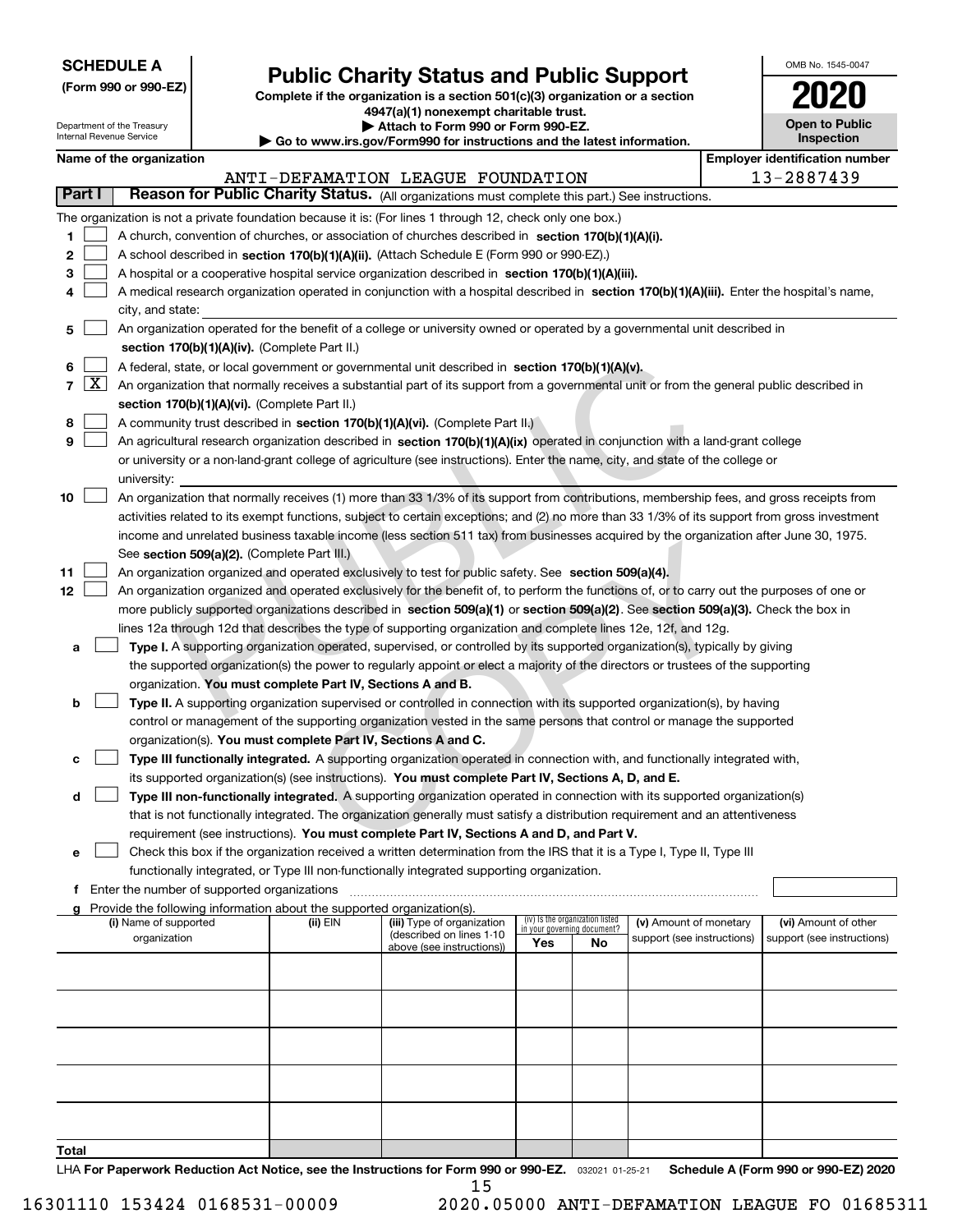**SCHEDULE A**
**(Form 990 or 990-EZ)**

Department of the Treasury
Internal Revenue Service

# Public Charity Status and Public Support

**Complete if the organization is a section 501(c)(3) organization or a section 4947(a)(1) nonexempt charitable trust.**
**▶ Attach to Form 990 or Form 990-EZ.**
**▶ Go to www.irs.gov/Form990 for instructions and the latest information.**

OMB No. 1545-0047

**2020**

**Open to Public Inspection**

**Name of the organization**
ANTI-DEFAMATION LEAGUE FOUNDATION

**Employer identification number**
13-2887439

**Part I** **Reason for Public Charity Status.** (All organizations must complete this part.) See instructions.

The organization is not a private foundation because it is: (For lines 1 through 12, check only one box.)

1 [ ] A church, convention of churches, or association of churches described in **section 170(b)(1)(A)(i).**

2 [ ] A school described in **section 170(b)(1)(A)(ii).** (Attach Schedule E (Form 990 or 990-EZ).)

3 [ ] A hospital or a cooperative hospital service organization described in **section 170(b)(1)(A)(iii).**

4 [ ] A medical research organization operated in conjunction with a hospital described in **section 170(b)(1)(A)(iii).** Enter the hospital's name, city, and state:

5 [ ] An organization operated for the benefit of a college or university owned or operated by a governmental unit described in **section 170(b)(1)(A)(iv).** (Complete Part II.)

6 [ ] A federal, state, or local government or governmental unit described in **section 170(b)(1)(A)(v).**

7 [X] An organization that normally receives a substantial part of its support from a governmental unit or from the general public described in **section 170(b)(1)(A)(vi).** (Complete Part II.)

8 [ ] A community trust described in **section 170(b)(1)(A)(vi).** (Complete Part II.)

9 [ ] An agricultural research organization described in **section 170(b)(1)(A)(ix)** operated in conjunction with a land-grant college or university or a non-land-grant college of agriculture (see instructions). Enter the name, city, and state of the college or university:

10 [ ] An organization that normally receives (1) more than 33 1/3% of its support from contributions, membership fees, and gross receipts from activities related to its exempt functions, subject to certain exceptions; and (2) no more than 33 1/3% of its support from gross investment income and unrelated business taxable income (less section 511 tax) from businesses acquired by the organization after June 30, 1975. See **section 509(a)(2).** (Complete Part III.)

11 [ ] An organization organized and operated exclusively to test for public safety. See **section 509(a)(4).**

12 [ ] An organization organized and operated exclusively for the benefit of, to perform the functions of, or to carry out the purposes of one or more publicly supported organizations described in **section 509(a)(1)** or **section 509(a)(2)**. See **section 509(a)(3).** Check the box in lines 12a through 12d that describes the type of supporting organization and complete lines 12e, 12f, and 12g.

a [ ] **Type I.** A supporting organization operated, supervised, or controlled by its supported organization(s), typically by giving the supported organization(s) the power to regularly appoint or elect a majority of the directors or trustees of the supporting organization. **You must complete Part IV, Sections A and B.**

b [ ] **Type II.** A supporting organization supervised or controlled in connection with its supported organization(s), by having control or management of the supporting organization vested in the same persons that control or manage the supported organization(s). **You must complete Part IV, Sections A and C.**

c [ ] **Type III functionally integrated.** A supporting organization operated in connection with, and functionally integrated with, its supported organization(s) (see instructions). **You must complete Part IV, Sections A, D, and E.**

d [ ] **Type III non-functionally integrated.** A supporting organization operated in connection with its supported organization(s) that is not functionally integrated. The organization generally must satisfy a distribution requirement and an attentiveness requirement (see instructions). **You must complete Part IV, Sections A and D, and Part V.**

e [ ] Check this box if the organization received a written determination from the IRS that it is a Type I, Type II, Type III functionally integrated, or Type III non-functionally integrated supporting organization.

f Enter the number of supported organizations

g Provide the following information about the supported organization(s).

| (i) Name of supported organization | (ii) EIN | (iii) Type of organization (described on lines 1-10 above (see instructions)) | (iv) Is the organization listed in your governing document? Yes | No | (v) Amount of monetary support (see instructions) | (vi) Amount of other support (see instructions) |
|---|---|---|---|---|---|---|
| | | | | | | |
| | | | | | | |
| | | | | | | |
| | | | | | | |
| | | | | | | |
| **Total** | | | | | | |

LHA **For Paperwork Reduction Act Notice, see the Instructions for Form 990 or 990-EZ.** 032021 01-25-21 **Schedule A (Form 990 or 990-EZ) 2020**

16301110 153424 0168531-00009 2020.05000 ANTI-DEFAMATION LEAGUE FO 01685311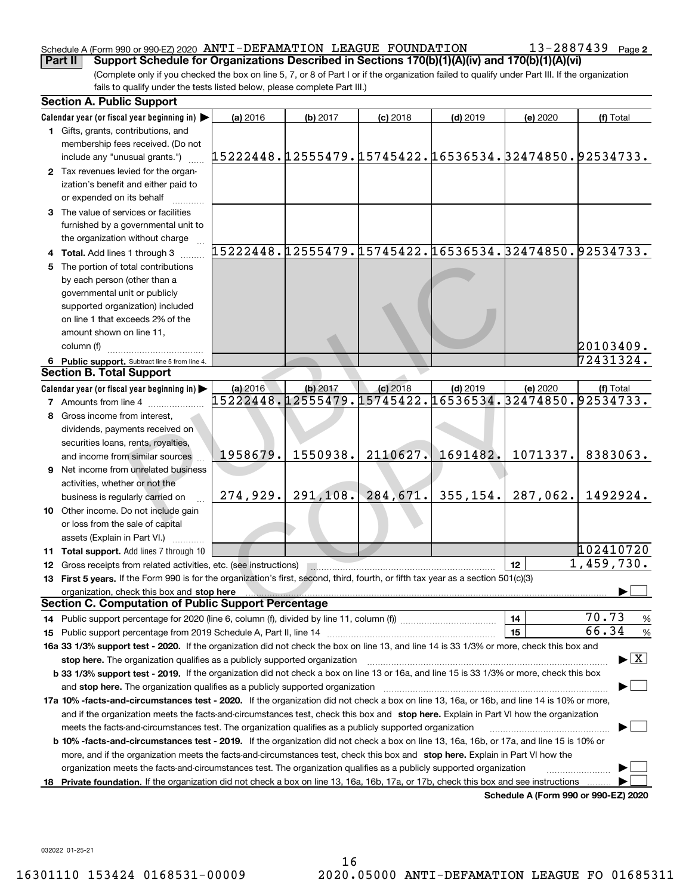Schedule A (Form 990 or 990-EZ) 2020 ANTI-DEFAMATION LEAGUE FOUNDATION 13-2887439 Page 2

**Part II Support Schedule for Organizations Described in Sections 170(b)(1)(A)(iv) and 170(b)(1)(A)(vi)**

(Complete only if you checked the box on line 5, 7, or 8 of Part I or if the organization failed to qualify under Part III. If the organization fails to qualify under the tests listed below, please complete Part III.)

## Section A. Public Support

| Calendar year (or fiscal year beginning in) ▶ | (a) 2016 | (b) 2017 | (c) 2018 | (d) 2019 | (e) 2020 | (f) Total |
|---|---|---|---|---|---|---|
| **1** Gifts, grants, contributions, and membership fees received. (Do not include any "unusual grants.") | 15222448. | 12555479. | 15745422. | 16536534. | 32474850. | 92534733. |
| **2** Tax revenues levied for the organization's benefit and either paid to or expended on its behalf | | | | | | |
| **3** The value of services or facilities furnished by a governmental unit to the organization without charge | | | | | | |
| **4 Total.** Add lines 1 through 3 | 15222448. | 12555479. | 15745422. | 16536534. | 32474850. | 92534733. |
| **5** The portion of total contributions by each person (other than a governmental unit or publicly supported organization) included on line 1 that exceeds 2% of the amount shown on line 11, column (f) | | | | | | 20103409. |
| **6 Public support.** Subtract line 5 from line 4. | | | | | | 72431324. |

## Section B. Total Support

| Calendar year (or fiscal year beginning in) ▶ | (a) 2016 | (b) 2017 | (c) 2018 | (d) 2019 | (e) 2020 | (f) Total |
|---|---|---|---|---|---|---|
| **7** Amounts from line 4 | 15222448. | 12555479. | 15745422. | 16536534. | 32474850. | 92534733. |
| **8** Gross income from interest, dividends, payments received on securities loans, rents, royalties, and income from similar sources | 1958679. | 1550938. | 2110627. | 1691482. | 1071337. | 8383063. |
| **9** Net income from unrelated business activities, whether or not the business is regularly carried on | 274,929. | 291,108. | 284,671. | 355,154. | 287,062. | 1492924. |
| **10** Other income. Do not include gain or loss from the sale of capital assets (Explain in Part VI.) | | | | | | |
| **11 Total support.** Add lines 7 through 10 | | | | | | 102410720 |

**12** Gross receipts from related activities, etc. (see instructions) — **12** — 1,459,730.

**13 First 5 years.** If the Form 990 is for the organization's first, second, third, fourth, or fifth tax year as a section 501(c)(3) organization, check this box and **stop here** ▶ ☐

## Section C. Computation of Public Support Percentage

**14** Public support percentage for 2020 (line 6, column (f), divided by line 11, column (f)) — **14** — 70.73 %

**15** Public support percentage from 2019 Schedule A, Part II, line 14 — **15** — 66.34 %

**16a 33 1/3% support test - 2020.** If the organization did not check the box on line 13, and line 14 is 33 1/3% or more, check this box and **stop here.** The organization qualifies as a publicly supported organization ▶ ☒

**b 33 1/3% support test - 2019.** If the organization did not check a box on line 13 or 16a, and line 15 is 33 1/3% or more, check this box and **stop here.** The organization qualifies as a publicly supported organization ▶ ☐

**17a 10% -facts-and-circumstances test - 2020.** If the organization did not check a box on line 13, 16a, or 16b, and line 14 is 10% or more, and if the organization meets the facts-and-circumstances test, check this box and **stop here.** Explain in Part VI how the organization meets the facts-and-circumstances test. The organization qualifies as a publicly supported organization ▶ ☐

**b 10% -facts-and-circumstances test - 2019.** If the organization did not check a box on line 13, 16a, 16b, or 17a, and line 15 is 10% or more, and if the organization meets the facts-and-circumstances test, check this box and **stop here.** Explain in Part VI how the organization meets the facts-and-circumstances test. The organization qualifies as a publicly supported organization ▶ ☐

**18 Private foundation.** If the organization did not check a box on line 13, 16a, 16b, 17a, or 17b, check this box and see instructions ▶ ☐

**Schedule A (Form 990 or 990-EZ) 2020**

032022 01-25-21

16301110 153424 0168531-00009 2020.05000 ANTI-DEFAMATION LEAGUE FO 01685311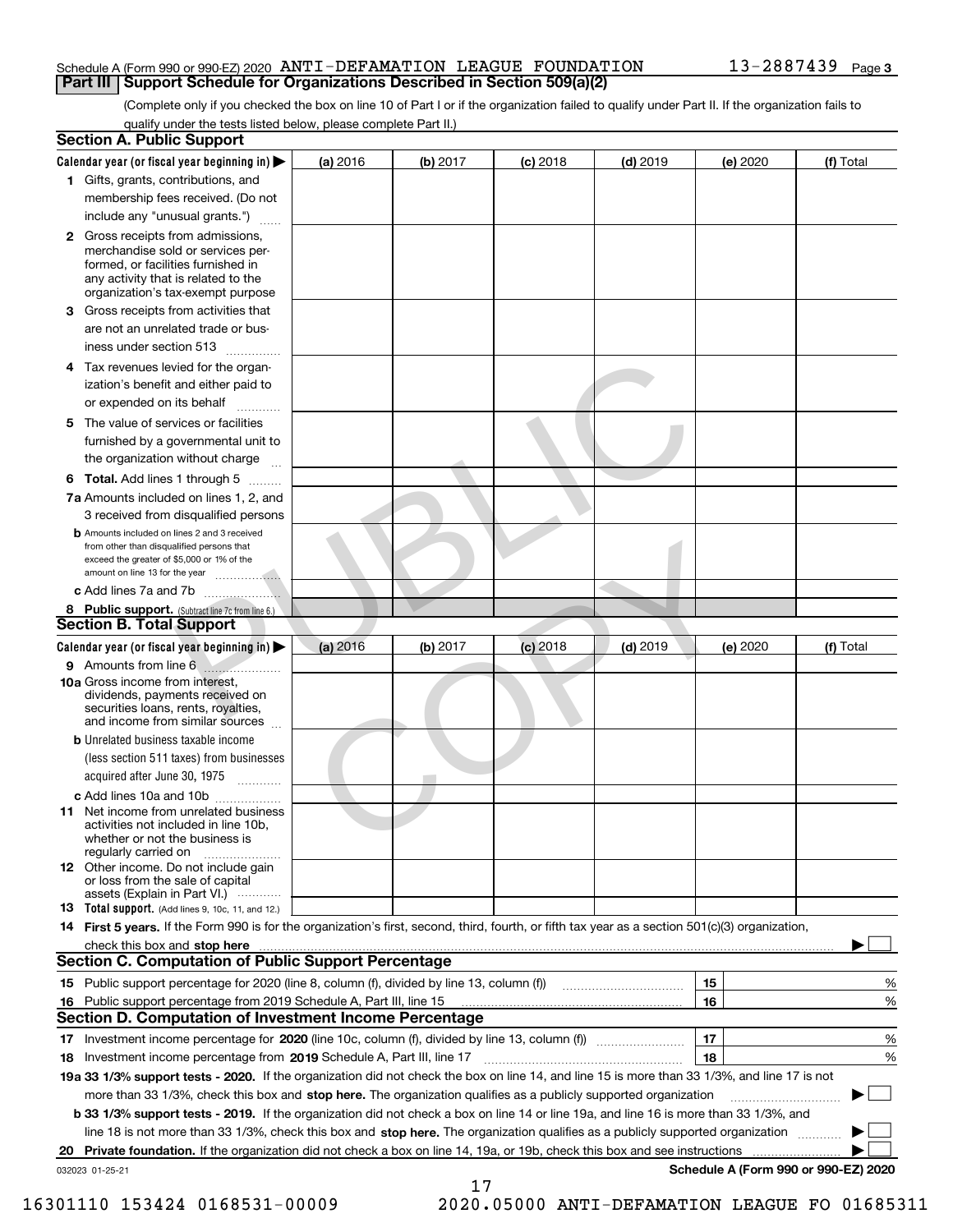Schedule A (Form 990 or 990-EZ) 2020 ANTI-DEFAMATION LEAGUE FOUNDATION 13-2887439 Page 3

## Part III Support Schedule for Organizations Described in Section 509(a)(2)

(Complete only if you checked the box on line 10 of Part I or if the organization failed to qualify under Part II. If the organization fails to qualify under the tests listed below, please complete Part II.)

### Section A. Public Support

| Calendar year (or fiscal year beginning in) ▶ | (a) 2016 | (b) 2017 | (c) 2018 | (d) 2019 | (e) 2020 | (f) Total |
|---|---|---|---|---|---|---|
| 1 Gifts, grants, contributions, and membership fees received. (Do not include any "unusual grants.") | | | | | | |
| 2 Gross receipts from admissions, merchandise sold or services performed, or facilities furnished in any activity that is related to the organization's tax-exempt purpose | | | | | | |
| 3 Gross receipts from activities that are not an unrelated trade or business under section 513 | | | | | | |
| 4 Tax revenues levied for the organization's benefit and either paid to or expended on its behalf | | | | | | |
| 5 The value of services or facilities furnished by a governmental unit to the organization without charge | | | | | | |
| 6 **Total.** Add lines 1 through 5 | | | | | | |
| 7a Amounts included on lines 1, 2, and 3 received from disqualified persons | | | | | | |
| b Amounts included on lines 2 and 3 received from other than disqualified persons that exceed the greater of $5,000 or 1% of the amount on line 13 for the year | | | | | | |
| c Add lines 7a and 7b | | | | | | |
| 8 **Public support.** (Subtract line 7c from line 6.) | | | | | | |

### Section B. Total Support

| Calendar year (or fiscal year beginning in) ▶ | (a) 2016 | (b) 2017 | (c) 2018 | (d) 2019 | (e) 2020 | (f) Total |
|---|---|---|---|---|---|---|
| 9 Amounts from line 6 | | | | | | |
| 10a Gross income from interest, dividends, payments received on securities loans, rents, royalties, and income from similar sources | | | | | | |
| b Unrelated business taxable income (less section 511 taxes) from businesses acquired after June 30, 1975 | | | | | | |
| c Add lines 10a and 10b | | | | | | |
| 11 Net income from unrelated business activities not included in line 10b, whether or not the business is regularly carried on | | | | | | |
| 12 Other income. Do not include gain or loss from the sale of capital assets (Explain in Part VI.) | | | | | | |
| 13 **Total support.** (Add lines 9, 10c, 11, and 12.) | | | | | | |

14 **First 5 years.** If the Form 990 is for the organization's first, second, third, fourth, or fifth tax year as a section 501(c)(3) organization, check this box and **stop here** ▶ ☐

### Section C. Computation of Public Support Percentage

| | | | |
|---|---|---|---|
| 15 | Public support percentage for 2020 (line 8, column (f), divided by line 13, column (f)) | 15 | % |
| 16 | Public support percentage from 2019 Schedule A, Part III, line 15 | 16 | % |

### Section D. Computation of Investment Income Percentage

| | | | |
|---|---|---|---|
| 17 | Investment income percentage for **2020** (line 10c, column (f), divided by line 13, column (f)) | 17 | % |
| 18 | Investment income percentage from **2019** Schedule A, Part III, line 17 | 18 | % |

**19a 33 1/3% support tests - 2020.** If the organization did not check the box on line 14, and line 15 is more than 33 1/3%, and line 17 is not more than 33 1/3%, check this box and **stop here.** The organization qualifies as a publicly supported organization ▶ ☐

**b 33 1/3% support tests - 2019.** If the organization did not check a box on line 14 or line 19a, and line 16 is more than 33 1/3%, and line 18 is not more than 33 1/3%, check this box and **stop here.** The organization qualifies as a publicly supported organization ▶ ☐

**20 Private foundation.** If the organization did not check a box on line 14, 19a, or 19b, check this box and see instructions ▶ ☐

032023 01-25-21 **Schedule A (Form 990 or 990-EZ) 2020**

16301110 153424 0168531-00009 2020.05000 ANTI-DEFAMATION LEAGUE FO 01685311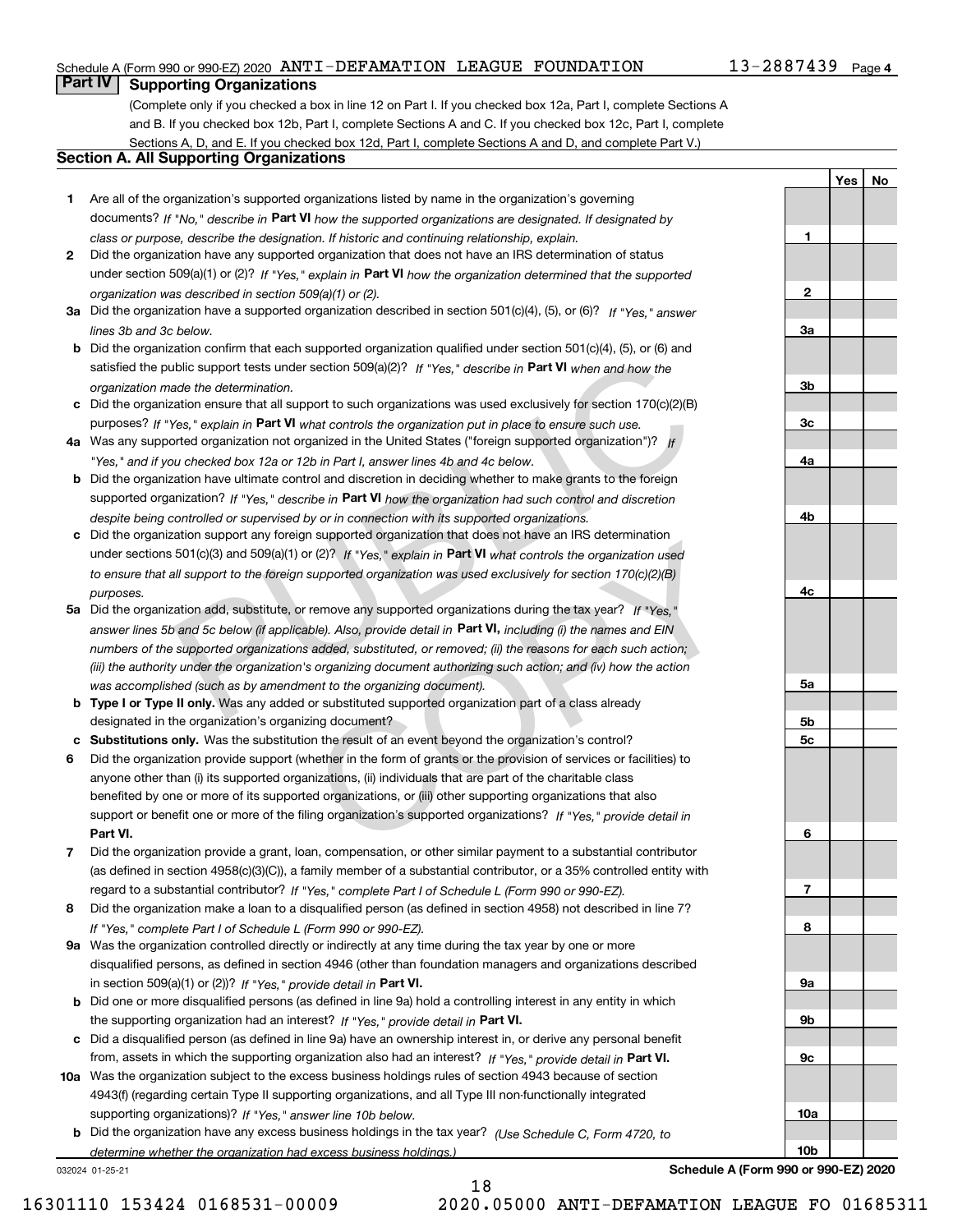Schedule A (Form 990 or 990-EZ) 2020 ANTI-DEFAMATION LEAGUE FOUNDATION 13-2887439 Page 4

## Part IV Supporting Organizations

(Complete only if you checked a box in line 12 on Part I. If you checked box 12a, Part I, complete Sections A and B. If you checked box 12b, Part I, complete Sections A and C. If you checked box 12c, Part I, complete Sections A, D, and E. If you checked box 12d, Part I, complete Sections A and D, and complete Part V.)

### Section A. All Supporting Organizations

| | | | Yes | No |
|---|---|---|---|---|
| **1** | Are all of the organization's supported organizations listed by name in the organization's governing documents? *If "No," describe in* **Part VI** *how the supported organizations are designated. If designated by class or purpose, describe the designation. If historic and continuing relationship, explain.* | 1 | | |
| **2** | Did the organization have any supported organization that does not have an IRS determination of status under section 509(a)(1) or (2)? *If "Yes," explain in* **Part VI** *how the organization determined that the supported organization was described in section 509(a)(1) or (2).* | 2 | | |
| **3a** | Did the organization have a supported organization described in section 501(c)(4), (5), or (6)? *If "Yes," answer lines 3b and 3c below.* | 3a | | |
| **b** | Did the organization confirm that each supported organization qualified under section 501(c)(4), (5), or (6) and satisfied the public support tests under section 509(a)(2)? *If "Yes," describe in* **Part VI** *when and how the organization made the determination.* | 3b | | |
| **c** | Did the organization ensure that all support to such organizations was used exclusively for section 170(c)(2)(B) purposes? *If "Yes," explain in* **Part VI** *what controls the organization put in place to ensure such use.* | 3c | | |
| **4a** | Was any supported organization not organized in the United States ("foreign supported organization")? *If "Yes," and if you checked box 12a or 12b in Part I, answer lines 4b and 4c below.* | 4a | | |
| **b** | Did the organization have ultimate control and discretion in deciding whether to make grants to the foreign supported organization? *If "Yes," describe in* **Part VI** *how the organization had such control and discretion despite being controlled or supervised by or in connection with its supported organizations.* | 4b | | |
| **c** | Did the organization support any foreign supported organization that does not have an IRS determination under sections 501(c)(3) and 509(a)(1) or (2)? *If "Yes," explain in* **Part VI** *what controls the organization used to ensure that all support to the foreign supported organization was used exclusively for section 170(c)(2)(B) purposes.* | 4c | | |
| **5a** | Did the organization add, substitute, or remove any supported organizations during the tax year? *If "Yes," answer lines 5b and 5c below (if applicable). Also, provide detail in* **Part VI,** *including (i) the names and EIN numbers of the supported organizations added, substituted, or removed; (ii) the reasons for each such action; (iii) the authority under the organization's organizing document authorizing such action; and (iv) how the action was accomplished (such as by amendment to the organizing document).* | 5a | | |
| **b** | **Type I or Type II only.** Was any added or substituted supported organization part of a class already designated in the organization's organizing document? | 5b | | |
| **c** | **Substitutions only.** Was the substitution the result of an event beyond the organization's control? | 5c | | |
| **6** | Did the organization provide support (whether in the form of grants or the provision of services or facilities) to anyone other than (i) its supported organizations, (ii) individuals that are part of the charitable class benefited by one or more of its supported organizations, or (iii) other supporting organizations that also support or benefit one or more of the filing organization's supported organizations? *If "Yes," provide detail in* **Part VI.** | 6 | | |
| **7** | Did the organization provide a grant, loan, compensation, or other similar payment to a substantial contributor (as defined in section 4958(c)(3)(C)), a family member of a substantial contributor, or a 35% controlled entity with regard to a substantial contributor? *If "Yes," complete Part I of Schedule L (Form 990 or 990-EZ).* | 7 | | |
| **8** | Did the organization make a loan to a disqualified person (as defined in section 4958) not described in line 7? *If "Yes," complete Part I of Schedule L (Form 990 or 990-EZ).* | 8 | | |
| **9a** | Was the organization controlled directly or indirectly at any time during the tax year by one or more disqualified persons, as defined in section 4946 (other than foundation managers and organizations described in section 509(a)(1) or (2))? *If "Yes," provide detail in* **Part VI.** | 9a | | |
| **b** | Did one or more disqualified persons (as defined in line 9a) hold a controlling interest in any entity in which the supporting organization had an interest? *If "Yes," provide detail in* **Part VI.** | 9b | | |
| **c** | Did a disqualified person (as defined in line 9a) have an ownership interest in, or derive any personal benefit from, assets in which the supporting organization also had an interest? *If "Yes," provide detail in* **Part VI.** | 9c | | |
| **10a** | Was the organization subject to the excess business holdings rules of section 4943 because of section 4943(f) (regarding certain Type II supporting organizations, and all Type III non-functionally integrated supporting organizations)? *If "Yes," answer line 10b below.* | 10a | | |
| **b** | Did the organization have any excess business holdings in the tax year? *(Use Schedule C, Form 4720, to determine whether the organization had excess business holdings.)* | 10b | | |

032024 01-25-21 **Schedule A (Form 990 or 990-EZ) 2020**

16301110 153424 0168531-00009 2020.05000 ANTI-DEFAMATION LEAGUE FO 01685311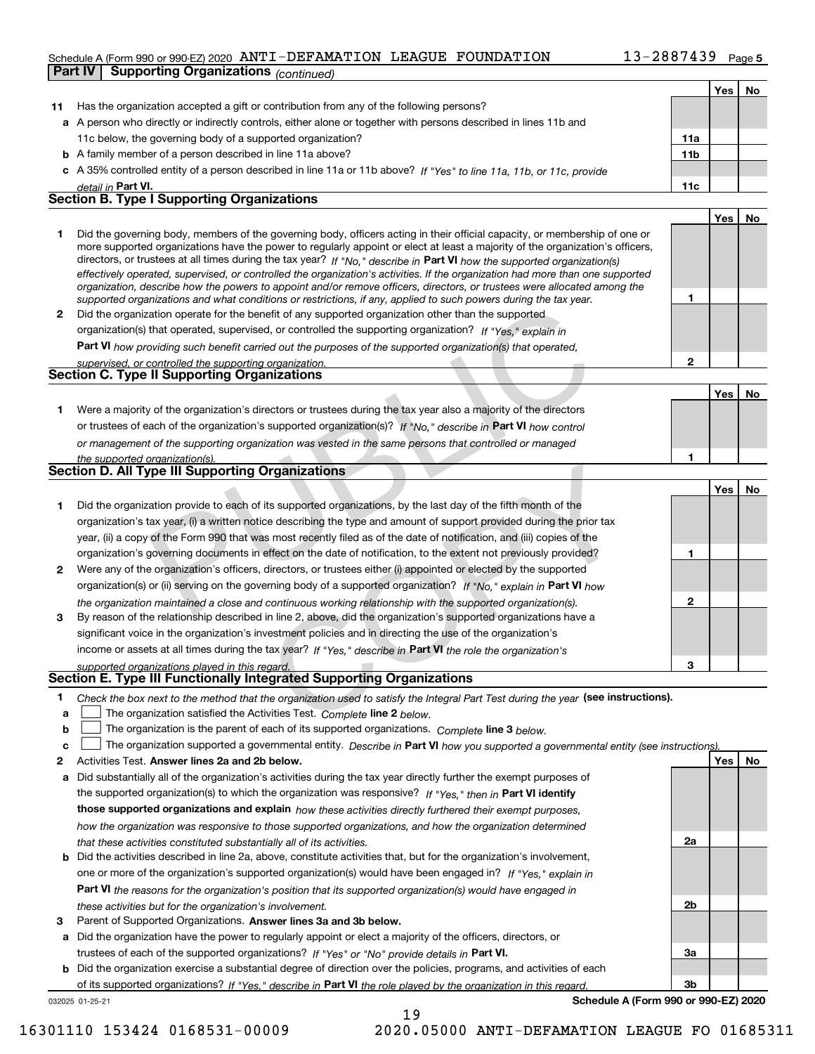Schedule A (Form 990 or 990-EZ) 2020 ANTI-DEFAMATION LEAGUE FOUNDATION 13-2887439 Page 5

**Part IV | Supporting Organizations** *(continued)*

| | | | Yes | No |
|---|---|---|---|---|
| **11** | Has the organization accepted a gift or contribution from any of the following persons? | | | |
| **a** | A person who directly or indirectly controls, either alone or together with persons described in lines 11b and 11c below, the governing body of a supported organization? | **11a** | | |
| **b** | A family member of a person described in line 11a above? | **11b** | | |
| **c** | A 35% controlled entity of a person described in line 11a or 11b above? *If "Yes" to line 11a, 11b, or 11c, provide detail in* **Part VI.** | **11c** | | |

## Section B. Type I Supporting Organizations

| | | | Yes | No |
|---|---|---|---|---|
| **1** | Did the governing body, members of the governing body, officers acting in their official capacity, or membership of one or more supported organizations have the power to regularly appoint or elect at least a majority of the organization's officers, directors, or trustees at all times during the tax year? *If "No," describe in* **Part VI** *how the supported organization(s) effectively operated, supervised, or controlled the organization's activities. If the organization had more than one supported organization, describe how the powers to appoint and/or remove officers, directors, or trustees were allocated among the supported organizations and what conditions or restrictions, if any, applied to such powers during the tax year.* | **1** | | |
| **2** | Did the organization operate for the benefit of any supported organization other than the supported organization(s) that operated, supervised, or controlled the supporting organization? *If "Yes," explain in* **Part VI** *how providing such benefit carried out the purposes of the supported organization(s) that operated, supervised, or controlled the supporting organization.* | **2** | | |

## Section C. Type II Supporting Organizations

| | | | Yes | No |
|---|---|---|---|---|
| **1** | Were a majority of the organization's directors or trustees during the tax year also a majority of the directors or trustees of each of the organization's supported organization(s)? *If "No," describe in* **Part VI** *how control or management of the supporting organization was vested in the same persons that controlled or managed the supported organization(s).* | **1** | | |

## Section D. All Type III Supporting Organizations

| | | | Yes | No |
|---|---|---|---|---|
| **1** | Did the organization provide to each of its supported organizations, by the last day of the fifth month of the organization's tax year, (i) a written notice describing the type and amount of support provided during the prior tax year, (ii) a copy of the Form 990 that was most recently filed as of the date of notification, and (iii) copies of the organization's governing documents in effect on the date of notification, to the extent not previously provided? | **1** | | |
| **2** | Were any of the organization's officers, directors, or trustees either (i) appointed or elected by the supported organization(s) or (ii) serving on the governing body of a supported organization? *If "No," explain in* **Part VI** *how the organization maintained a close and continuous working relationship with the supported organization(s).* | **2** | | |
| **3** | By reason of the relationship described in line 2, above, did the organization's supported organizations have a significant voice in the organization's investment policies and in directing the use of the organization's income or assets at all times during the tax year? *If "Yes," describe in* **Part VI** *the role the organization's supported organizations played in this regard.* | **3** | | |

## Section E. Type III Functionally Integrated Supporting Organizations

**1** *Check the box next to the method that the organization used to satisfy the Integral Part Test during the year* **(see instructions).**

- **a** ☐ The organization satisfied the Activities Test. *Complete* **line 2** *below.*
- **b** ☐ The organization is the parent of each of its supported organizations. *Complete* **line 3** *below.*
- **c** ☐ The organization supported a governmental entity. *Describe in* **Part VI** *how you supported a governmental entity (see instructions).*

| | | | Yes | No |
|---|---|---|---|---|
| **2** | Activities Test. **Answer lines 2a and 2b below.** | | | |
| **a** | Did substantially all of the organization's activities during the tax year directly further the exempt purposes of the supported organization(s) to which the organization was responsive? *If "Yes," then in* **Part VI identify those supported organizations and explain** *how these activities directly furthered their exempt purposes, how the organization was responsive to those supported organizations, and how the organization determined that these activities constituted substantially all of its activities.* | **2a** | | |
| **b** | Did the activities described in line 2a, above, constitute activities that, but for the organization's involvement, one or more of the organization's supported organization(s) would have been engaged in? *If "Yes," explain in* **Part VI** *the reasons for the organization's position that its supported organization(s) would have engaged in these activities but for the organization's involvement.* | **2b** | | |
| **3** | Parent of Supported Organizations. **Answer lines 3a and 3b below.** | | | |
| **a** | Did the organization have the power to regularly appoint or elect a majority of the officers, directors, or trustees of each of the supported organizations? *If "Yes" or "No" provide details in* **Part VI.** | **3a** | | |
| **b** | Did the organization exercise a substantial degree of direction over the policies, programs, and activities of each of its supported organizations? *If "Yes," describe in* **Part VI** *the role played by the organization in this regard.* | **3b** | | |

032025 01-25-21 **Schedule A (Form 990 or 990-EZ) 2020**

16301110 153424 0168531-00009 2020.05000 ANTI-DEFAMATION LEAGUE FO 01685311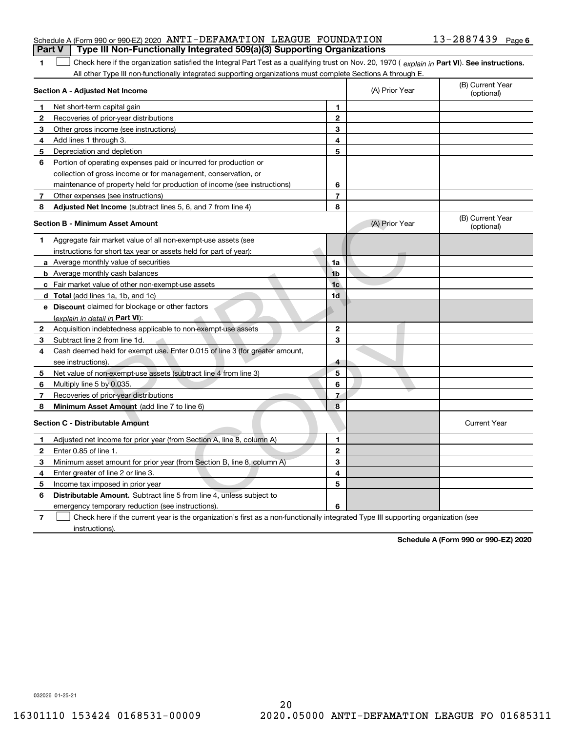Schedule A (Form 990 or 990-EZ) 2020 ANTI-DEFAMATION LEAGUE FOUNDATION 13-2887439 Page 6

## Part V | Type III Non-Functionally Integrated 509(a)(3) Supporting Organizations

**1** ☐ Check here if the organization satisfied the Integral Part Test as a qualifying trust on Nov. 20, 1970 ( *explain in* **Part VI**). **See instructions.** All other Type III non-functionally integrated supporting organizations must complete Sections A through E.

| **Section A - Adjusted Net Income** | | | (A) Prior Year | (B) Current Year (optional) |
|---|---|---|---|---|
| **1** | Net short-term capital gain | **1** | | |
| **2** | Recoveries of prior-year distributions | **2** | | |
| **3** | Other gross income (see instructions) | **3** | | |
| **4** | Add lines 1 through 3. | **4** | | |
| **5** | Depreciation and depletion | **5** | | |
| **6** | Portion of operating expenses paid or incurred for production or collection of gross income or for management, conservation, or maintenance of property held for production of income (see instructions) | **6** | | |
| **7** | Other expenses (see instructions) | **7** | | |
| **8** | **Adjusted Net Income** (subtract lines 5, 6, and 7 from line 4) | **8** | | |

| **Section B - Minimum Asset Amount** | | | (A) Prior Year | (B) Current Year (optional) |
|---|---|---|---|---|
| **1** | Aggregate fair market value of all non-exempt-use assets (see instructions for short tax year or assets held for part of year): | | | |
| **a** | Average monthly value of securities | **1a** | | |
| **b** | Average monthly cash balances | **1b** | | |
| **c** | Fair market value of other non-exempt-use assets | **1c** | | |
| **d** | **Total** (add lines 1a, 1b, and 1c) | **1d** | | |
| **e** | **Discount** claimed for blockage or other factors (*explain in detail in* **Part VI**): | | | |
| **2** | Acquisition indebtedness applicable to non-exempt-use assets | **2** | | |
| **3** | Subtract line 2 from line 1d. | **3** | | |
| **4** | Cash deemed held for exempt use. Enter 0.015 of line 3 (for greater amount, see instructions). | **4** | | |
| **5** | Net value of non-exempt-use assets (subtract line 4 from line 3) | **5** | | |
| **6** | Multiply line 5 by 0.035. | **6** | | |
| **7** | Recoveries of prior-year distributions | **7** | | |
| **8** | **Minimum Asset Amount** (add line 7 to line 6) | **8** | | |

| **Section C - Distributable Amount** | | | | Current Year |
|---|---|---|---|---|
| **1** | Adjusted net income for prior year (from Section A, line 8, column A) | **1** | | |
| **2** | Enter 0.85 of line 1. | **2** | | |
| **3** | Minimum asset amount for prior year (from Section B, line 8, column A) | **3** | | |
| **4** | Enter greater of line 2 or line 3. | **4** | | |
| **5** | Income tax imposed in prior year | **5** | | |
| **6** | **Distributable Amount.** Subtract line 5 from line 4, unless subject to emergency temporary reduction (see instructions). | **6** | | |

**7** ☐ Check here if the current year is the organization's first as a non-functionally integrated Type III supporting organization (see instructions).

**Schedule A (Form 990 or 990-EZ) 2020**

032026 01-25-21

16301110 153424 0168531-00009 2020.05000 ANTI-DEFAMATION LEAGUE FO 01685311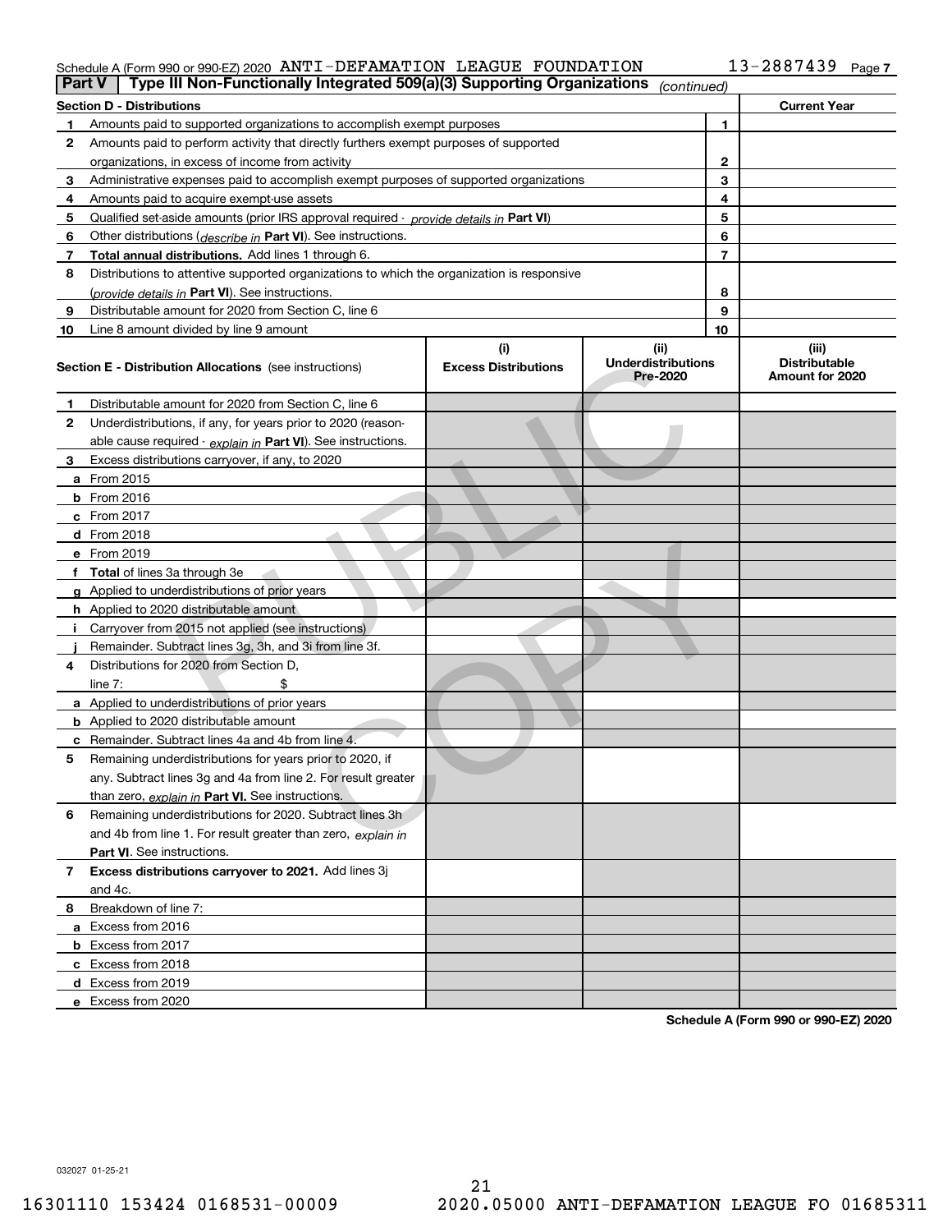Schedule A (Form 990 or 990-EZ) 2020 ANTI-DEFAMATION LEAGUE FOUNDATION 13-2887439

**Part V | Type III Non-Functionally Integrated 509(a)(3) Supporting Organizations** *(continued)*

| Section D - Distributions | | Current Year |
|---|---|---|
| **1** Amounts paid to supported organizations to accomplish exempt purposes | 1 | |
| **2** Amounts paid to perform activity that directly furthers exempt purposes of supported organizations, in excess of income from activity | 2 | |
| **3** Administrative expenses paid to accomplish exempt purposes of supported organizations | 3 | |
| **4** Amounts paid to acquire exempt-use assets | 4 | |
| **5** Qualified set-aside amounts (prior IRS approval required - *provide details in* **Part VI**) | 5 | |
| **6** Other distributions (*describe in* **Part VI**). See instructions. | 6 | |
| **7** **Total annual distributions.** Add lines 1 through 6. | 7 | |
| **8** Distributions to attentive supported organizations to which the organization is responsive (*provide details in* **Part VI**). See instructions. | 8 | |
| **9** Distributable amount for 2020 from Section C, line 6 | 9 | |
| **10** Line 8 amount divided by line 9 amount | 10 | |

| Section E - Distribution Allocations (see instructions) | (i) Excess Distributions | (ii) Underdistributions Pre-2020 | (iii) Distributable Amount for 2020 |
|---|---|---|---|
| **1** Distributable amount for 2020 from Section C, line 6 | | | |
| **2** Underdistributions, if any, for years prior to 2020 (reasonable cause required - *explain in* **Part VI**). See instructions. | | | |
| **3** Excess distributions carryover, if any, to 2020 | | | |
| **a** From 2015 | | | |
| **b** From 2016 | | | |
| **c** From 2017 | | | |
| **d** From 2018 | | | |
| **e** From 2019 | | | |
| **f** **Total** of lines 3a through 3e | | | |
| **g** Applied to underdistributions of prior years | | | |
| **h** Applied to 2020 distributable amount | | | |
| **i** Carryover from 2015 not applied (see instructions) | | | |
| **j** Remainder. Subtract lines 3g, 3h, and 3i from line 3f. | | | |
| **4** Distributions for 2020 from Section D, line 7: $ | | | |
| **a** Applied to underdistributions of prior years | | | |
| **b** Applied to 2020 distributable amount | | | |
| **c** Remainder. Subtract lines 4a and 4b from line 4. | | | |
| **5** Remaining underdistributions for years prior to 2020, if any. Subtract lines 3g and 4a from line 2. For result greater than zero, *explain in* **Part VI.** See instructions. | | | |
| **6** Remaining underdistributions for 2020. Subtract lines 3h and 4b from line 1. For result greater than zero, *explain in* **Part VI**. See instructions. | | | |
| **7** **Excess distributions carryover to 2021.** Add lines 3j and 4c. | | | |
| **8** Breakdown of line 7: | | | |
| **a** Excess from 2016 | | | |
| **b** Excess from 2017 | | | |
| **c** Excess from 2018 | | | |
| **d** Excess from 2019 | | | |
| **e** Excess from 2020 | | | |

**Schedule A (Form 990 or 990-EZ) 2020**

032027 01-25-21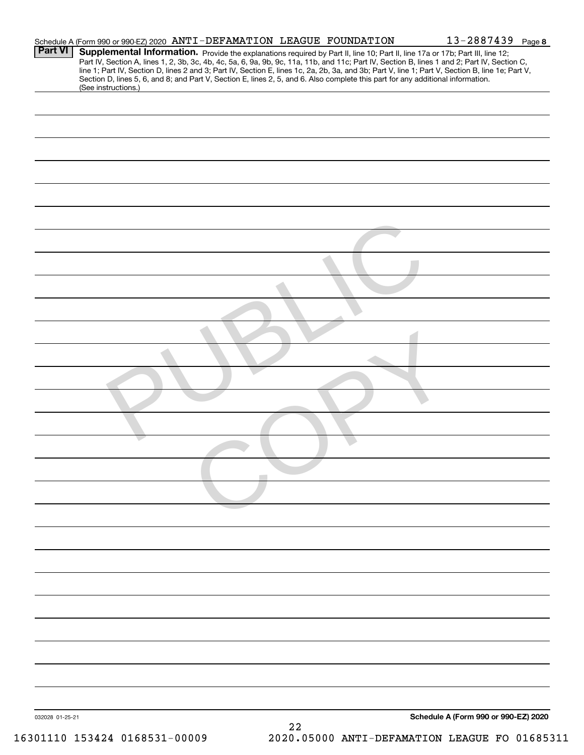Schedule A (Form 990 or 990-EZ) 2020 ANTI-DEFAMATION LEAGUE FOUNDATION 13-2887439 Page 8

**Part VI** **Supplemental Information.** Provide the explanations required by Part II, line 10; Part II, line 17a or 17b; Part III, line 12; Part IV, Section A, lines 1, 2, 3b, 3c, 4b, 4c, 5a, 6, 9a, 9b, 9c, 11a, 11b, and 11c; Part IV, Section B, lines 1 and 2; Part IV, Section C, line 1; Part IV, Section D, lines 2 and 3; Part IV, Section E, lines 1c, 2a, 2b, 3a, and 3b; Part V, line 1; Part V, Section B, line 1e; Part V, Section D, lines 5, 6, and 8; and Part V, Section E, lines 2, 5, and 6. Also complete this part for any additional information. (See instructions.)

PUBLIC COPY

032028 01-25-21 **Schedule A (Form 990 or 990-EZ) 2020**

16301110 153424 0168531-00009 2020.05000 ANTI-DEFAMATION LEAGUE FO 01685311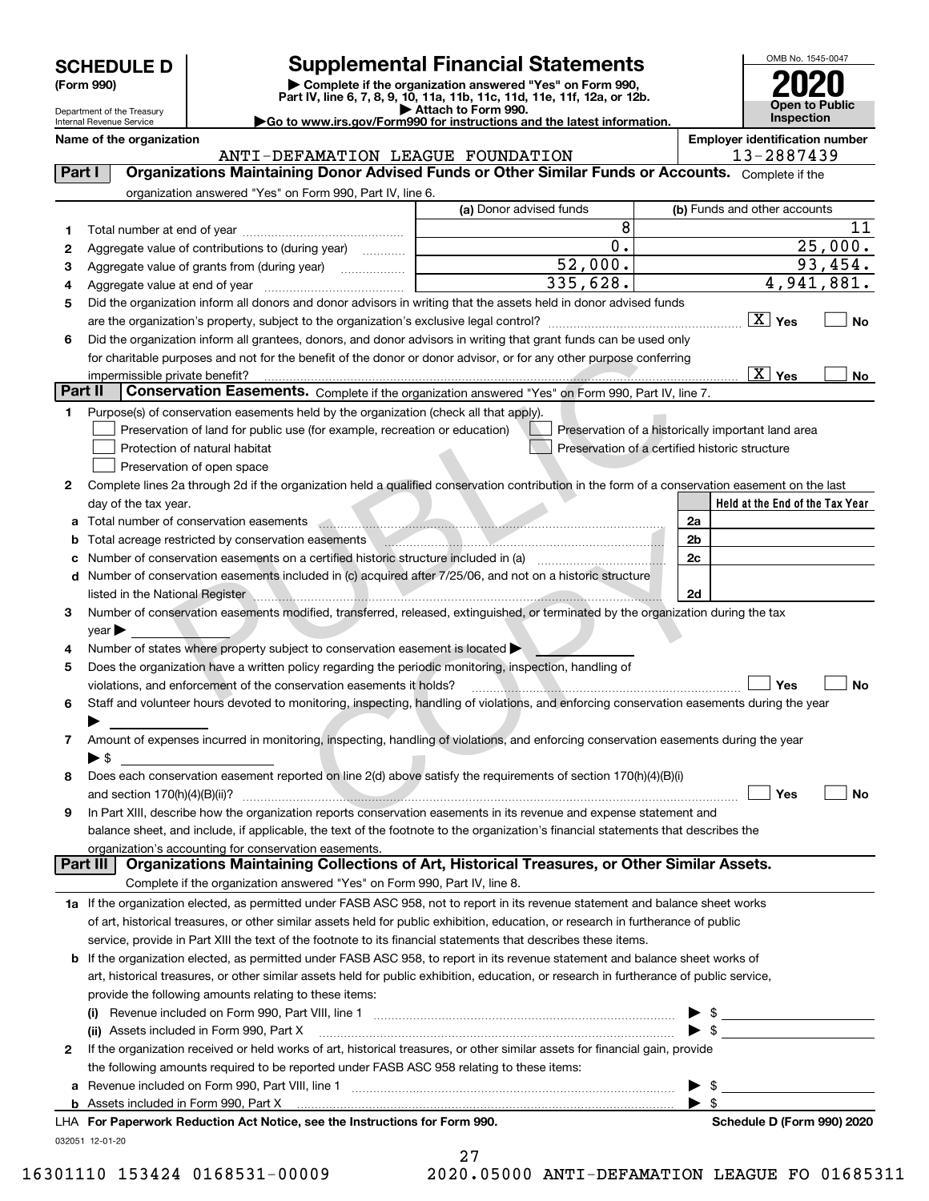# SCHEDULE D (Form 990)

Department of the Treasury
Internal Revenue Service

## Supplemental Financial Statements

▶ Complete if the organization answered "Yes" on Form 990, Part IV, line 6, 7, 8, 9, 10, 11a, 11b, 11c, 11d, 11e, 11f, 12a, or 12b.
▶ Attach to Form 990.
▶Go to www.irs.gov/Form990 for instructions and the latest information.

OMB No. 1545-0047
**2020**
**Open to Public Inspection**

**Name of the organization**
ANTI-DEFAMATION LEAGUE FOUNDATION

**Employer identification number**
13-2887439

## Part I Organizations Maintaining Donor Advised Funds or Other Similar Funds or Accounts. Complete if the organization answered "Yes" on Form 990, Part IV, line 6.

| | | (a) Donor advised funds | (b) Funds and other accounts |
|---|---|---|---|
| 1 | Total number at end of year | 8 | 11 |
| 2 | Aggregate value of contributions to (during year) | 0. | 25,000. |
| 3 | Aggregate value of grants from (during year) | 52,000. | 93,454. |
| 4 | Aggregate value at end of year | 335,628. | 4,941,881. |

5 Did the organization inform all donors and donor advisors in writing that the assets held in donor advised funds are the organization's property, subject to the organization's exclusive legal control? [X] Yes [ ] No

6 Did the organization inform all grantees, donors, and donor advisors in writing that grant funds can be used only for charitable purposes and not for the benefit of the donor or donor advisor, or for any other purpose conferring impermissible private benefit? [X] Yes [ ] No

## Part II Conservation Easements. Complete if the organization answered "Yes" on Form 990, Part IV, line 7.

1 Purpose(s) of conservation easements held by the organization (check all that apply).
- [ ] Preservation of land for public use (for example, recreation or education)
- [ ] Preservation of a historically important land area
- [ ] Protection of natural habitat
- [ ] Preservation of a certified historic structure
- [ ] Preservation of open space

2 Complete lines 2a through 2d if the organization held a qualified conservation contribution in the form of a conservation easement on the last day of the tax year.

| | | | Held at the End of the Tax Year |
|---|---|---|---|
| a | Total number of conservation easements | 2a | |
| b | Total acreage restricted by conservation easements | 2b | |
| c | Number of conservation easements on a certified historic structure included in (a) | 2c | |
| d | Number of conservation easements included in (c) acquired after 7/25/06, and not on a historic structure listed in the National Register | 2d | |

3 Number of conservation easements modified, transferred, released, extinguished, or terminated by the organization during the tax year ▶

4 Number of states where property subject to conservation easement is located ▶

5 Does the organization have a written policy regarding the periodic monitoring, inspection, handling of violations, and enforcement of the conservation easements it holds? [ ] Yes [ ] No

6 Staff and volunteer hours devoted to monitoring, inspecting, handling of violations, and enforcing conservation easements during the year ▶

7 Amount of expenses incurred in monitoring, inspecting, handling of violations, and enforcing conservation easements during the year ▶ $

8 Does each conservation easement reported on line 2(d) above satisfy the requirements of section 170(h)(4)(B)(i) and section 170(h)(4)(B)(ii)? [ ] Yes [ ] No

9 In Part XIII, describe how the organization reports conservation easements in its revenue and expense statement and balance sheet, and include, if applicable, the text of the footnote to the organization's financial statements that describes the organization's accounting for conservation easements.

## Part III Organizations Maintaining Collections of Art, Historical Treasures, or Other Similar Assets. Complete if the organization answered "Yes" on Form 990, Part IV, line 8.

1a If the organization elected, as permitted under FASB ASC 958, not to report in its revenue statement and balance sheet works of art, historical treasures, or other similar assets held for public exhibition, education, or research in furtherance of public service, provide in Part XIII the text of the footnote to its financial statements that describes these items.

b If the organization elected, as permitted under FASB ASC 958, to report in its revenue statement and balance sheet works of art, historical treasures, or other similar assets held for public exhibition, education, or research in furtherance of public service, provide the following amounts relating to these items:

(i) Revenue included on Form 990, Part VIII, line 1 ▶ $

(ii) Assets included in Form 990, Part X ▶ $

2 If the organization received or held works of art, historical treasures, or other similar assets for financial gain, provide the following amounts required to be reported under FASB ASC 958 relating to these items:

a Revenue included on Form 990, Part VIII, line 1 ▶ $

b Assets included in Form 990, Part X ▶ $

LHA For Paperwork Reduction Act Notice, see the Instructions for Form 990. Schedule D (Form 990) 2020

032051 12-01-20

16301110 153424 0168531-00009 2020.05000 ANTI-DEFAMATION LEAGUE FO 01685311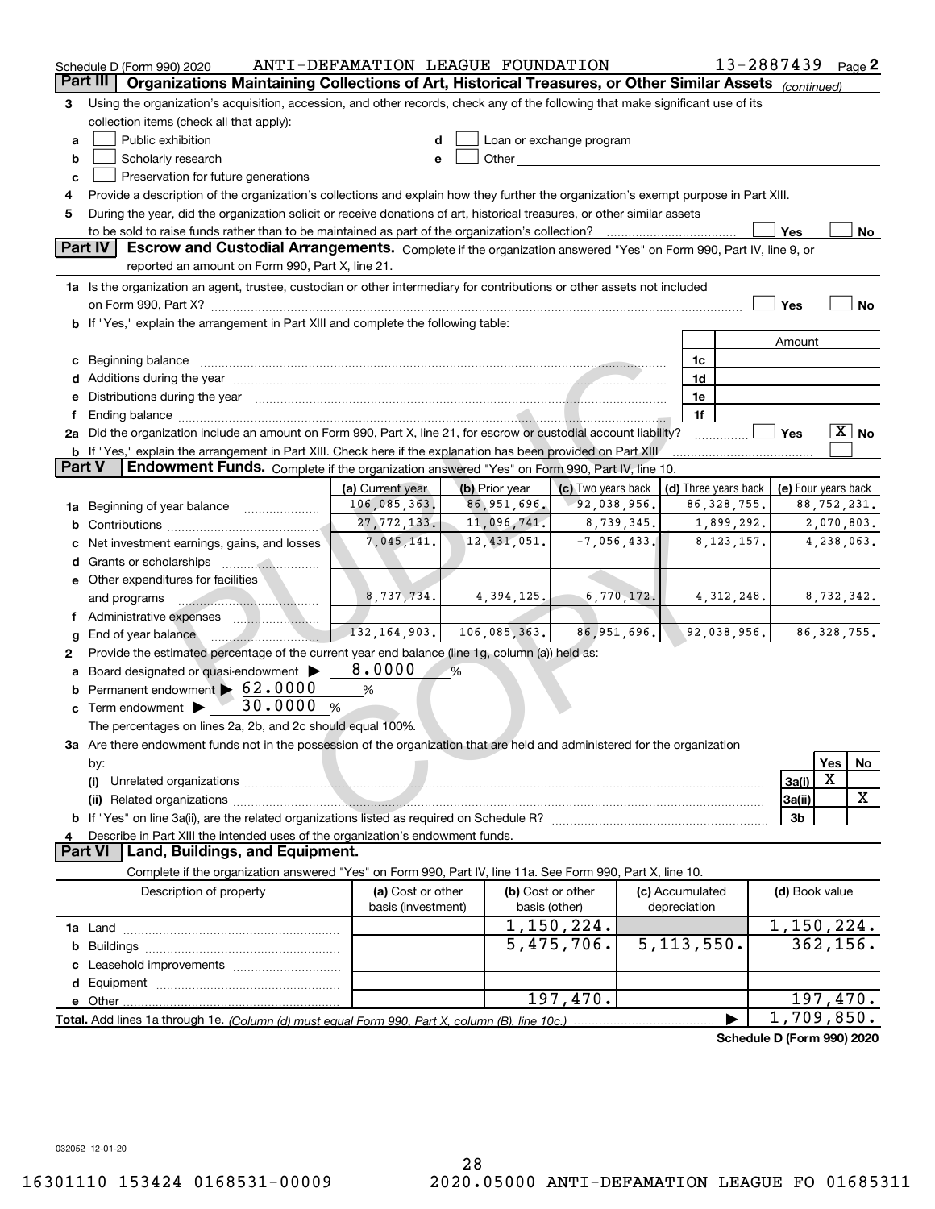Schedule D (Form 990) 2020 ANTI-DEFAMATION LEAGUE FOUNDATION 13-2887439 Page 2

## Part III Organizations Maintaining Collections of Art, Historical Treasures, or Other Similar Assets *(continued)*

3 Using the organization's acquisition, accession, and other records, check any of the following that make significant use of its collection items (check all that apply):

- a ☐ Public exhibition
- b ☐ Scholarly research
- c ☐ Preservation for future generations
- d ☐ Loan or exchange program
- e ☐ Other

4 Provide a description of the organization's collections and explain how they further the organization's exempt purpose in Part XIII.

5 During the year, did the organization solicit or receive donations of art, historical treasures, or other similar assets to be sold to raise funds rather than to be maintained as part of the organization's collection? ☐ Yes ☐ No

## Part IV Escrow and Custodial Arrangements.

Complete if the organization answered "Yes" on Form 990, Part IV, line 9, or reported an amount on Form 990, Part X, line 21.

1a Is the organization an agent, trustee, custodian or other intermediary for contributions or other assets not included on Form 990, Part X? ☐ Yes ☐ No

b If "Yes," explain the arrangement in Part XIII and complete the following table:

| | | Amount |
|---|---|---|
| c Beginning balance | 1c | |
| d Additions during the year | 1d | |
| e Distributions during the year | 1e | |
| f Ending balance | 1f | |

2a Did the organization include an amount on Form 990, Part X, line 21, for escrow or custodial account liability? ☐ Yes ☒ No

b If "Yes," explain the arrangement in Part XIII. Check here if the explanation has been provided on Part XIII ☐

## Part V Endowment Funds.

Complete if the organization answered "Yes" on Form 990, Part IV, line 10.

| | (a) Current year | (b) Prior year | (c) Two years back | (d) Three years back | (e) Four years back |
|---|---|---|---|---|---|
| 1a Beginning of year balance | 106,085,363. | 86,951,696. | 92,038,956. | 86,328,755. | 88,752,231. |
| b Contributions | 27,772,133. | 11,096,741. | 8,739,345. | 1,899,292. | 2,070,803. |
| c Net investment earnings, gains, and losses | 7,045,141. | 12,431,051. | -7,056,433. | 8,123,157. | 4,238,063. |
| d Grants or scholarships | | | | | |
| e Other expenditures for facilities and programs | 8,737,734. | 4,394,125. | 6,770,172. | 4,312,248. | 8,732,342. |
| f Administrative expenses | | | | | |
| g End of year balance | 132,164,903. | 106,085,363. | 86,951,696. | 92,038,956. | 86,328,755. |

2 Provide the estimated percentage of the current year end balance (line 1g, column (a)) held as:

- a Board designated or quasi-endowment ▶ 8.0000 %
- b Permanent endowment ▶ 62.0000 %
- c Term endowment ▶ 30.0000 %

The percentages on lines 2a, 2b, and 2c should equal 100%.

3a Are there endowment funds not in the possession of the organization that are held and administered for the organization by:

| | | Yes | No |
|---|---|---|---|
| (i) Unrelated organizations | 3a(i) | X | |
| (ii) Related organizations | 3a(ii) | | X |
| b If "Yes" on line 3a(ii), are the related organizations listed as required on Schedule R? | 3b | | |

4 Describe in Part XIII the intended uses of the organization's endowment funds.

## Part VI Land, Buildings, and Equipment.

Complete if the organization answered "Yes" on Form 990, Part IV, line 11a. See Form 990, Part X, line 10.

| Description of property | (a) Cost or other basis (investment) | (b) Cost or other basis (other) | (c) Accumulated depreciation | (d) Book value |
|---|---|---|---|---|
| 1a Land | | 1,150,224. | | 1,150,224. |
| b Buildings | | 5,475,706. | 5,113,550. | 362,156. |
| c Leasehold improvements | | | | |
| d Equipment | | | | |
| e Other | | 197,470. | | 197,470. |
| Total. Add lines 1a through 1e. *(Column (d) must equal Form 990, Part X, column (B), line 10c.)* | | | ▶ | 1,709,850. |

Schedule D (Form 990) 2020

032052 12-01-20

16301110 153424 0168531-00009 2020.05000 ANTI-DEFAMATION LEAGUE FO 01685311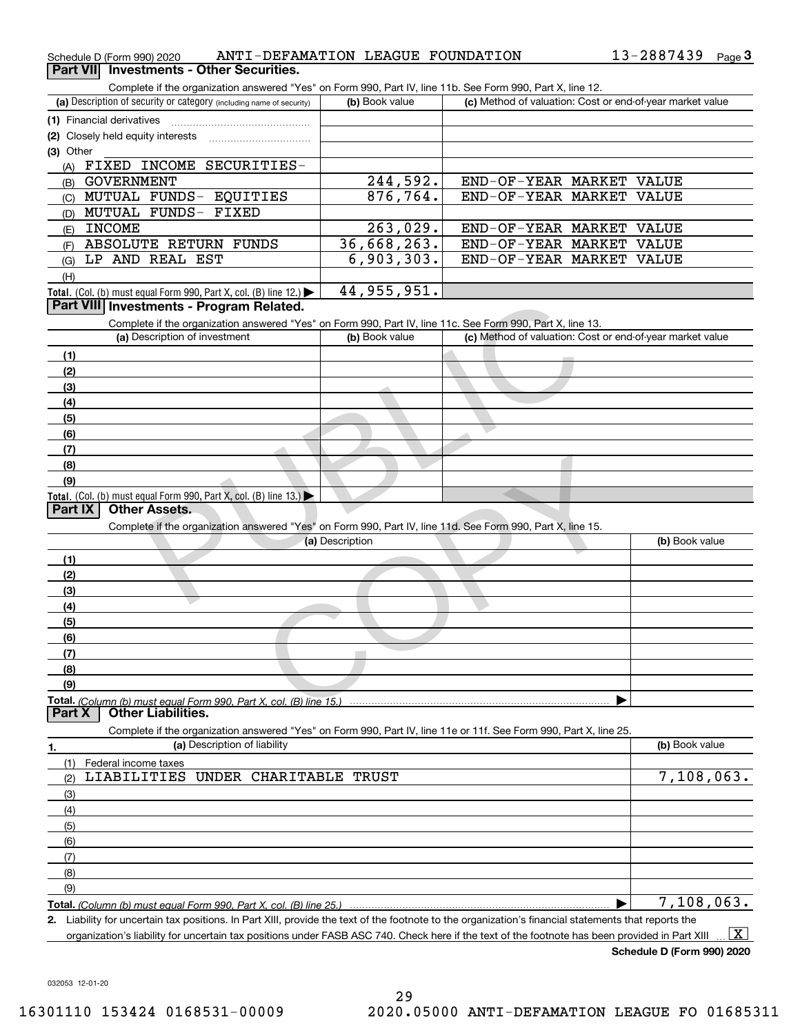Schedule D (Form 990) 2020 ANTI-DEFAMATION LEAGUE FOUNDATION 13-2887439 Page 3

## Part VII Investments - Other Securities.

Complete if the organization answered "Yes" on Form 990, Part IV, line 11b. See Form 990, Part X, line 12.

| (a) Description of security or category (including name of security) | (b) Book value | (c) Method of valuation: Cost or end-of-year market value |
|---|---|---|
| (1) Financial derivatives | | |
| (2) Closely held equity interests | | |
| (3) Other | | |
| (A) FIXED INCOME SECURITIES- | | |
| (B) GOVERNMENT | 244,592. | END-OF-YEAR MARKET VALUE |
| (C) MUTUAL FUNDS- EQUITIES | 876,764. | END-OF-YEAR MARKET VALUE |
| (D) MUTUAL FUNDS- FIXED | | |
| (E) INCOME | 263,029. | END-OF-YEAR MARKET VALUE |
| (F) ABSOLUTE RETURN FUNDS | 36,668,263. | END-OF-YEAR MARKET VALUE |
| (G) LP AND REAL EST | 6,903,303. | END-OF-YEAR MARKET VALUE |
| (H) | | |
| Total. (Col. (b) must equal Form 990, Part X, col. (B) line 12.) | 44,955,951. | |

## Part VIII Investments - Program Related.

Complete if the organization answered "Yes" on Form 990, Part IV, line 11c. See Form 990, Part X, line 13.

| (a) Description of investment | (b) Book value | (c) Method of valuation: Cost or end-of-year market value |
|---|---|---|
| (1) | | |
| (2) | | |
| (3) | | |
| (4) | | |
| (5) | | |
| (6) | | |
| (7) | | |
| (8) | | |
| (9) | | |
| Total. (Col. (b) must equal Form 990, Part X, col. (B) line 13.) | | |

## Part IX Other Assets.

Complete if the organization answered "Yes" on Form 990, Part IV, line 11d. See Form 990, Part X, line 15.

| (a) Description | (b) Book value |
|---|---|
| (1) | |
| (2) | |
| (3) | |
| (4) | |
| (5) | |
| (6) | |
| (7) | |
| (8) | |
| (9) | |
| Total. (Column (b) must equal Form 990, Part X, col. (B) line 15.) | |

## Part X Other Liabilities.

Complete if the organization answered "Yes" on Form 990, Part IV, line 11e or 11f. See Form 990, Part X, line 25.

| 1. (a) Description of liability | (b) Book value |
|---|---|
| (1) Federal income taxes | |
| (2) LIABILITIES UNDER CHARITABLE TRUST | 7,108,063. |
| (3) | |
| (4) | |
| (5) | |
| (6) | |
| (7) | |
| (8) | |
| (9) | |
| Total. (Column (b) must equal Form 990, Part X, col. (B) line 25.) | 7,108,063. |

2. Liability for uncertain tax positions. In Part XIII, provide the text of the footnote to the organization's financial statements that reports the organization's liability for uncertain tax positions under FASB ASC 740. Check here if the text of the footnote has been provided in Part XIII [X]

Schedule D (Form 990) 2020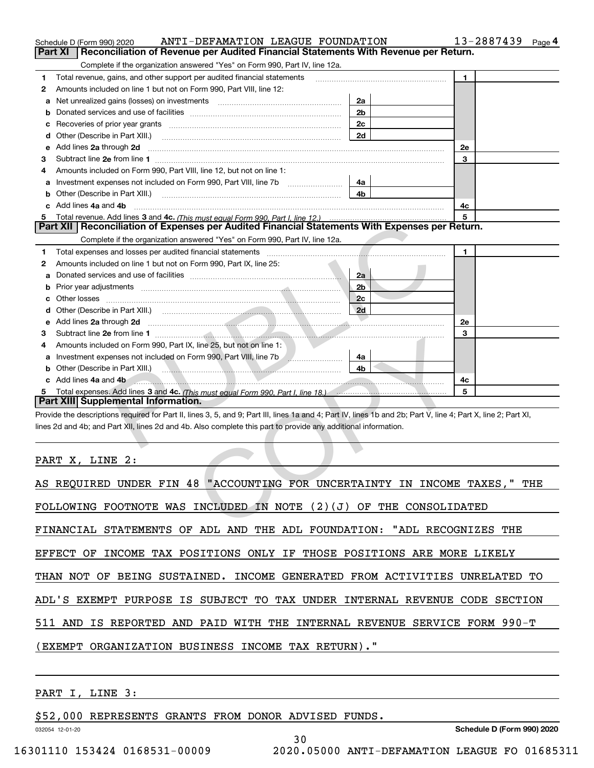Schedule D (Form 990) 2020 ANTI-DEFAMATION LEAGUE FOUNDATION 13-2887439

## Part XI | Reconciliation of Revenue per Audited Financial Statements With Revenue per Return.

Complete if the organization answered "Yes" on Form 990, Part IV, line 12a.

| | | | | | |
|---|---|---|---|---|---|
| **1** | Total revenue, gains, and other support per audited financial statements | | | 1 | |
| **2** | Amounts included on line 1 but not on Form 990, Part VIII, line 12: | | | | |
| **a** | Net unrealized gains (losses) on investments | 2a | | | |
| **b** | Donated services and use of facilities | 2b | | | |
| **c** | Recoveries of prior year grants | 2c | | | |
| **d** | Other (Describe in Part XIII.) | 2d | | | |
| **e** | Add lines **2a** through **2d** | | | 2e | |
| **3** | Subtract line **2e** from line **1** | | | 3 | |
| **4** | Amounts included on Form 990, Part VIII, line 12, but not on line 1: | | | | |
| **a** | Investment expenses not included on Form 990, Part VIII, line 7b | 4a | | | |
| **b** | Other (Describe in Part XIII.) | 4b | | | |
| **c** | Add lines **4a** and **4b** | | | 4c | |
| **5** | Total revenue. Add lines **3** and **4c.** *(This must equal Form 990, Part I, line 12.)* | | | 5 | |

## Part XII | Reconciliation of Expenses per Audited Financial Statements With Expenses per Return.

Complete if the organization answered "Yes" on Form 990, Part IV, line 12a.

| | | | | | |
|---|---|---|---|---|---|
| **1** | Total expenses and losses per audited financial statements | | | 1 | |
| **2** | Amounts included on line 1 but not on Form 990, Part IX, line 25: | | | | |
| **a** | Donated services and use of facilities | 2a | | | |
| **b** | Prior year adjustments | 2b | | | |
| **c** | Other losses | 2c | | | |
| **d** | Other (Describe in Part XIII.) | 2d | | | |
| **e** | Add lines **2a** through **2d** | | | 2e | |
| **3** | Subtract line **2e** from line **1** | | | 3 | |
| **4** | Amounts included on Form 990, Part IX, line 25, but not on line 1: | | | | |
| **a** | Investment expenses not included on Form 990, Part VIII, line 7b | 4a | | | |
| **b** | Other (Describe in Part XIII.) | 4b | | | |
| **c** | Add lines **4a** and **4b** | | | 4c | |
| **5** | Total expenses. Add lines **3** and **4c.** *(This must equal Form 990, Part I, line 18.)* | | | 5 | |

## Part XIII | Supplemental Information.

Provide the descriptions required for Part II, lines 3, 5, and 9; Part III, lines 1a and 4; Part IV, lines 1b and 2b; Part V, line 4; Part X, line 2; Part XI, lines 2d and 4b; and Part XII, lines 2d and 4b. Also complete this part to provide any additional information.

PART X, LINE 2:

AS REQUIRED UNDER FIN 48 "ACCOUNTING FOR UNCERTAINTY IN INCOME TAXES," THE FOLLOWING FOOTNOTE WAS INCLUDED IN NOTE (2)(J) OF THE CONSOLIDATED FINANCIAL STATEMENTS OF ADL AND THE ADL FOUNDATION: "ADL RECOGNIZES THE EFFECT OF INCOME TAX POSITIONS ONLY IF THOSE POSITIONS ARE MORE LIKELY THAN NOT OF BEING SUSTAINED. INCOME GENERATED FROM ACTIVITIES UNRELATED TO ADL'S EXEMPT PURPOSE IS SUBJECT TO TAX UNDER INTERNAL REVENUE CODE SECTION 511 AND IS REPORTED AND PAID WITH THE INTERNAL REVENUE SERVICE FORM 990-T (EXEMPT ORGANIZATION BUSINESS INCOME TAX RETURN)."

PART I, LINE 3:

$52,000 REPRESENTS GRANTS FROM DONOR ADVISED FUNDS.

032054 12-01-20 **Schedule D (Form 990) 2020**

16301110 153424 0168531-00009 2020.05000 ANTI-DEFAMATION LEAGUE FO 01685311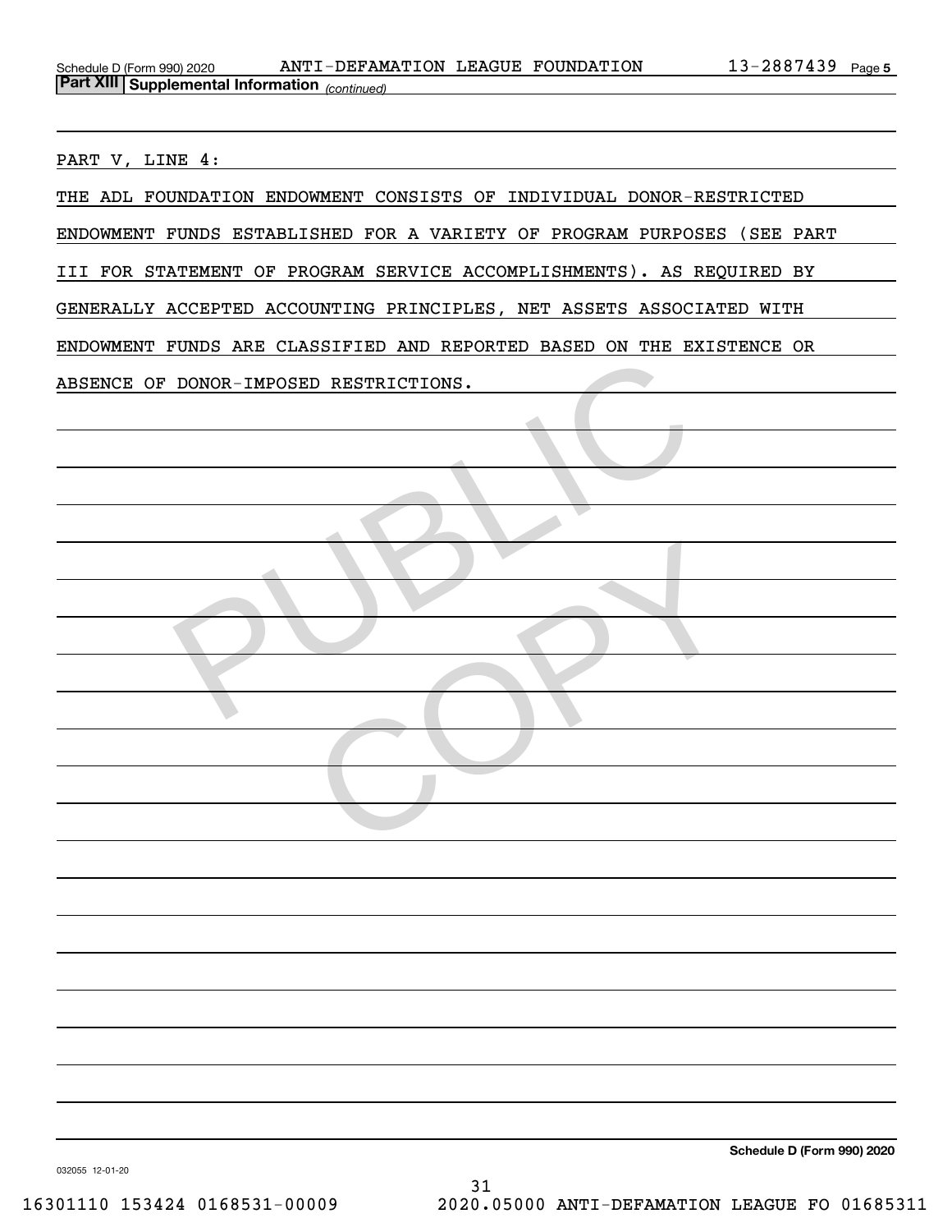## Part XIII Supplemental Information *(continued)*

PART V, LINE 4:

THE ADL FOUNDATION ENDOWMENT CONSISTS OF INDIVIDUAL DONOR-RESTRICTED ENDOWMENT FUNDS ESTABLISHED FOR A VARIETY OF PROGRAM PURPOSES (SEE PART III FOR STATEMENT OF PROGRAM SERVICE ACCOMPLISHMENTS). AS REQUIRED BY GENERALLY ACCEPTED ACCOUNTING PRINCIPLES, NET ASSETS ASSOCIATED WITH ENDOWMENT FUNDS ARE CLASSIFIED AND REPORTED BASED ON THE EXISTENCE OR ABSENCE OF DONOR-IMPOSED RESTRICTIONS.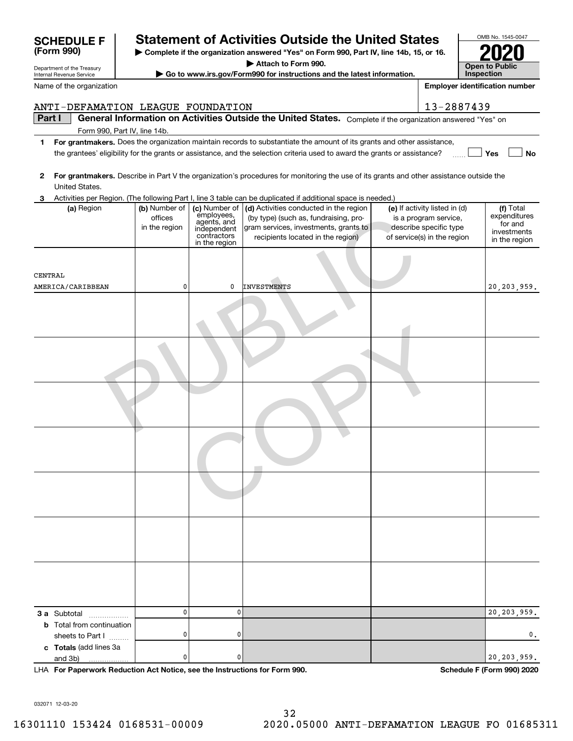# SCHEDULE F (Form 990)

Department of the Treasury
Internal Revenue Service

## Statement of Activities Outside the United States

▶ Complete if the organization answered "Yes" on Form 990, Part IV, line 14b, 15, or 16.

▶ Attach to Form 990.

▶ Go to www.irs.gov/Form990 for instructions and the latest information.

OMB No. 1545-0047

**2020**

**Open to Public Inspection**

Name of the organization: ANTI-DEFAMATION LEAGUE FOUNDATION

Employer identification number: 13-2887439

**Part I** **General Information on Activities Outside the United States.** Complete if the organization answered "Yes" on Form 990, Part IV, line 14b.

1 **For grantmakers.** Does the organization maintain records to substantiate the amount of its grants and other assistance, the grantees' eligibility for the grants or assistance, and the selection criteria used to award the grants or assistance? ☐ Yes ☐ No

2 **For grantmakers.** Describe in Part V the organization's procedures for monitoring the use of its grants and other assistance outside the United States.

3 Activities per Region. (The following Part I, line 3 table can be duplicated if additional space is needed.)

| (a) Region | (b) Number of offices in the region | (c) Number of employees, agents, and independent contractors in the region | (d) Activities conducted in the region (by type) (such as, fundraising, program services, investments, grants to recipients located in the region) | (e) If activity listed in (d) is a program service, describe specific type of service(s) in the region | (f) Total expenditures for and investments in the region |
|---|---|---|---|---|---|
| CENTRAL AMERICA/CARIBBEAN | 0 | 0 | INVESTMENTS | | 20,203,959. |
| | | | | | |
| | | | | | |
| | | | | | |
| | | | | | |
| | | | | | |
| | | | | | |
| | | | | | |
| **3 a** Subtotal | 0 | 0 | | | 20,203,959. |
| **b** Total from continuation sheets to Part I | 0 | 0 | | | 0. |
| **c Totals** (add lines 3a and 3b) | 0 | 0 | | | 20,203,959. |

LHA **For Paperwork Reduction Act Notice, see the Instructions for Form 990.** **Schedule F (Form 990) 2020**

032071 12-03-20

16301110 153424 0168531-00009 2020.05000 ANTI-DEFAMATION LEAGUE FO 01685311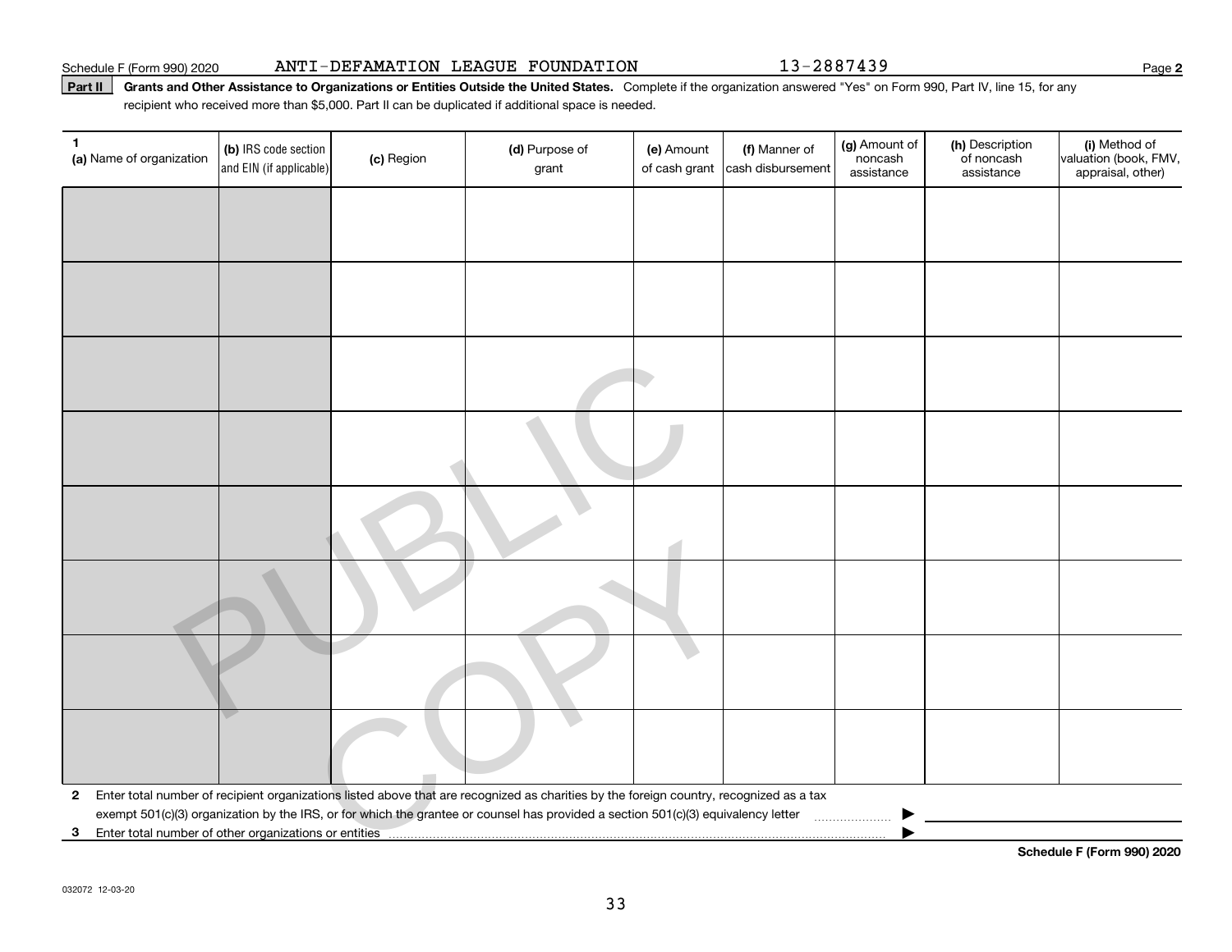Schedule F (Form 990) 2020 ANTI-DEFAMATION LEAGUE FOUNDATION 13-2887439

**Part II** **Grants and Other Assistance to Organizations or Entities Outside the United States.** Complete if the organization answered "Yes" on Form 990, Part IV, line 15, for any recipient who received more than $5,000. Part II can be duplicated if additional space is needed.

| 1 (a) Name of organization | (b) IRS code section and EIN (if applicable) | (c) Region | (d) Purpose of grant | (e) Amount of cash grant | (f) Manner of cash disbursement | (g) Amount of noncash assistance | (h) Description of noncash assistance | (i) Method of valuation (book, FMV, appraisal, other) |
|---|---|---|---|---|---|---|---|---|
| | | | | | | | | |
| | | | | | | | | |
| | | | | | | | | |
| | | | | | | | | |
| | | | | | | | | |
| | | | | | | | | |
| | | | | | | | | |
| | | | | | | | | |

**2** Enter total number of recipient organizations listed above that are recognized as charities by the foreign country, recognized as a tax exempt 501(c)(3) organization by the IRS, or for which the grantee or counsel has provided a section 501(c)(3) equivalency letter ▶

**3** Enter total number of other organizations or entities ▶

**Schedule F (Form 990) 2020**

032072 12-03-20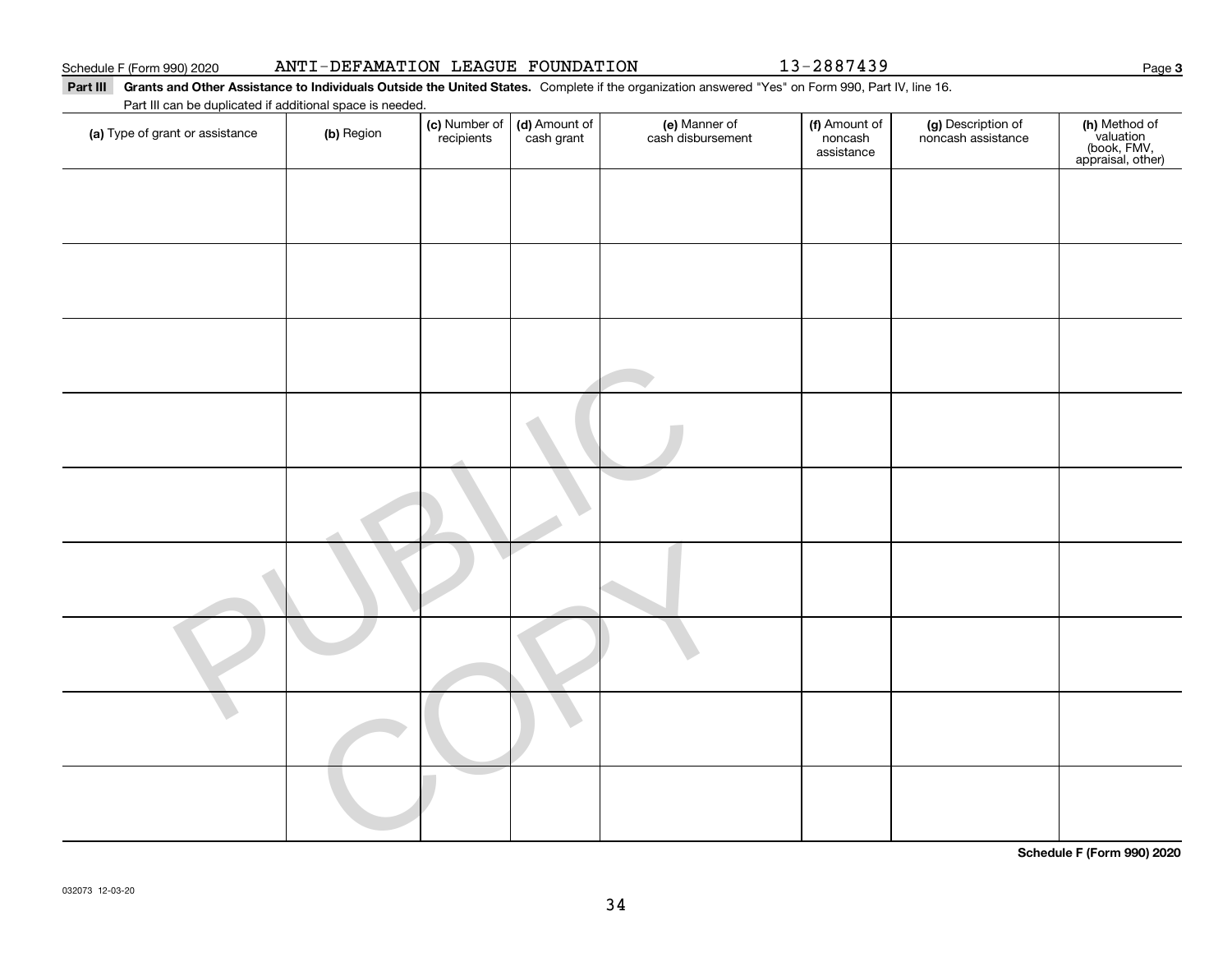Schedule F (Form 990) 2020 ANTI-DEFAMATION LEAGUE FOUNDATION 13-2887439 Page **3**

**Part III** **Grants and Other Assistance to Individuals Outside the United States.** Complete if the organization answered "Yes" on Form 990, Part IV, line 16.

Part III can be duplicated if additional space is needed.

| **(a)** Type of grant or assistance | **(b)** Region | **(c)** Number of recipients | **(d)** Amount of cash grant | **(e)** Manner of cash disbursement | **(f)** Amount of noncash assistance | **(g)** Description of noncash assistance | **(h)** Method of valuation (book, FMV, appraisal, other) |
|---|---|---|---|---|---|---|---|
| | | | | | | | |
| | | | | | | | |
| | | | | | | | |
| | | | | | | | |
| | | | | | | | |
| | | | | | | | |
| | | | | | | | |
| | | | | | | | |
| | | | | | | | |

PUBLIC COPY

**Schedule F (Form 990) 2020**

032073 12-03-20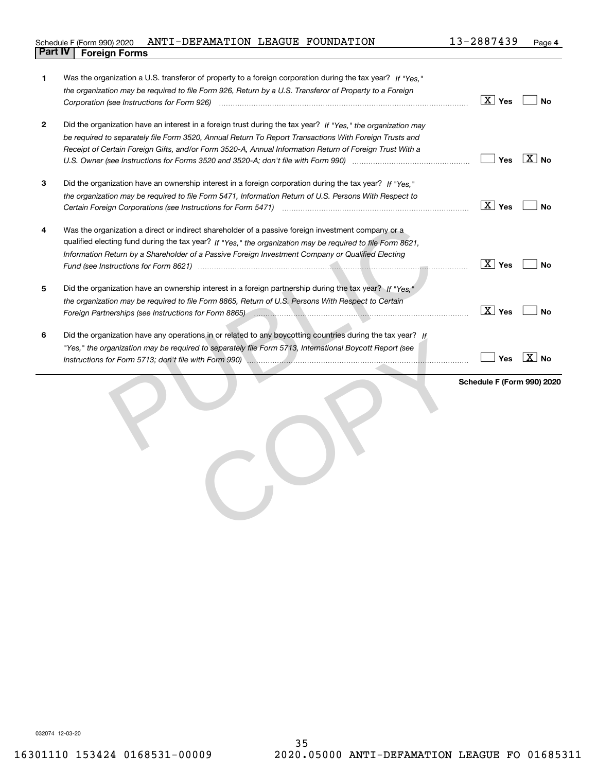Schedule F (Form 990) 2020 ANTI-DEFAMATION LEAGUE FOUNDATION 13-2887439 Page 4

## Part IV Foreign Forms

| | | Yes | No |
|---|---|---|---|
| 1 | Was the organization a U.S. transferor of property to a foreign corporation during the tax year? *If "Yes," the organization may be required to file Form 926, Return by a U.S. Transferor of Property to a Foreign Corporation (see Instructions for Form 926)* | X | |
| 2 | Did the organization have an interest in a foreign trust during the tax year? *If "Yes," the organization may be required to separately file Form 3520, Annual Return To Report Transactions With Foreign Trusts and Receipt of Certain Foreign Gifts, and/or Form 3520-A, Annual Information Return of Foreign Trust With a U.S. Owner (see Instructions for Forms 3520 and 3520-A; don't file with Form 990)* | | X |
| 3 | Did the organization have an ownership interest in a foreign corporation during the tax year? *If "Yes," the organization may be required to file Form 5471, Information Return of U.S. Persons With Respect to Certain Foreign Corporations (see Instructions for Form 5471)* | X | |
| 4 | Was the organization a direct or indirect shareholder of a passive foreign investment company or a qualified electing fund during the tax year? *If "Yes," the organization may be required to file Form 8621, Information Return by a Shareholder of a Passive Foreign Investment Company or Qualified Electing Fund (see Instructions for Form 8621)* | X | |
| 5 | Did the organization have an ownership interest in a foreign partnership during the tax year? *If "Yes," the organization may be required to file Form 8865, Return of U.S. Persons With Respect to Certain Foreign Partnerships (see Instructions for Form 8865)* | X | |
| 6 | Did the organization have any operations in or related to any boycotting countries during the tax year? *If "Yes," the organization may be required to separately file Form 5713, International Boycott Report (see Instructions for Form 5713; don't file with Form 990)* | | X |

**Schedule F (Form 990) 2020**

032074 12-03-20

16301110 153424 0168531-00009 2020.05000 ANTI-DEFAMATION LEAGUE FO 01685311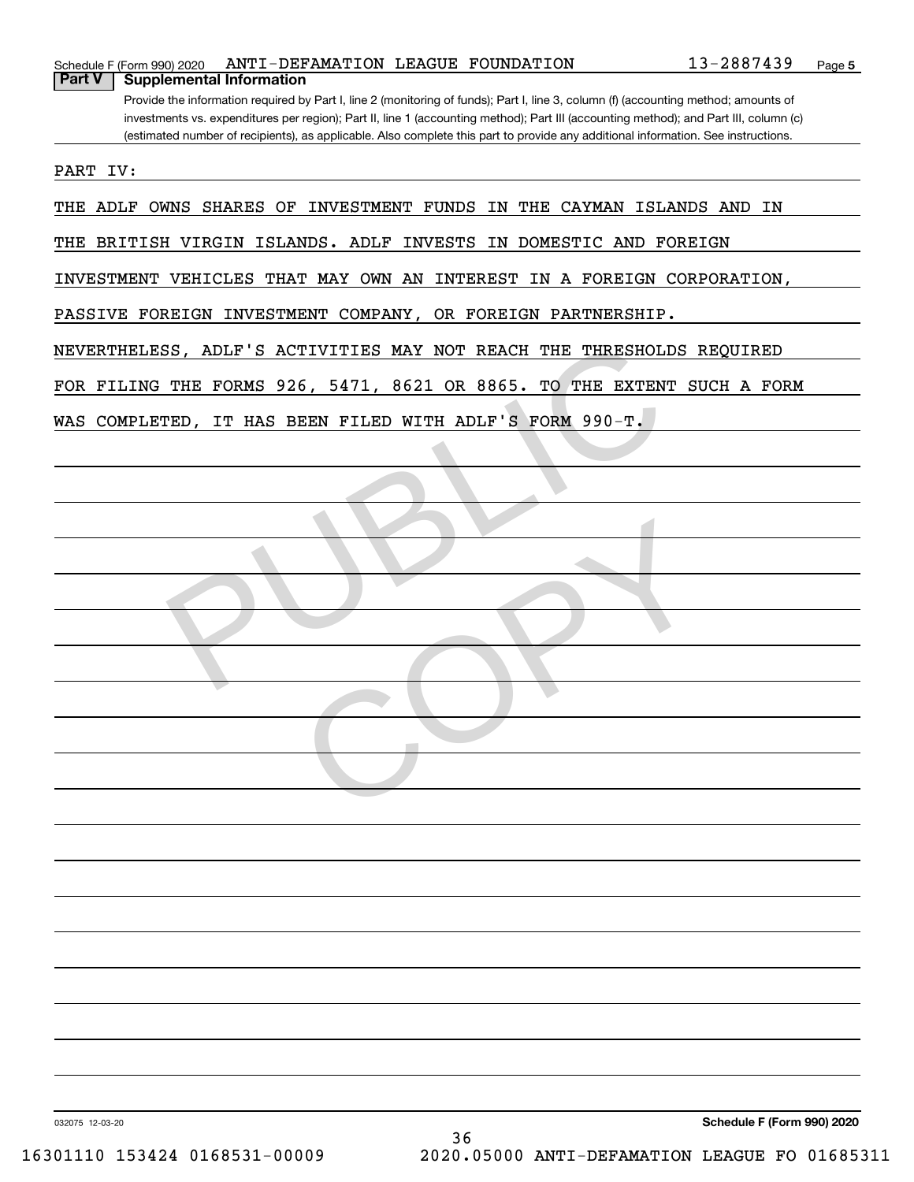Schedule F (Form 990) 2020 ANTI-DEFAMATION LEAGUE FOUNDATION 13-2887439

## Part V Supplemental Information

Provide the information required by Part I, line 2 (monitoring of funds); Part I, line 3, column (f) (accounting method; amounts of investments vs. expenditures per region); Part II, line 1 (accounting method); Part III (accounting method); and Part III, column (c) (estimated number of recipients), as applicable. Also complete this part to provide any additional information. See instructions.

PART IV:

THE ADLF OWNS SHARES OF INVESTMENT FUNDS IN THE CAYMAN ISLANDS AND IN THE BRITISH VIRGIN ISLANDS. ADLF INVESTS IN DOMESTIC AND FOREIGN INVESTMENT VEHICLES THAT MAY OWN AN INTEREST IN A FOREIGN CORPORATION, PASSIVE FOREIGN INVESTMENT COMPANY, OR FOREIGN PARTNERSHIP. NEVERTHELESS, ADLF'S ACTIVITIES MAY NOT REACH THE THRESHOLDS REQUIRED FOR FILING THE FORMS 926, 5471, 8621 OR 8865. TO THE EXTENT SUCH A FORM WAS COMPLETED, IT HAS BEEN FILED WITH ADLF'S FORM 990-T.

032075 12-03-20

Schedule F (Form 990) 2020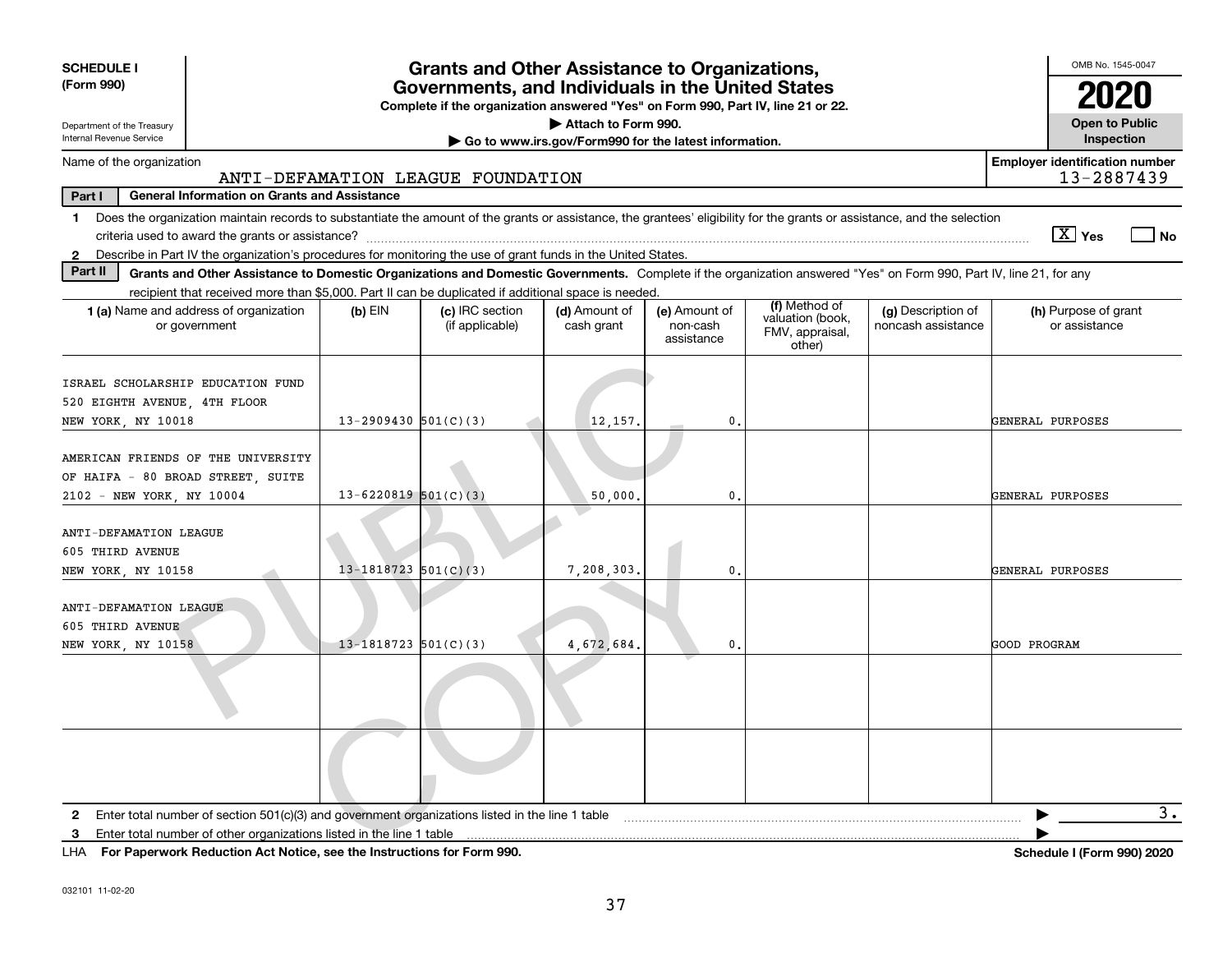**SCHEDULE I (Form 990)**

Department of the Treasury
Internal Revenue Service

# Grants and Other Assistance to Organizations, Governments, and Individuals in the United States

**Complete if the organization answered "Yes" on Form 990, Part IV, line 21 or 22.**

**▶ Attach to Form 990.**

**▶ Go to www.irs.gov/Form990 for the latest information.**

OMB No. 1545-0047

**2020**

**Open to Public Inspection**

Name of the organization: ANTI-DEFAMATION LEAGUE FOUNDATION

Employer identification number: 13-2887439

**Part I — General Information on Grants and Assistance**

1 Does the organization maintain records to substantiate the amount of the grants or assistance, the grantees' eligibility for the grants or assistance, and the selection criteria used to award the grants or assistance? [X] Yes [ ] No

2 Describe in Part IV the organization's procedures for monitoring the use of grant funds in the United States.

**Part II — Grants and Other Assistance to Domestic Organizations and Domestic Governments.** Complete if the organization answered "Yes" on Form 990, Part IV, line 21, for any recipient that received more than $5,000. Part II can be duplicated if additional space is needed.

| 1 (a) Name and address of organization or government | (b) EIN | (c) IRC section (if applicable) | (d) Amount of cash grant | (e) Amount of non-cash assistance | (f) Method of valuation (book, FMV, appraisal, other) | (g) Description of noncash assistance | (h) Purpose of grant or assistance |
|---|---|---|---|---|---|---|---|
| ISRAEL SCHOLARSHIP EDUCATION FUND 520 EIGHTH AVENUE, 4TH FLOOR NEW YORK, NY 10018 | 13-2909430 | 501(C)(3) | 12,157. | 0. | | | GENERAL PURPOSES |
| AMERICAN FRIENDS OF THE UNIVERSITY OF HAIFA - 80 BROAD STREET, SUITE 2102 - NEW YORK, NY 10004 | 13-6220819 | 501(C)(3) | 50,000. | 0. | | | GENERAL PURPOSES |
| ANTI-DEFAMATION LEAGUE 605 THIRD AVENUE NEW YORK, NY 10158 | 13-1818723 | 501(C)(3) | 7,208,303. | 0. | | | GENERAL PURPOSES |
| ANTI-DEFAMATION LEAGUE 605 THIRD AVENUE NEW YORK, NY 10158 | 13-1818723 | 501(C)(3) | 4,672,684. | 0. | | | GOOD PROGRAM |
| | | | | | | | |
| | | | | | | | |

2 Enter total number of section 501(c)(3) and government organizations listed in the line 1 table ▶ 3.

3 Enter total number of other organizations listed in the line 1 table ▶

LHA **For Paperwork Reduction Act Notice, see the Instructions for Form 990.** **Schedule I (Form 990) 2020**

032101 11-02-20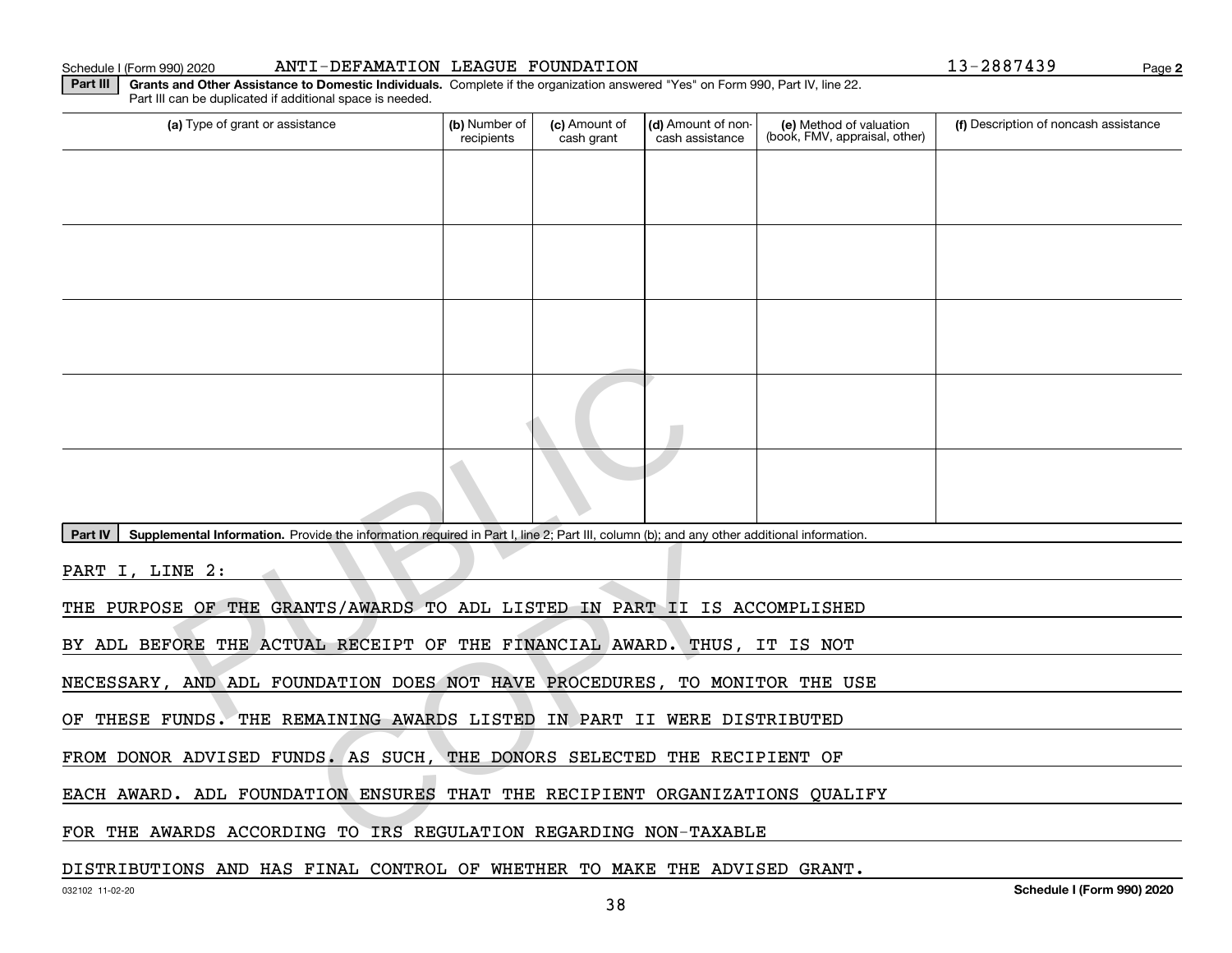Schedule I (Form 990) 2020 ANTI-DEFAMATION LEAGUE FOUNDATION 13-2887439 Page 2

**Part III** **Grants and Other Assistance to Domestic Individuals.** Complete if the organization answered "Yes" on Form 990, Part IV, line 22. Part III can be duplicated if additional space is needed.

| (a) Type of grant or assistance | (b) Number of recipients | (c) Amount of cash grant | (d) Amount of non-cash assistance | (e) Method of valuation (book, FMV, appraisal, other) | (f) Description of noncash assistance |
|---|---|---|---|---|---|
| | | | | | |
| | | | | | |
| | | | | | |
| | | | | | |
| | | | | | |

**Part IV** **Supplemental Information.** Provide the information required in Part I, line 2; Part III, column (b); and any other additional information.

PART I, LINE 2:

THE PURPOSE OF THE GRANTS/AWARDS TO ADL LISTED IN PART II IS ACCOMPLISHED BY ADL BEFORE THE ACTUAL RECEIPT OF THE FINANCIAL AWARD. THUS, IT IS NOT NECESSARY, AND ADL FOUNDATION DOES NOT HAVE PROCEDURES, TO MONITOR THE USE OF THESE FUNDS. THE REMAINING AWARDS LISTED IN PART II WERE DISTRIBUTED FROM DONOR ADVISED FUNDS. AS SUCH, THE DONORS SELECTED THE RECIPIENT OF EACH AWARD. ADL FOUNDATION ENSURES THAT THE RECIPIENT ORGANIZATIONS QUALIFY FOR THE AWARDS ACCORDING TO IRS REGULATION REGARDING NON-TAXABLE DISTRIBUTIONS AND HAS FINAL CONTROL OF WHETHER TO MAKE THE ADVISED GRANT.

032102 11-02-20 **Schedule I (Form 990) 2020**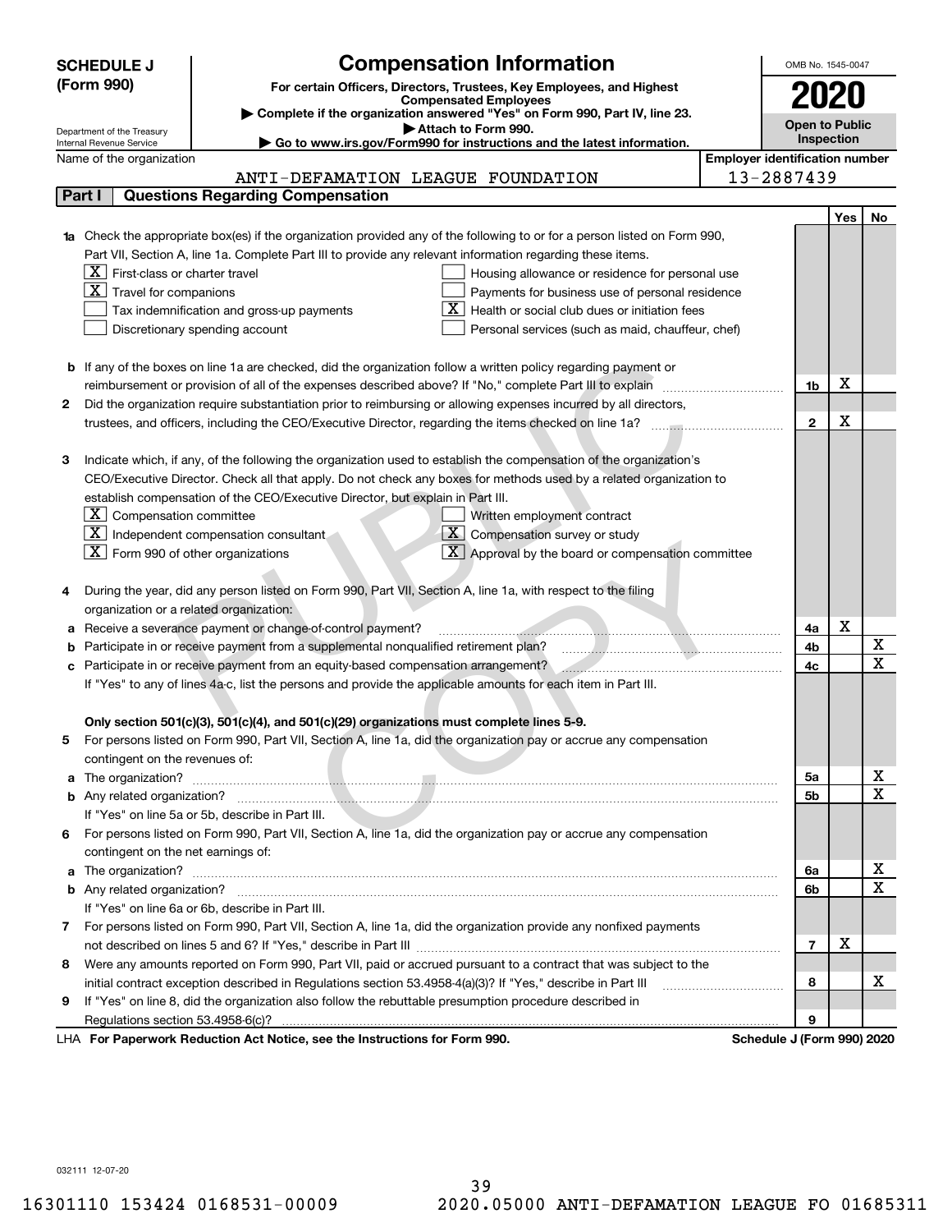**SCHEDULE J (Form 990)**

Department of the Treasury
Internal Revenue Service

# Compensation Information

**For certain Officers, Directors, Trustees, Key Employees, and Highest Compensated Employees**

▶ Complete if the organization answered "Yes" on Form 990, Part IV, line 23.
▶ Attach to Form 990.
▶ Go to www.irs.gov/Form990 for instructions and the latest information.

OMB No. 1545-0047

**2020**

**Open to Public Inspection**

Name of the organization: ANTI-DEFAMATION LEAGUE FOUNDATION

Employer identification number: 13-2887439

## Part I Questions Regarding Compensation

| | | | Yes | No |
|---|---|---|---|---|
| **1a** | Check the appropriate box(es) if the organization provided any of the following to or for a person listed on Form 990, Part VII, Section A, line 1a. Complete Part III to provide any relevant information regarding these items.<br>[X] First-class or charter travel<br>[X] Travel for companions<br>[ ] Tax indemnification and gross-up payments<br>[ ] Discretionary spending account<br>[ ] Housing allowance or residence for personal use<br>[ ] Payments for business use of personal residence<br>[X] Health or social club dues or initiation fees<br>[ ] Personal services (such as maid, chauffeur, chef) | | | |
| **b** | If any of the boxes on line 1a are checked, did the organization follow a written policy regarding payment or reimbursement or provision of all of the expenses described above? If "No," complete Part III to explain | 1b | X | |
| **2** | Did the organization require substantiation prior to reimbursing or allowing expenses incurred by all directors, trustees, and officers, including the CEO/Executive Director, regarding the items checked on line 1a? | 2 | X | |
| **3** | Indicate which, if any, of the following the organization used to establish the compensation of the organization's CEO/Executive Director. Check all that apply. Do not check any boxes for methods used by a related organization to establish compensation of the CEO/Executive Director, but explain in Part III.<br>[X] Compensation committee<br>[X] Independent compensation consultant<br>[X] Form 990 of other organizations<br>[ ] Written employment contract<br>[X] Compensation survey or study<br>[X] Approval by the board or compensation committee | | | |
| **4** | During the year, did any person listed on Form 990, Part VII, Section A, line 1a, with respect to the filing organization or a related organization: | | | |
| **a** | Receive a severance payment or change-of-control payment? | 4a | X | |
| **b** | Participate in or receive payment from a supplemental nonqualified retirement plan? | 4b | | X |
| **c** | Participate in or receive payment from an equity-based compensation arrangement? | 4c | | X |
| | If "Yes" to any of lines 4a-c, list the persons and provide the applicable amounts for each item in Part III. | | | |
| | **Only section 501(c)(3), 501(c)(4), and 501(c)(29) organizations must complete lines 5-9.** | | | |
| **5** | For persons listed on Form 990, Part VII, Section A, line 1a, did the organization pay or accrue any compensation contingent on the revenues of: | | | |
| **a** | The organization? | 5a | | X |
| **b** | Any related organization? | 5b | | X |
| | If "Yes" on line 5a or 5b, describe in Part III. | | | |
| **6** | For persons listed on Form 990, Part VII, Section A, line 1a, did the organization pay or accrue any compensation contingent on the net earnings of: | | | |
| **a** | The organization? | 6a | | X |
| **b** | Any related organization? | 6b | | X |
| | If "Yes" on line 6a or 6b, describe in Part III. | | | |
| **7** | For persons listed on Form 990, Part VII, Section A, line 1a, did the organization provide any nonfixed payments not described on lines 5 and 6? If "Yes," describe in Part III | 7 | X | |
| **8** | Were any amounts reported on Form 990, Part VII, paid or accrued pursuant to a contract that was subject to the initial contract exception described in Regulations section 53.4958-4(a)(3)? If "Yes," describe in Part III | 8 | | X |
| **9** | If "Yes" on line 8, did the organization also follow the rebuttable presumption procedure described in Regulations section 53.4958-6(c)? | 9 | | |

LHA **For Paperwork Reduction Act Notice, see the Instructions for Form 990.** **Schedule J (Form 990) 2020**

032111 12-07-20

16301110 153424 0168531-00009 2020.05000 ANTI-DEFAMATION LEAGUE FO 01685311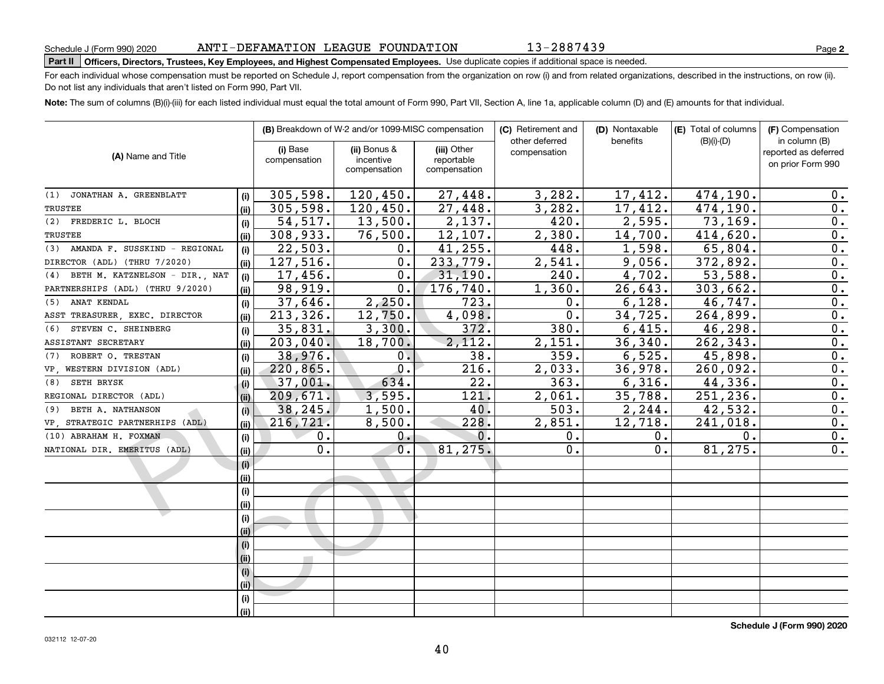Schedule J (Form 990) 2020 ANTI-DEFAMATION LEAGUE FOUNDATION 13-2887439

**Part II** **Officers, Directors, Trustees, Key Employees, and Highest Compensated Employees.** Use duplicate copies if additional space is needed.

For each individual whose compensation must be reported on Schedule J, report compensation from the organization on row (i) and from related organizations, described in the instructions, on row (ii). Do not list any individuals that aren't listed on Form 990, Part VII.

**Note:** The sum of columns (B)(i)-(iii) for each listed individual must equal the total amount of Form 990, Part VII, Section A, line 1a, applicable column (D) and (E) amounts for that individual.

| (A) Name and Title | | (B) Breakdown of W-2 and/or 1099-MISC compensation | | | (C) Retirement and other deferred compensation | (D) Nontaxable benefits | (E) Total of columns (B)(i)-(D) | (F) Compensation in column (B) reported as deferred on prior Form 990 |
|---|---|---|---|---|---|---|---|---|
| | | (i) Base compensation | (ii) Bonus & incentive compensation | (iii) Other reportable compensation | | | | |
| (1) JONATHAN A. GREENBLATT | (i) | 305,598. | 120,450. | 27,448. | 3,282. | 17,412. | 474,190. | 0. |
| TRUSTEE | (ii) | 305,598. | 120,450. | 27,448. | 3,282. | 17,412. | 474,190. | 0. |
| (2) FREDERIC L. BLOCH | (i) | 54,517. | 13,500. | 2,137. | 420. | 2,595. | 73,169. | 0. |
| TRUSTEE | (ii) | 308,933. | 76,500. | 12,107. | 2,380. | 14,700. | 414,620. | 0. |
| (3) AMANDA F. SUSSKIND - REGIONAL | (i) | 22,503. | 0. | 41,255. | 448. | 1,598. | 65,804. | 0. |
| DIRECTOR (ADL) (THRU 7/2020) | (ii) | 127,516. | 0. | 233,779. | 2,541. | 9,056. | 372,892. | 0. |
| (4) BETH M. KATZNELSON - DIR., NAT | (i) | 17,456. | 0. | 31,190. | 240. | 4,702. | 53,588. | 0. |
| PARTNERSHIPS (ADL) (THRU 9/2020) | (ii) | 98,919. | 0. | 176,740. | 1,360. | 26,643. | 303,662. | 0. |
| (5) ANAT KENDAL | (i) | 37,646. | 2,250. | 723. | 0. | 6,128. | 46,747. | 0. |
| ASST TREASURER, EXEC. DIRECTOR | (ii) | 213,326. | 12,750. | 4,098. | 0. | 34,725. | 264,899. | 0. |
| (6) STEVEN C. SHEINBERG | (i) | 35,831. | 3,300. | 372. | 380. | 6,415. | 46,298. | 0. |
| ASSISTANT SECRETARY | (ii) | 203,040. | 18,700. | 2,112. | 2,151. | 36,340. | 262,343. | 0. |
| (7) ROBERT O. TRESTAN | (i) | 38,976. | 0. | 38. | 359. | 6,525. | 45,898. | 0. |
| VP, WESTERN DIVISION (ADL) | (ii) | 220,865. | 0. | 216. | 2,033. | 36,978. | 260,092. | 0. |
| (8) SETH BRYSK | (i) | 37,001. | 634. | 22. | 363. | 6,316. | 44,336. | 0. |
| REGIONAL DIRECTOR (ADL) | (ii) | 209,671. | 3,595. | 121. | 2,061. | 35,788. | 251,236. | 0. |
| (9) BETH A. NATHANSON | (i) | 38,245. | 1,500. | 40. | 503. | 2,244. | 42,532. | 0. |
| VP, STRATEGIC PARTNERHIPS (ADL) | (ii) | 216,721. | 8,500. | 228. | 2,851. | 12,718. | 241,018. | 0. |
| (10) ABRAHAM H. FOXMAN | (i) | 0. | 0. | 0. | 0. | 0. | 0. | 0. |
| NATIONAL DIR. EMERITUS (ADL) | (ii) | 0. | 0. | 81,275. | 0. | 0. | 81,275. | 0. |
| | (i) | | | | | | | |
| | (ii) | | | | | | | |
| | (i) | | | | | | | |
| | (ii) | | | | | | | |
| | (i) | | | | | | | |
| | (ii) | | | | | | | |
| | (i) | | | | | | | |
| | (ii) | | | | | | | |
| | (i) | | | | | | | |
| | (ii) | | | | | | | |
| | (i) | | | | | | | |
| | (ii) | | | | | | | |

**Schedule J (Form 990) 2020**

032112 12-07-20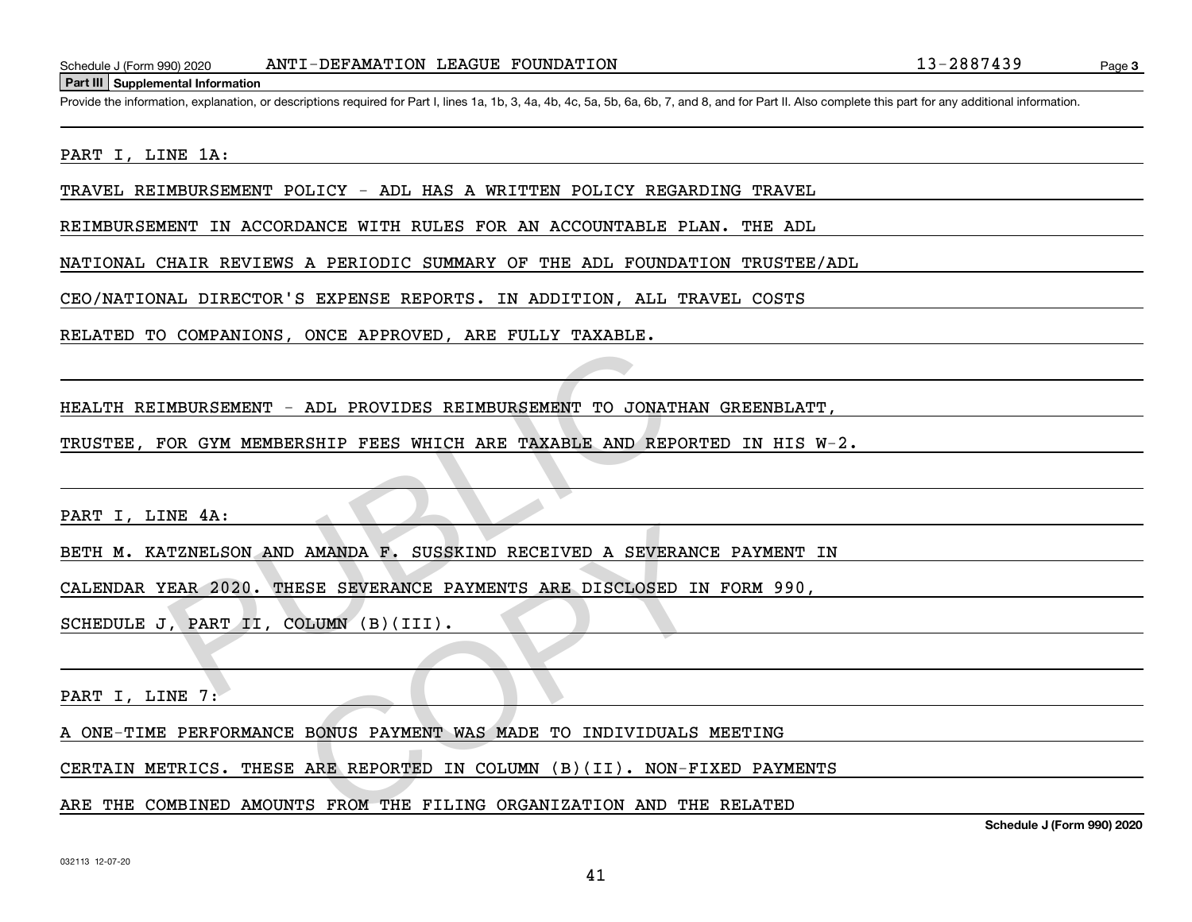## Part III Supplemental Information

Provide the information, explanation, or descriptions required for Part I, lines 1a, 1b, 3, 4a, 4b, 4c, 5a, 5b, 6a, 6b, 7, and 8, and for Part II. Also complete this part for any additional information.

PART I, LINE 1A:

TRAVEL REIMBURSEMENT POLICY - ADL HAS A WRITTEN POLICY REGARDING TRAVEL REIMBURSEMENT IN ACCORDANCE WITH RULES FOR AN ACCOUNTABLE PLAN. THE ADL NATIONAL CHAIR REVIEWS A PERIODIC SUMMARY OF THE ADL FOUNDATION TRUSTEE/ADL CEO/NATIONAL DIRECTOR'S EXPENSE REPORTS. IN ADDITION, ALL TRAVEL COSTS RELATED TO COMPANIONS, ONCE APPROVED, ARE FULLY TAXABLE.

HEALTH REIMBURSEMENT - ADL PROVIDES REIMBURSEMENT TO JONATHAN GREENBLATT, TRUSTEE, FOR GYM MEMBERSHIP FEES WHICH ARE TAXABLE AND REPORTED IN HIS W-2.

PART I, LINE 4A:

BETH M. KATZNELSON AND AMANDA F. SUSSKIND RECEIVED A SEVERANCE PAYMENT IN CALENDAR YEAR 2020. THESE SEVERANCE PAYMENTS ARE DISCLOSED IN FORM 990, SCHEDULE J, PART II, COLUMN (B)(III).

PART I, LINE 7:

A ONE-TIME PERFORMANCE BONUS PAYMENT WAS MADE TO INDIVIDUALS MEETING CERTAIN METRICS. THESE ARE REPORTED IN COLUMN (B)(II). NON-FIXED PAYMENTS ARE THE COMBINED AMOUNTS FROM THE FILING ORGANIZATION AND THE RELATED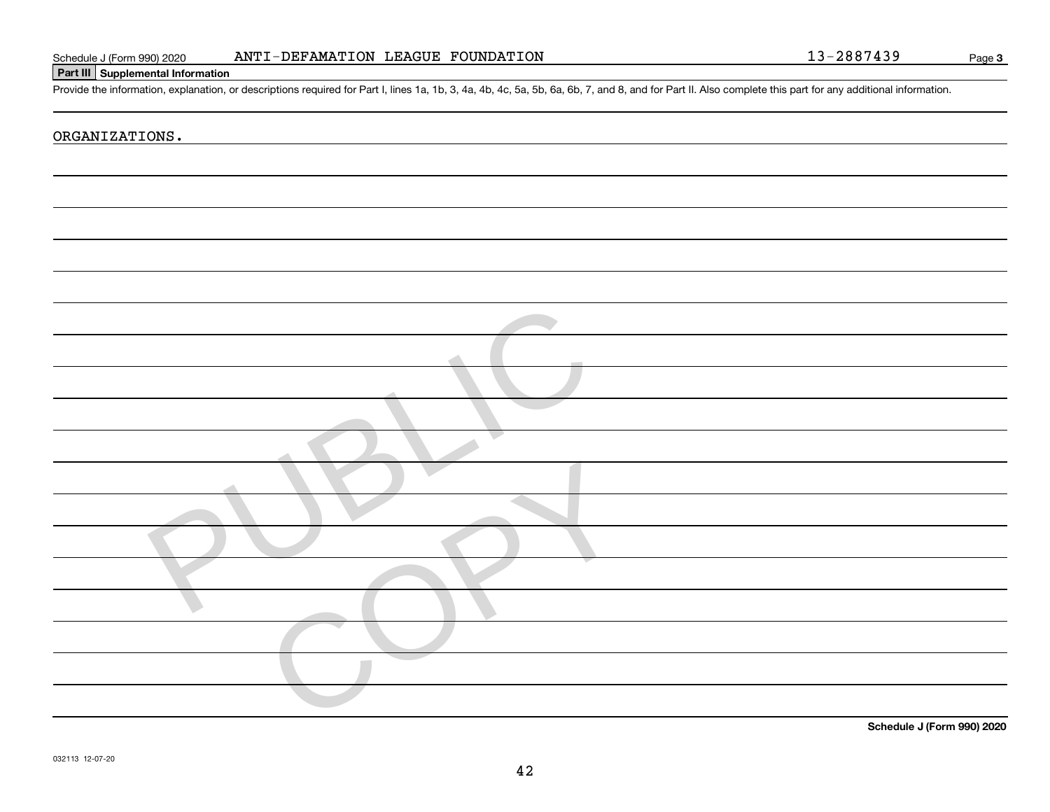**Part III Supplemental Information**

Provide the information, explanation, or descriptions required for Part I, lines 1a, 1b, 3, 4a, 4b, 4c, 5a, 5b, 6a, 6b, 7, and 8, and for Part II. Also complete this part for any additional information.

ORGANIZATIONS.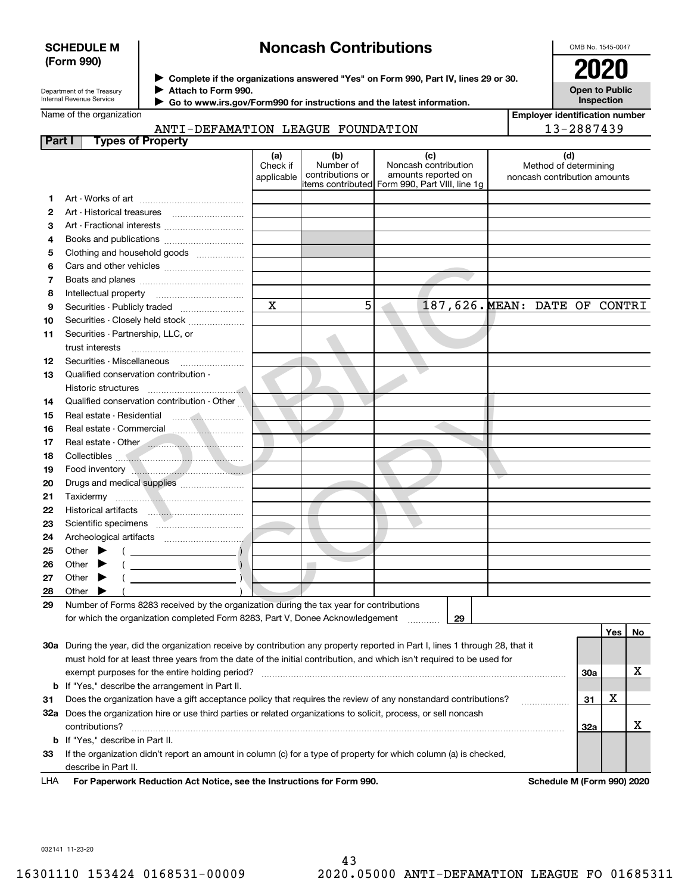**SCHEDULE M (Form 990)**

Department of the Treasury
Internal Revenue Service

# Noncash Contributions

▶ Complete if the organizations answered "Yes" on Form 990, Part IV, lines 29 or 30.
▶ Attach to Form 990.
▶ Go to www.irs.gov/Form990 for instructions and the latest information.

OMB No. 1545-0047

**2020**

**Open to Public Inspection**

Name of the organization: ANTI-DEFAMATION LEAGUE FOUNDATION

Employer identification number: 13-2887439

**Part I — Types of Property**

| | | (a) Check if applicable | (b) Number of contributions or items contributed | (c) Noncash contribution amounts reported on Form 990, Part VIII, line 1g | (d) Method of determining noncash contribution amounts |
|---|---|---|---|---|---|
| 1 | Art - Works of art | | | | |
| 2 | Art - Historical treasures | | | | |
| 3 | Art - Fractional interests | | | | |
| 4 | Books and publications | | | | |
| 5 | Clothing and household goods | | | | |
| 6 | Cars and other vehicles | | | | |
| 7 | Boats and planes | | | | |
| 8 | Intellectual property | | | | |
| 9 | Securities - Publicly traded | X | 5 | 187,626. | MEAN: DATE OF CONTRI |
| 10 | Securities - Closely held stock | | | | |
| 11 | Securities - Partnership, LLC, or trust interests | | | | |
| 12 | Securities - Miscellaneous | | | | |
| 13 | Qualified conservation contribution - Historic structures | | | | |
| 14 | Qualified conservation contribution - Other | | | | |
| 15 | Real estate - Residential | | | | |
| 16 | Real estate - Commercial | | | | |
| 17 | Real estate - Other | | | | |
| 18 | Collectibles | | | | |
| 19 | Food inventory | | | | |
| 20 | Drugs and medical supplies | | | | |
| 21 | Taxidermy | | | | |
| 22 | Historical artifacts | | | | |
| 23 | Scientific specimens | | | | |
| 24 | Archeological artifacts | | | | |
| 25 | Other ▶ ( ) | | | | |
| 26 | Other ▶ ( ) | | | | |
| 27 | Other ▶ ( ) | | | | |
| 28 | Other ▶ ( ) | | | | |

29 Number of Forms 8283 received by the organization during the tax year for contributions for which the organization completed Form 8283, Part V, Donee Acknowledgement ..... 29

| | | | Yes | No |
|---|---|---|---|---|
| 30a | During the year, did the organization receive by contribution any property reported in Part I, lines 1 through 28, that it must hold for at least three years from the date of the initial contribution, and which isn't required to be used for exempt purposes for the entire holding period? | 30a | | X |
| b | If "Yes," describe the arrangement in Part II. | | | |
| 31 | Does the organization have a gift acceptance policy that requires the review of any nonstandard contributions? | 31 | X | |
| 32a | Does the organization hire or use third parties or related organizations to solicit, process, or sell noncash contributions? | 32a | | X |
| b | If "Yes," describe in Part II. | | | |
| 33 | If the organization didn't report an amount in column (c) for a type of property for which column (a) is checked, describe in Part II. | | | |

LHA **For Paperwork Reduction Act Notice, see the Instructions for Form 990.** **Schedule M (Form 990) 2020**

032141 11-23-20

16301110 153424 0168531-00009 2020.05000 ANTI-DEFAMATION LEAGUE FO 01685311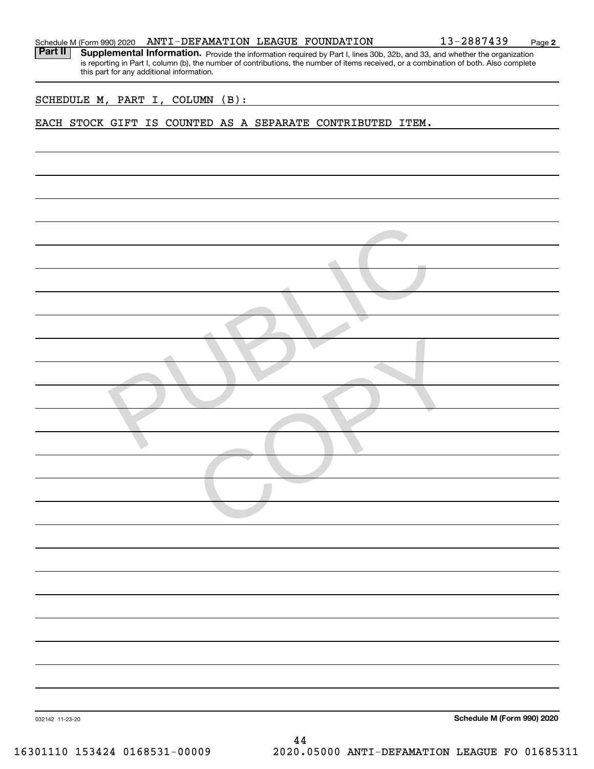Schedule M (Form 990) 2020 ANTI-DEFAMATION LEAGUE FOUNDATION 13-2887439 Page 2

**Part II** **Supplemental Information.** Provide the information required by Part I, lines 30b, 32b, and 33, and whether the organization is reporting in Part I, column (b), the number of contributions, the number of items received, or a combination of both. Also complete this part for any additional information.

SCHEDULE M, PART I, COLUMN (B):

EACH STOCK GIFT IS COUNTED AS A SEPARATE CONTRIBUTED ITEM.

032142 11-23-20 **Schedule M (Form 990) 2020**

16301110 153424 0168531-00009 2020.05000 ANTI-DEFAMATION LEAGUE FO 01685311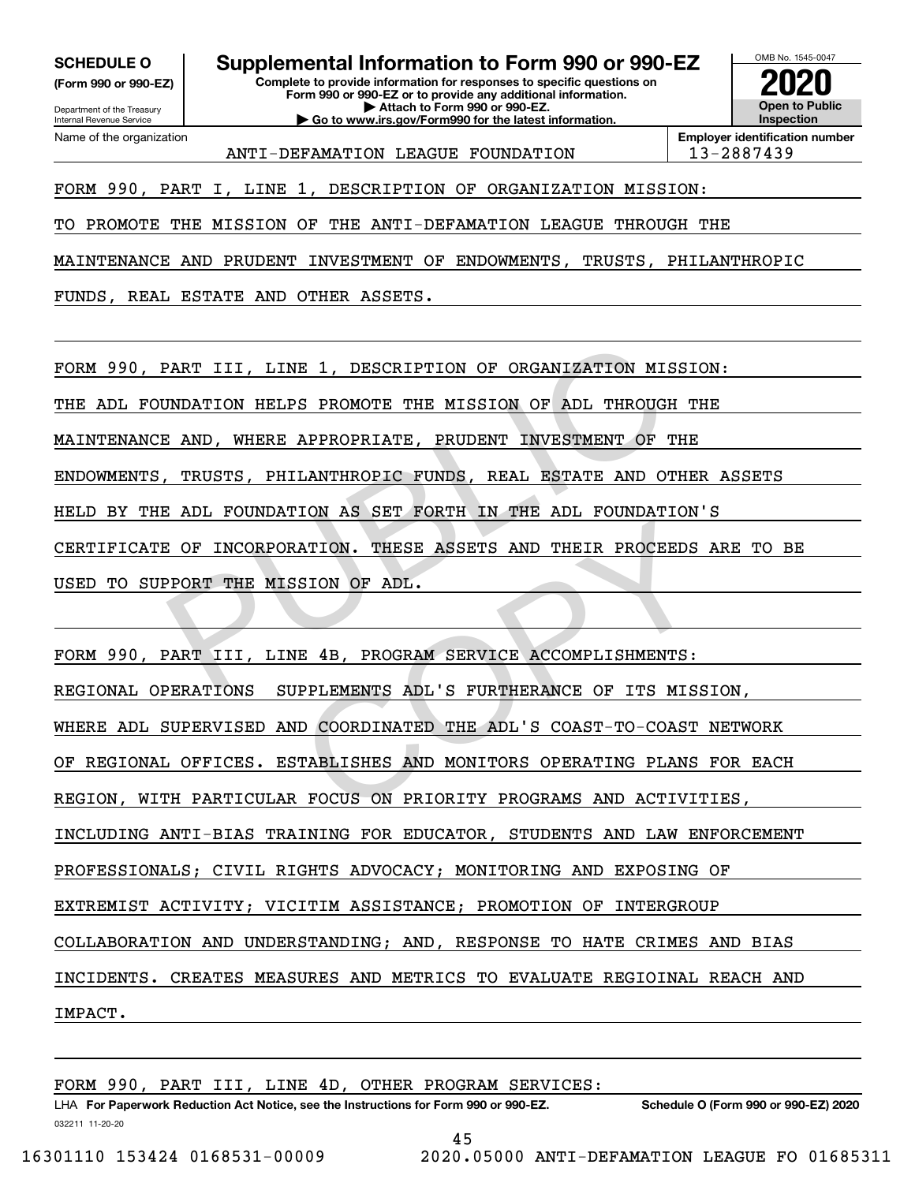**SCHEDULE O**
**(Form 990 or 990-EZ)**

Department of the Treasury
Internal Revenue Service

# Supplemental Information to Form 990 or 990-EZ

**Complete to provide information for responses to specific questions on Form 990 or 990-EZ or to provide any additional information.**
**▶ Attach to Form 990 or 990-EZ.**
**▶ Go to www.irs.gov/Form990 for the latest information.**

OMB No. 1545-0047

**2020**

**Open to Public Inspection**

| Name of the organization | Employer identification number |
|---|---|
| ANTI-DEFAMATION LEAGUE FOUNDATION | 13-2887439 |

FORM 990, PART I, LINE 1, DESCRIPTION OF ORGANIZATION MISSION:

TO PROMOTE THE MISSION OF THE ANTI-DEFAMATION LEAGUE THROUGH THE MAINTENANCE AND PRUDENT INVESTMENT OF ENDOWMENTS, TRUSTS, PHILANTHROPIC FUNDS, REAL ESTATE AND OTHER ASSETS.

FORM 990, PART III, LINE 1, DESCRIPTION OF ORGANIZATION MISSION:

THE ADL FOUNDATION HELPS PROMOTE THE MISSION OF ADL THROUGH THE MAINTENANCE AND, WHERE APPROPRIATE, PRUDENT INVESTMENT OF THE ENDOWMENTS, TRUSTS, PHILANTHROPIC FUNDS, REAL ESTATE AND OTHER ASSETS HELD BY THE ADL FOUNDATION AS SET FORTH IN THE ADL FOUNDATION'S CERTIFICATE OF INCORPORATION. THESE ASSETS AND THEIR PROCEEDS ARE TO BE USED TO SUPPORT THE MISSION OF ADL.

FORM 990, PART III, LINE 4B, PROGRAM SERVICE ACCOMPLISHMENTS:

REGIONAL OPERATIONS SUPPLEMENTS ADL'S FURTHERANCE OF ITS MISSION, WHERE ADL SUPERVISED AND COORDINATED THE ADL'S COAST-TO-COAST NETWORK OF REGIONAL OFFICES. ESTABLISHES AND MONITORS OPERATING PLANS FOR EACH REGION, WITH PARTICULAR FOCUS ON PRIORITY PROGRAMS AND ACTIVITIES, INCLUDING ANTI-BIAS TRAINING FOR EDUCATOR, STUDENTS AND LAW ENFORCEMENT PROFESSIONALS; CIVIL RIGHTS ADVOCACY; MONITORING AND EXPOSING OF EXTREMIST ACTIVITY; VICITIM ASSISTANCE; PROMOTION OF INTERGROUP COLLABORATION AND UNDERSTANDING; AND, RESPONSE TO HATE CRIMES AND BIAS INCIDENTS. CREATES MEASURES AND METRICS TO EVALUATE REGIOINAL REACH AND IMPACT.

FORM 990, PART III, LINE 4D, OTHER PROGRAM SERVICES:

LHA **For Paperwork Reduction Act Notice, see the Instructions for Form 990 or 990-EZ.** **Schedule O (Form 990 or 990-EZ) 2020**
032211 11-20-20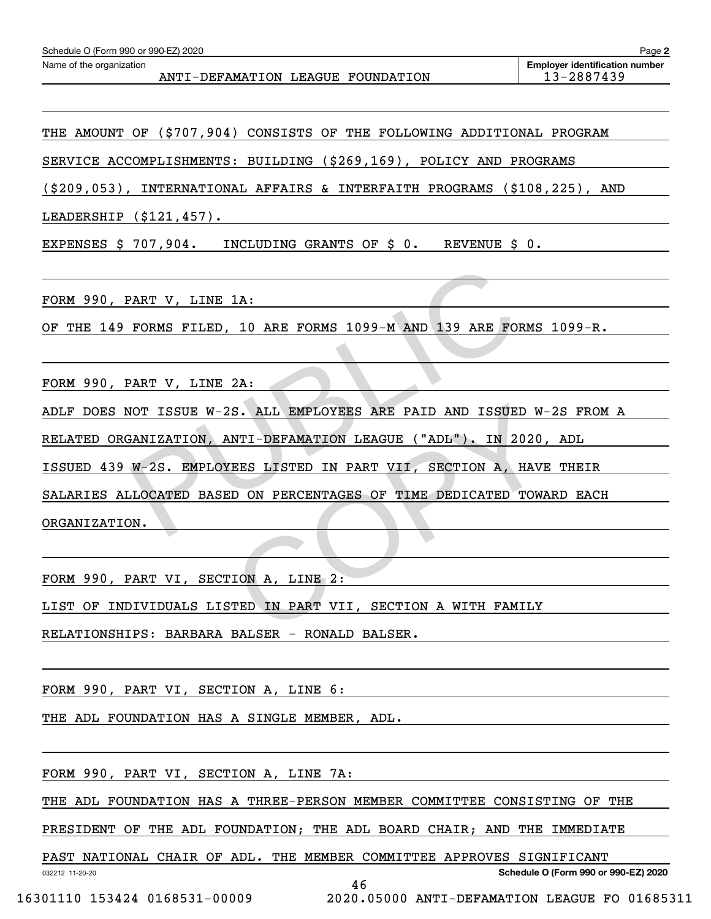Schedule O (Form 990 or 990-EZ) 2020

Name of the organization: ANTI-DEFAMATION LEAGUE FOUNDATION

Employer identification number: 13-2887439

THE AMOUNT OF ($707,904) CONSISTS OF THE FOLLOWING ADDITIONAL PROGRAM SERVICE ACCOMPLISHMENTS: BUILDING ($269,169), POLICY AND PROGRAMS ($209,053), INTERNATIONAL AFFAIRS & INTERFAITH PROGRAMS ($108,225), AND LEADERSHIP ($121,457).

EXPENSES $ 707,904. INCLUDING GRANTS OF $ 0. REVENUE $ 0.

FORM 990, PART V, LINE 1A:

OF THE 149 FORMS FILED, 10 ARE FORMS 1099-M AND 139 ARE FORMS 1099-R.

FORM 990, PART V, LINE 2A:

ADLF DOES NOT ISSUE W-2S. ALL EMPLOYEES ARE PAID AND ISSUED W-2S FROM A RELATED ORGANIZATION, ANTI-DEFAMATION LEAGUE ("ADL"). IN 2020, ADL ISSUED 439 W-2S. EMPLOYEES LISTED IN PART VII, SECTION A, HAVE THEIR SALARIES ALLOCATED BASED ON PERCENTAGES OF TIME DEDICATED TOWARD EACH ORGANIZATION.

FORM 990, PART VI, SECTION A, LINE 2:

LIST OF INDIVIDUALS LISTED IN PART VII, SECTION A WITH FAMILY RELATIONSHIPS: BARBARA BALSER - RONALD BALSER.

FORM 990, PART VI, SECTION A, LINE 6:

THE ADL FOUNDATION HAS A SINGLE MEMBER, ADL.

FORM 990, PART VI, SECTION A, LINE 7A:

THE ADL FOUNDATION HAS A THREE-PERSON MEMBER COMMITTEE CONSISTING OF THE PRESIDENT OF THE ADL FOUNDATION; THE ADL BOARD CHAIR; AND THE IMMEDIATE PAST NATIONAL CHAIR OF ADL. THE MEMBER COMMITTEE APPROVES SIGNIFICANT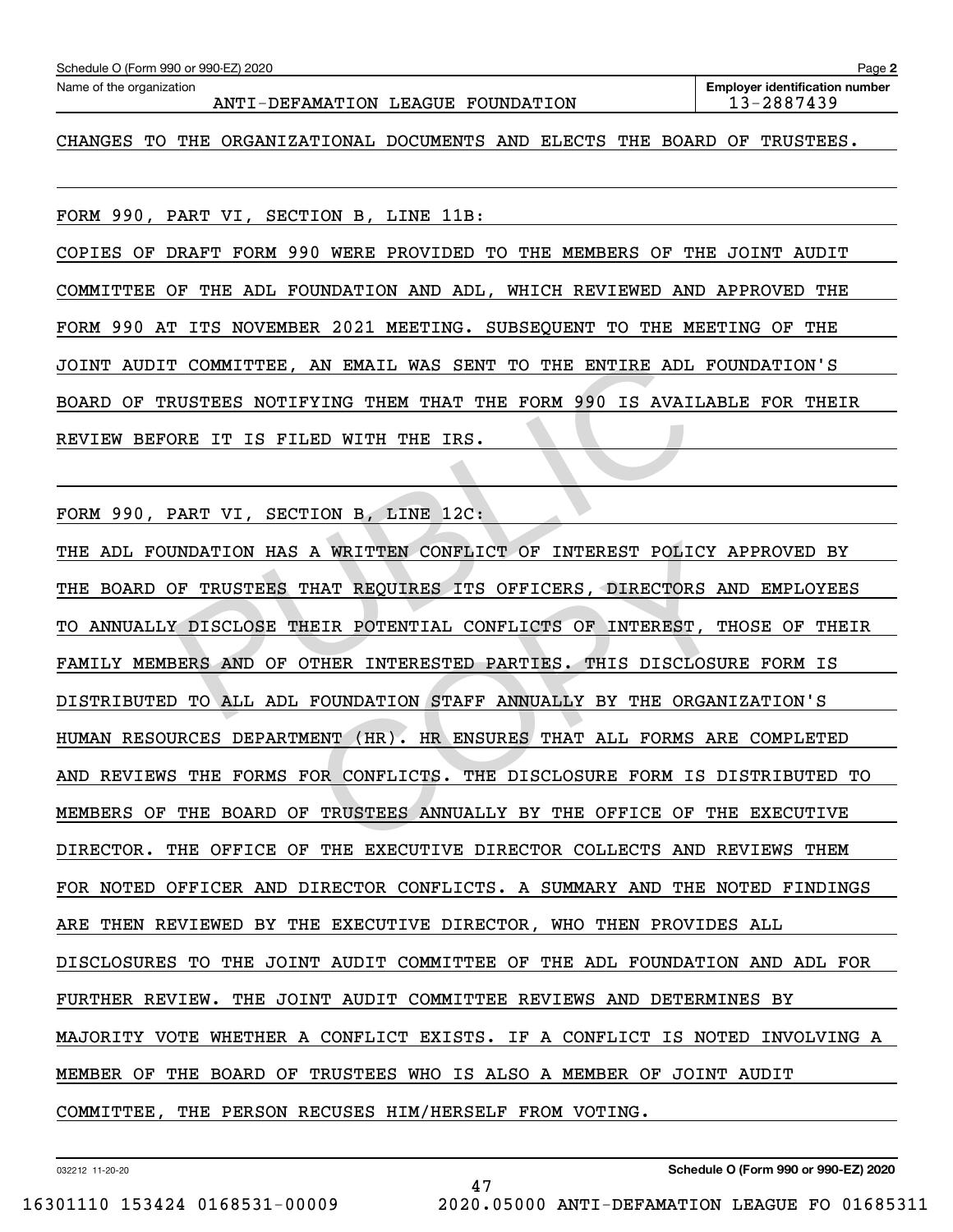Schedule O (Form 990 or 990-EZ) 2020

Name of the organization: ANTI-DEFAMATION LEAGUE FOUNDATION

Employer identification number: 13-2887439

CHANGES TO THE ORGANIZATIONAL DOCUMENTS AND ELECTS THE BOARD OF TRUSTEES.

FORM 990, PART VI, SECTION B, LINE 11B:

COPIES OF DRAFT FORM 990 WERE PROVIDED TO THE MEMBERS OF THE JOINT AUDIT COMMITTEE OF THE ADL FOUNDATION AND ADL, WHICH REVIEWED AND APPROVED THE FORM 990 AT ITS NOVEMBER 2021 MEETING. SUBSEQUENT TO THE MEETING OF THE JOINT AUDIT COMMITTEE, AN EMAIL WAS SENT TO THE ENTIRE ADL FOUNDATION'S BOARD OF TRUSTEES NOTIFYING THEM THAT THE FORM 990 IS AVAILABLE FOR THEIR REVIEW BEFORE IT IS FILED WITH THE IRS.

FORM 990, PART VI, SECTION B, LINE 12C:

THE ADL FOUNDATION HAS A WRITTEN CONFLICT OF INTEREST POLICY APPROVED BY THE BOARD OF TRUSTEES THAT REQUIRES ITS OFFICERS, DIRECTORS AND EMPLOYEES TO ANNUALLY DISCLOSE THEIR POTENTIAL CONFLICTS OF INTEREST, THOSE OF THEIR FAMILY MEMBERS AND OF OTHER INTERESTED PARTIES. THIS DISCLOSURE FORM IS DISTRIBUTED TO ALL ADL FOUNDATION STAFF ANNUALLY BY THE ORGANIZATION'S HUMAN RESOURCES DEPARTMENT (HR). HR ENSURES THAT ALL FORMS ARE COMPLETED AND REVIEWS THE FORMS FOR CONFLICTS. THE DISCLOSURE FORM IS DISTRIBUTED TO MEMBERS OF THE BOARD OF TRUSTEES ANNUALLY BY THE OFFICE OF THE EXECUTIVE DIRECTOR. THE OFFICE OF THE EXECUTIVE DIRECTOR COLLECTS AND REVIEWS THEM FOR NOTED OFFICER AND DIRECTOR CONFLICTS. A SUMMARY AND THE NOTED FINDINGS ARE THEN REVIEWED BY THE EXECUTIVE DIRECTOR, WHO THEN PROVIDES ALL DISCLOSURES TO THE JOINT AUDIT COMMITTEE OF THE ADL FOUNDATION AND ADL FOR FURTHER REVIEW. THE JOINT AUDIT COMMITTEE REVIEWS AND DETERMINES BY MAJORITY VOTE WHETHER A CONFLICT EXISTS. IF A CONFLICT IS NOTED INVOLVING A MEMBER OF THE BOARD OF TRUSTEES WHO IS ALSO A MEMBER OF JOINT AUDIT COMMITTEE, THE PERSON RECUSES HIM/HERSELF FROM VOTING.

032212 11-20-20

Schedule O (Form 990 or 990-EZ) 2020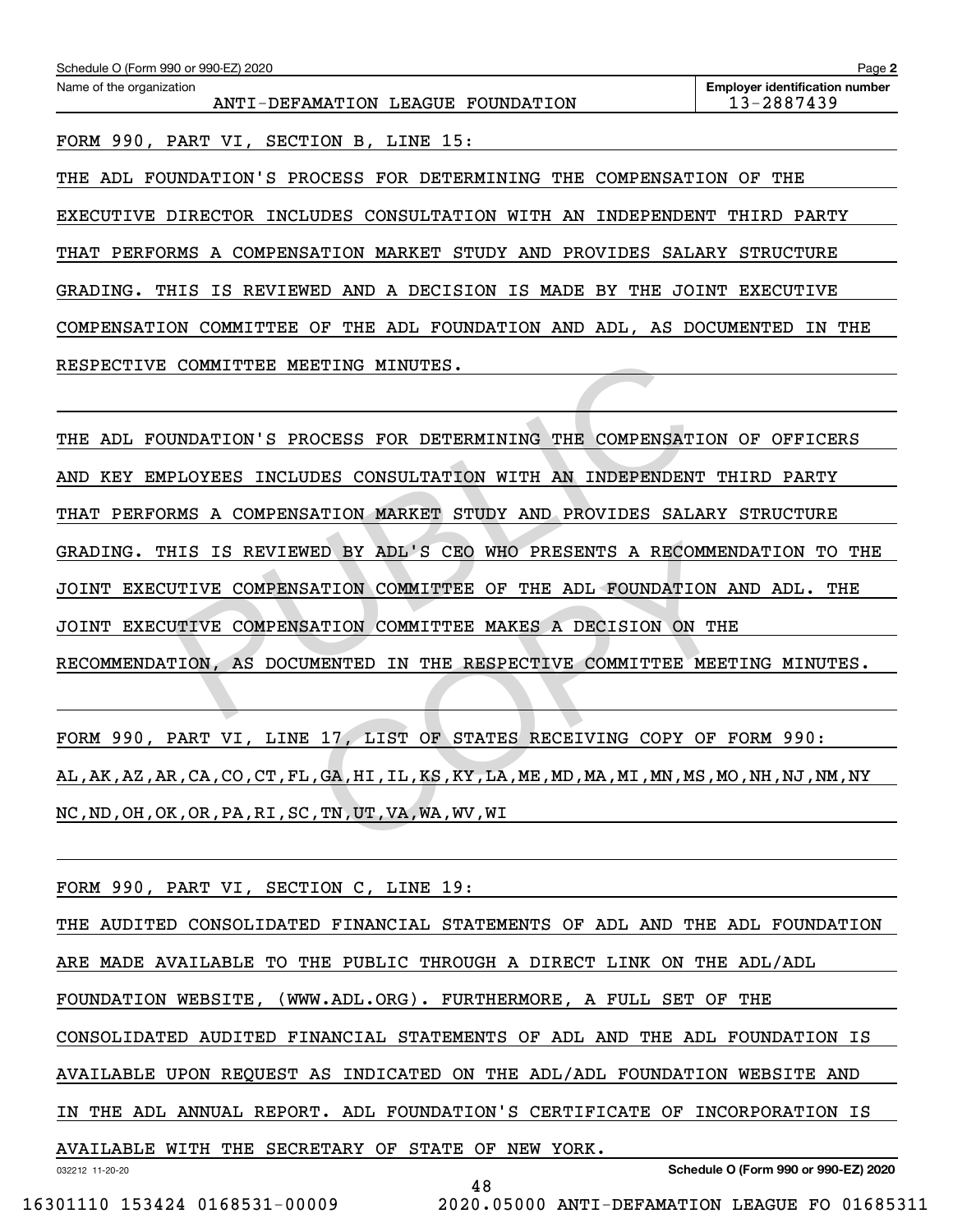Schedule O (Form 990 or 990-EZ) 2020

Name of the organization: ANTI-DEFAMATION LEAGUE FOUNDATION

Employer identification number: 13-2887439

FORM 990, PART VI, SECTION B, LINE 15:

THE ADL FOUNDATION'S PROCESS FOR DETERMINING THE COMPENSATION OF THE EXECUTIVE DIRECTOR INCLUDES CONSULTATION WITH AN INDEPENDENT THIRD PARTY THAT PERFORMS A COMPENSATION MARKET STUDY AND PROVIDES SALARY STRUCTURE GRADING. THIS IS REVIEWED AND A DECISION IS MADE BY THE JOINT EXECUTIVE COMPENSATION COMMITTEE OF THE ADL FOUNDATION AND ADL, AS DOCUMENTED IN THE RESPECTIVE COMMITTEE MEETING MINUTES.

THE ADL FOUNDATION'S PROCESS FOR DETERMINING THE COMPENSATION OF OFFICERS AND KEY EMPLOYEES INCLUDES CONSULTATION WITH AN INDEPENDENT THIRD PARTY THAT PERFORMS A COMPENSATION MARKET STUDY AND PROVIDES SALARY STRUCTURE GRADING. THIS IS REVIEWED BY ADL'S CEO WHO PRESENTS A RECOMMENDATION TO THE JOINT EXECUTIVE COMPENSATION COMMITTEE OF THE ADL FOUNDATION AND ADL. THE JOINT EXECUTIVE COMPENSATION COMMITTEE MAKES A DECISION ON THE RECOMMENDATION, AS DOCUMENTED IN THE RESPECTIVE COMMITTEE MEETING MINUTES.

FORM 990, PART VI, LINE 17, LIST OF STATES RECEIVING COPY OF FORM 990:

AL,AK,AZ,AR,CA,CO,CT,FL,GA,HI,IL,KS,KY,LA,ME,MD,MA,MI,MN,MS,MO,NH,NJ,NM,NY NC,ND,OH,OK,OR,PA,RI,SC,TN,UT,VA,WA,WV,WI

FORM 990, PART VI, SECTION C, LINE 19:

THE AUDITED CONSOLIDATED FINANCIAL STATEMENTS OF ADL AND THE ADL FOUNDATION ARE MADE AVAILABLE TO THE PUBLIC THROUGH A DIRECT LINK ON THE ADL/ADL FOUNDATION WEBSITE, (WWW.ADL.ORG). FURTHERMORE, A FULL SET OF THE CONSOLIDATED AUDITED FINANCIAL STATEMENTS OF ADL AND THE ADL FOUNDATION IS AVAILABLE UPON REQUEST AS INDICATED ON THE ADL/ADL FOUNDATION WEBSITE AND IN THE ADL ANNUAL REPORT. ADL FOUNDATION'S CERTIFICATE OF INCORPORATION IS AVAILABLE WITH THE SECRETARY OF STATE OF NEW YORK.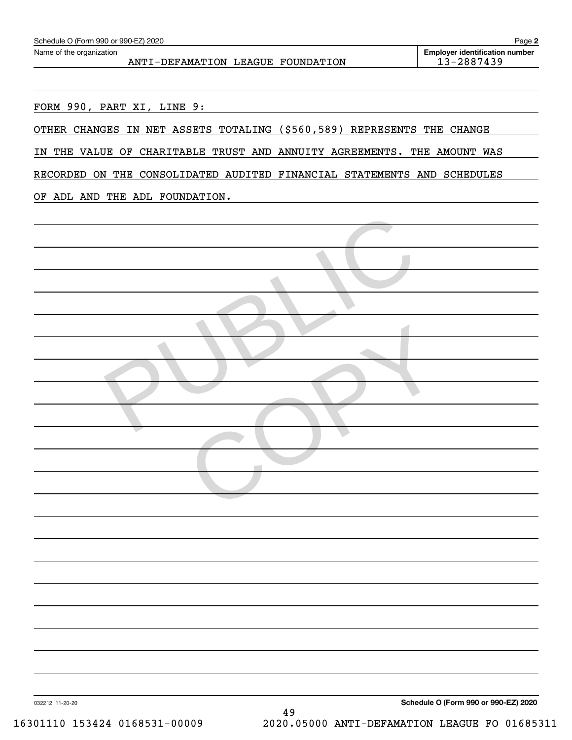Schedule O (Form 990 or 990-EZ) 2020 Page **2**

| Name of the organization | Employer identification number |
| --- | --- |
| ANTI-DEFAMATION LEAGUE FOUNDATION | 13-2887439 |

FORM 990, PART XI, LINE 9:

OTHER CHANGES IN NET ASSETS TOTALING ($560,589) REPRESENTS THE CHANGE IN THE VALUE OF CHARITABLE TRUST AND ANNUITY AGREEMENTS. THE AMOUNT WAS RECORDED ON THE CONSOLIDATED AUDITED FINANCIAL STATEMENTS AND SCHEDULES OF ADL AND THE ADL FOUNDATION.

032212 11-20-20 **Schedule O (Form 990 or 990-EZ) 2020**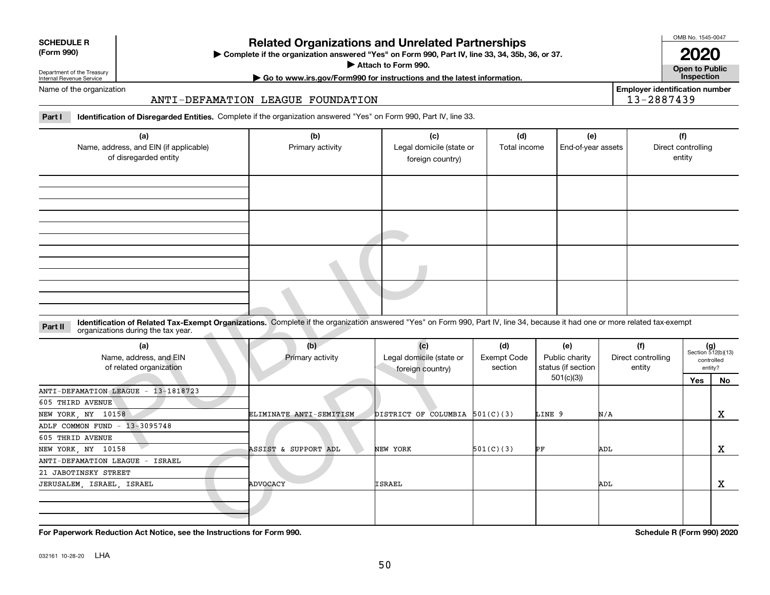**SCHEDULE R (Form 990)**

Department of the Treasury
Internal Revenue Service

# Related Organizations and Unrelated Partnerships

▶ Complete if the organization answered "Yes" on Form 990, Part IV, line 33, 34, 35b, 36, or 37.
▶ Attach to Form 990.
▶ Go to www.irs.gov/Form990 for instructions and the latest information.

OMB No. 1545-0047
**2020**
**Open to Public Inspection**

Name of the organization: ANTI-DEFAMATION LEAGUE FOUNDATION

Employer identification number: 13-2887439

**Part I** **Identification of Disregarded Entities.** Complete if the organization answered "Yes" on Form 990, Part IV, line 33.

| (a) Name, address, and EIN (if applicable) of disregarded entity | (b) Primary activity | (c) Legal domicile (state or foreign country) | (d) Total income | (e) End-of-year assets | (f) Direct controlling entity |
|---|---|---|---|---|---|
| | | | | | |
| | | | | | |
| | | | | | |
| | | | | | |

**Part II** **Identification of Related Tax-Exempt Organizations.** Complete if the organization answered "Yes" on Form 990, Part IV, line 34, because it had one or more related tax-exempt organizations during the tax year.

| (a) Name, address, and EIN of related organization | (b) Primary activity | (c) Legal domicile (state or foreign country) | (d) Exempt Code section | (e) Public charity status (if section 501(c)(3)) | (f) Direct controlling entity | (g) Section 512(b)(13) controlled entity? Yes | No |
|---|---|---|---|---|---|---|---|
| ANTI-DEFAMATION LEAGUE - 13-1818723<br>605 THIRD AVENUE<br>NEW YORK, NY 10158 | ELIMINATE ANTI-SEMITISM | DISTRICT OF COLUMBIA | 501(C)(3) | LINE 9 | N/A | | X |
| ADLF COMMON FUND - 13-3095748<br>605 THRID AVENUE<br>NEW YORK, NY 10158 | ASSIST & SUPPORT ADL | NEW YORK | 501(C)(3) | PF | ADL | | X |
| ANTI-DEFAMATION LEAGUE - ISRAEL<br>21 JABOTINSKY STREET<br>JERUSALEM, ISRAEL, ISRAEL | ADVOCACY | ISRAEL | | | ADL | | X |
| | | | | | | | |

**For Paperwork Reduction Act Notice, see the Instructions for Form 990.**

Schedule R (Form 990) 2020

032161 10-28-20 LHA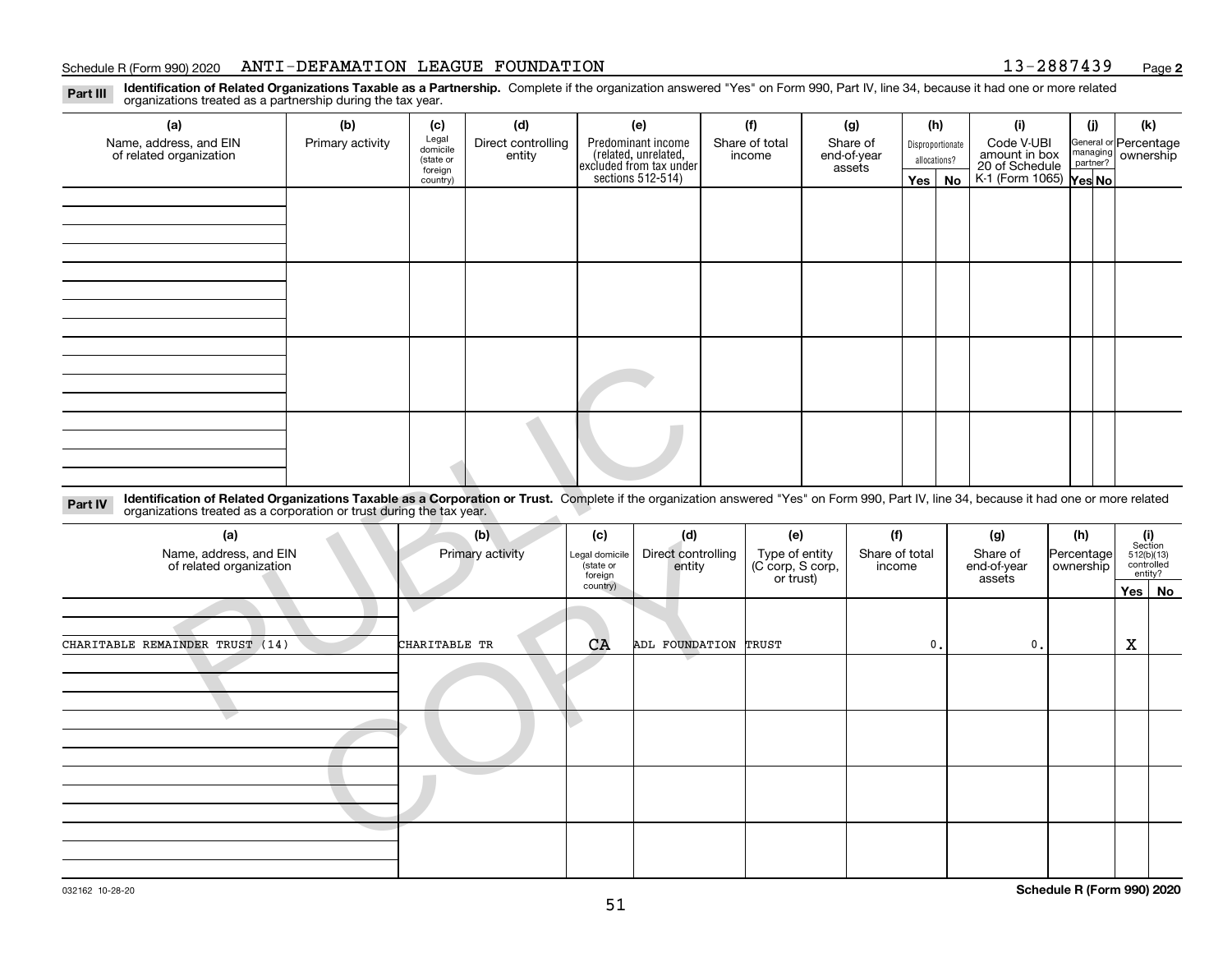Schedule R (Form 990) 2020 ANTI-DEFAMATION LEAGUE FOUNDATION 13-2887439 Page **2**

**Part III** **Identification of Related Organizations Taxable as a Partnership.** Complete if the organization answered "Yes" on Form 990, Part IV, line 34, because it had one or more related organizations treated as a partnership during the tax year.

| (a) Name, address, and EIN of related organization | (b) Primary activity | (c) Legal domicile (state or foreign country) | (d) Direct controlling entity | (e) Predominant income (related, unrelated, excluded from tax under sections 512-514) | (f) Share of total income | (g) Share of end-of-year assets | (h) Disproportionate allocations? Yes | (h) No | (i) Code V-UBI amount in box 20 of Schedule K-1 (Form 1065) | (j) General or managing partner? Yes | (j) No | (k) Percentage ownership |
|---|---|---|---|---|---|---|---|---|---|---|---|---|
| | | | | | | | | | | | | |
| | | | | | | | | | | | | |
| | | | | | | | | | | | | |
| | | | | | | | | | | | | |

**Part IV** **Identification of Related Organizations Taxable as a Corporation or Trust.** Complete if the organization answered "Yes" on Form 990, Part IV, line 34, because it had one or more related organizations treated as a corporation or trust during the tax year.

| (a) Name, address, and EIN of related organization | (b) Primary activity | (c) Legal domicile (state or foreign country) | (d) Direct controlling entity | (e) Type of entity (C corp, S corp, or trust) | (f) Share of total income | (g) Share of end-of-year assets | (h) Percentage ownership | (i) Section 512(b)(13) controlled entity? Yes | (i) No |
|---|---|---|---|---|---|---|---|---|---|
| CHARITABLE REMAINDER TRUST (14) | CHARITABLE TR | CA | ADL FOUNDATION | TRUST | 0. | 0. | | X | |
| | | | | | | | | | |
| | | | | | | | | | |
| | | | | | | | | | |
| | | | | | | | | | |

032162 10-28-20

**Schedule R (Form 990) 2020**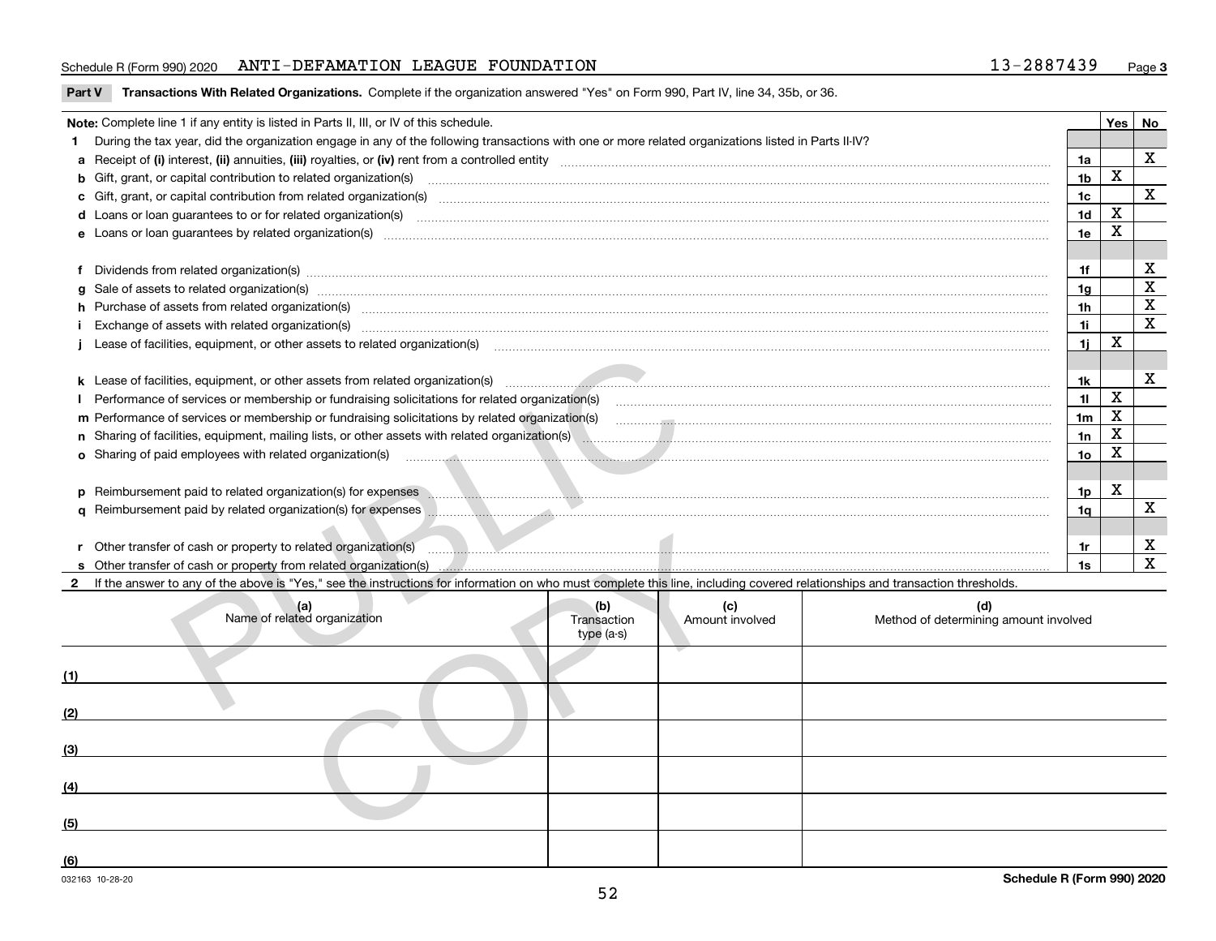Schedule R (Form 990) 2020 ANTI-DEFAMATION LEAGUE FOUNDATION 13-2887439

## Part V Transactions With Related Organizations.
Complete if the organization answered "Yes" on Form 990, Part IV, line 34, 35b, or 36.

| **Note:** Complete line 1 if any entity is listed in Parts II, III, or IV of this schedule. | | Yes | No |
|---|---|---|---|
| **1** During the tax year, did the organization engage in any of the following transactions with one or more related organizations listed in Parts II-IV? | | | |
| **a** Receipt of **(i)** interest, **(ii)** annuities, **(iii)** royalties, or **(iv)** rent from a controlled entity | 1a | | X |
| **b** Gift, grant, or capital contribution to related organization(s) | 1b | X | |
| **c** Gift, grant, or capital contribution from related organization(s) | 1c | | X |
| **d** Loans or loan guarantees to or for related organization(s) | 1d | X | |
| **e** Loans or loan guarantees by related organization(s) | 1e | X | |
| **f** Dividends from related organization(s) | 1f | | X |
| **g** Sale of assets to related organization(s) | 1g | | X |
| **h** Purchase of assets from related organization(s) | 1h | | X |
| **i** Exchange of assets with related organization(s) | 1i | | X |
| **j** Lease of facilities, equipment, or other assets to related organization(s) | 1j | X | |
| **k** Lease of facilities, equipment, or other assets from related organization(s) | 1k | | X |
| **l** Performance of services or membership or fundraising solicitations for related organization(s) | 1l | X | |
| **m** Performance of services or membership or fundraising solicitations by related organization(s) | 1m | X | |
| **n** Sharing of facilities, equipment, mailing lists, or other assets with related organization(s) | 1n | X | |
| **o** Sharing of paid employees with related organization(s) | 1o | X | |
| **p** Reimbursement paid to related organization(s) for expenses | 1p | X | |
| **q** Reimbursement paid by related organization(s) for expenses | 1q | | X |
| **r** Other transfer of cash or property to related organization(s) | 1r | | X |
| **s** Other transfer of cash or property from related organization(s) | 1s | | X |

**2** If the answer to any of the above is "Yes," see the instructions for information on who must complete this line, including covered relationships and transaction thresholds.

| | (a) Name of related organization | (b) Transaction type (a-s) | (c) Amount involved | (d) Method of determining amount involved |
|---|---|---|---|---|
| (1) | | | | |
| (2) | | | | |
| (3) | | | | |
| (4) | | | | |
| (5) | | | | |
| (6) | | | | |

032163 10-28-20

Schedule R (Form 990) 2020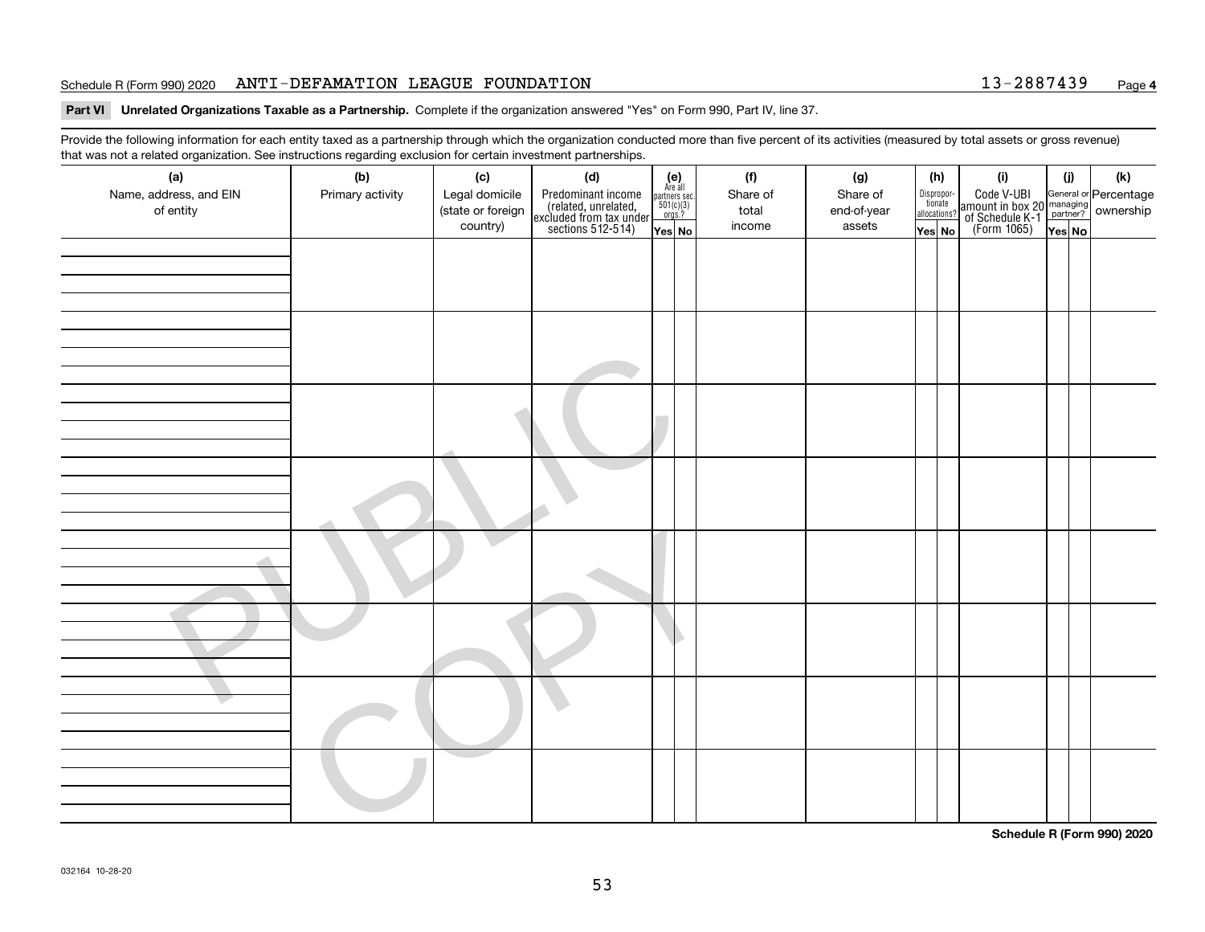Schedule R (Form 990) 2020 ANTI-DEFAMATION LEAGUE FOUNDATION 13-2887439

**Part VI Unrelated Organizations Taxable as a Partnership.** Complete if the organization answered "Yes" on Form 990, Part IV, line 37.

Provide the following information for each entity taxed as a partnership through which the organization conducted more than five percent of its activities (measured by total assets or gross revenue) that was not a related organization. See instructions regarding exclusion for certain investment partnerships.

| (a) Name, address, and EIN of entity | (b) Primary activity | (c) Legal domicile (state or foreign country) | (d) Predominant income (related, unrelated, excluded from tax under sections 512-514) | (e) Are all partners sec. 501(c)(3) orgs.? | | (f) Share of total income | (g) Share of end-of-year assets | (h) Disproportionate allocations? | | (i) Code V-UBI amount in box 20 of Schedule K-1 (Form 1065) | (j) General or managing partner? | | (k) Percentage ownership |
|---|---|---|---|---|---|---|---|---|---|---|---|---|---|
| | | | | Yes | No | | | Yes | No | | Yes | No | |
| | | | | | | | | | | | | | |
| | | | | | | | | | | | | | |
| | | | | | | | | | | | | | |
| | | | | | | | | | | | | | |
| | | | | | | | | | | | | | |
| | | | | | | | | | | | | | |
| | | | | | | | | | | | | | |
| | | | | | | | | | | | | | |

**Schedule R (Form 990) 2020**

032164 10-28-20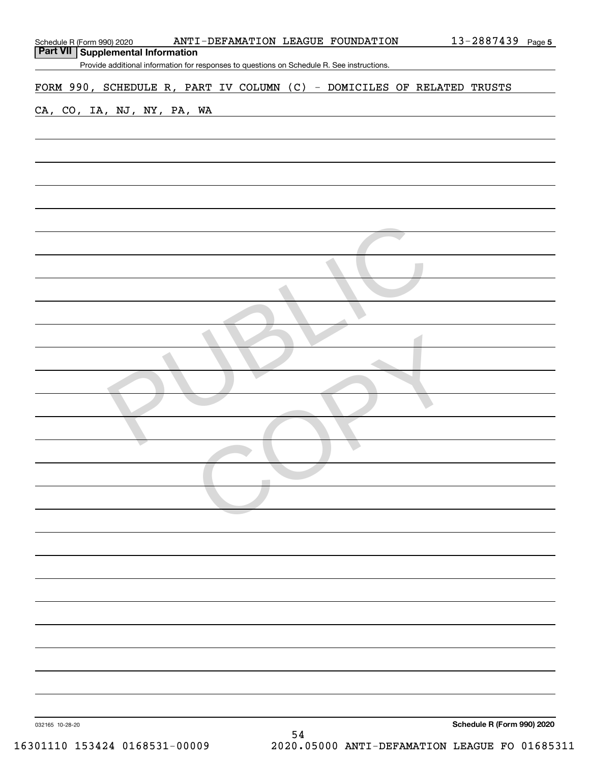Schedule R (Form 990) 2020 ANTI-DEFAMATION LEAGUE FOUNDATION 13-2887439

## Part VII Supplemental Information

Provide additional information for responses to questions on Schedule R. See instructions.

FORM 990, SCHEDULE R, PART IV COLUMN (C) - DOMICILES OF RELATED TRUSTS

CA, CO, IA, NJ, NY, PA, WA

032165 10-28-20

**Schedule R (Form 990) 2020**

16301110 153424 0168531-00009 2020.05000 ANTI-DEFAMATION LEAGUE FO 01685311